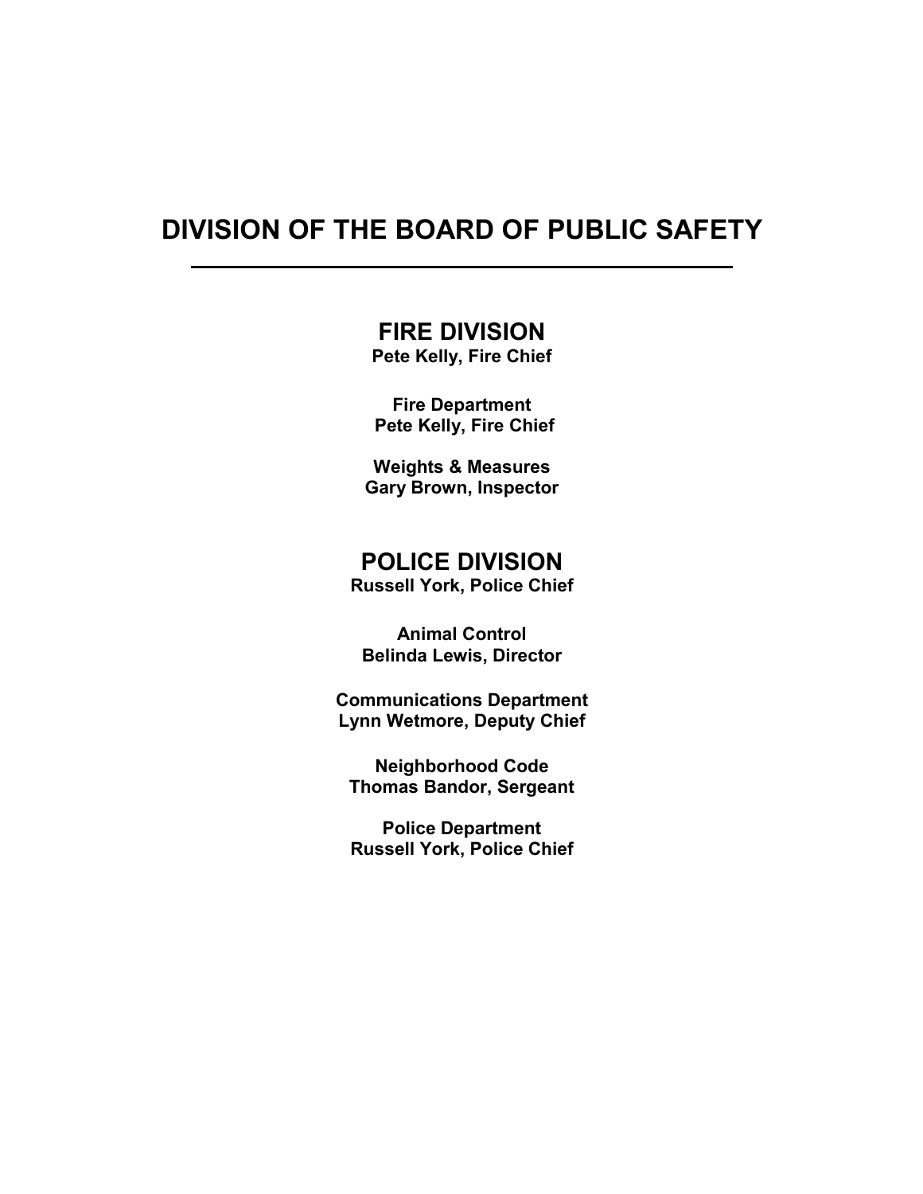# DIVISION OF THE BOARD OF PUBLIC SAFETY

## FIRE DIVISION

**Pete Kelly, Fire Chief**

**Fire Department**
**Pete Kelly, Fire Chief**

**Weights & Measures**
**Gary Brown, Inspector**

## POLICE DIVISION

**Russell York, Police Chief**

**Animal Control**
**Belinda Lewis, Director**

**Communications Department**
**Lynn Wetmore, Deputy Chief**

**Neighborhood Code**
**Thomas Bandor, Sergeant**

**Police Department**
**Russell York, Police Chief**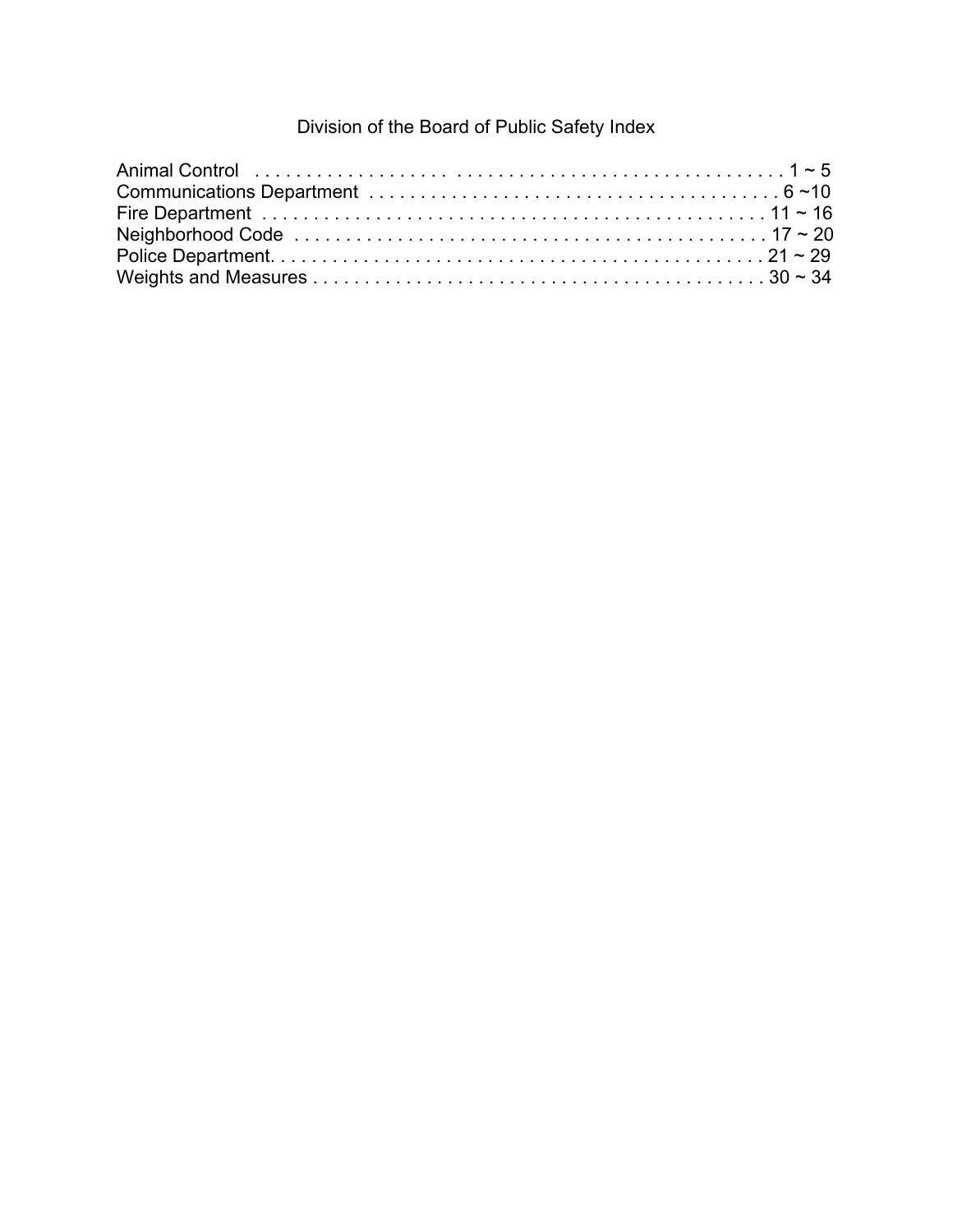# Division of the Board of Public Safety Index

Animal Control . . . . . . . . . . . . . . . . . . . . . . . . . . . . . . . . . . . . . . . . . . . . . . . . . . . . 1 ~ 5
Communications Department . . . . . . . . . . . . . . . . . . . . . . . . . . . . . . . . . . . . . . . 6 ~10
Fire Department . . . . . . . . . . . . . . . . . . . . . . . . . . . . . . . . . . . . . . . . . . . . . . . . 11 ~ 16
Neighborhood Code . . . . . . . . . . . . . . . . . . . . . . . . . . . . . . . . . . . . . . . . . . . . . 17 ~ 20
Police Department. . . . . . . . . . . . . . . . . . . . . . . . . . . . . . . . . . . . . . . . . . . . . . . 21 ~ 29
Weights and Measures . . . . . . . . . . . . . . . . . . . . . . . . . . . . . . . . . . . . . . . . . . 30 ~ 34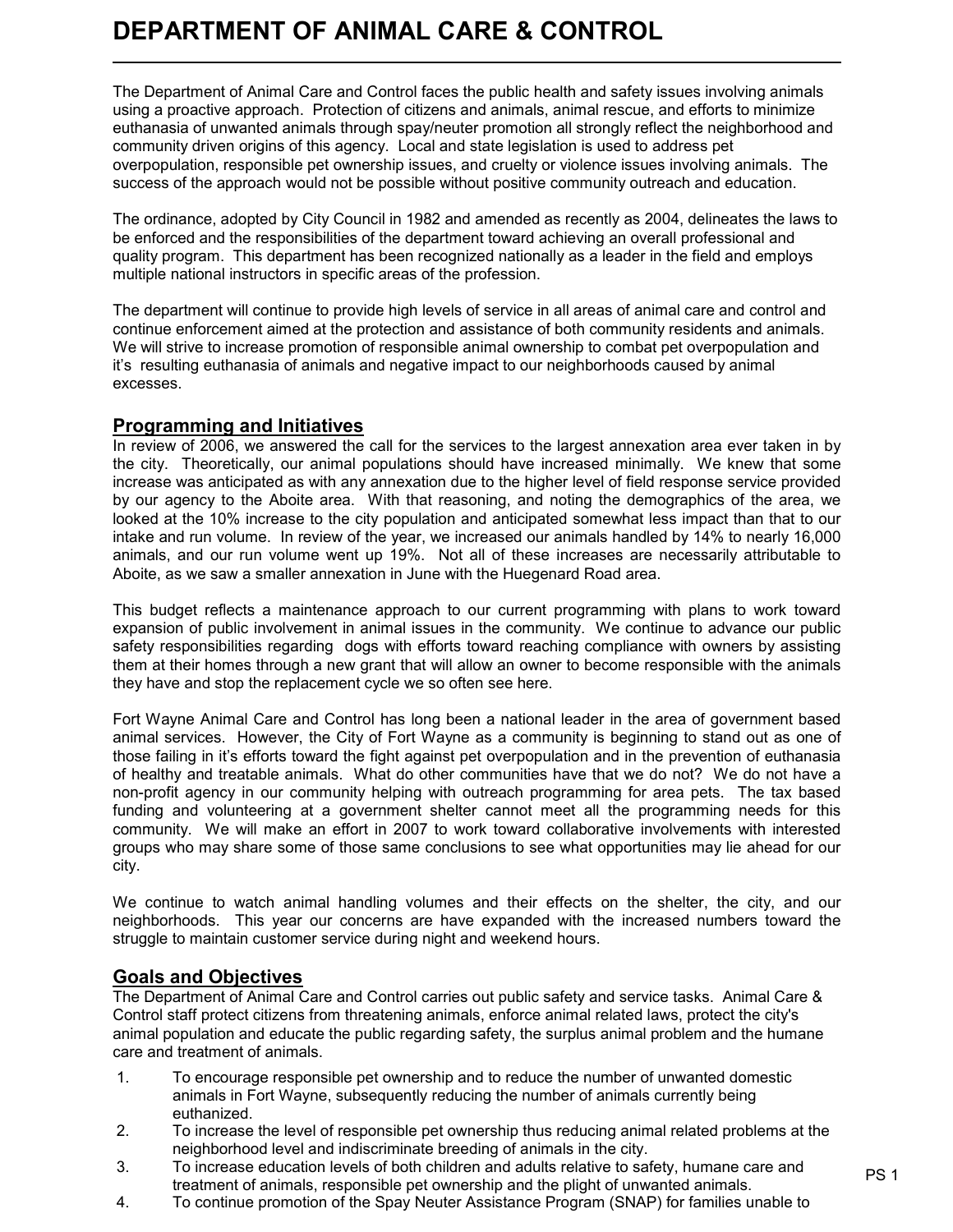# DEPARTMENT OF ANIMAL CARE & CONTROL

The Department of Animal Care and Control faces the public health and safety issues involving animals using a proactive approach. Protection of citizens and animals, animal rescue, and efforts to minimize euthanasia of unwanted animals through spay/neuter promotion all strongly reflect the neighborhood and community driven origins of this agency. Local and state legislation is used to address pet overpopulation, responsible pet ownership issues, and cruelty or violence issues involving animals. The success of the approach would not be possible without positive community outreach and education.

The ordinance, adopted by City Council in 1982 and amended as recently as 2004, delineates the laws to be enforced and the responsibilities of the department toward achieving an overall professional and quality program. This department has been recognized nationally as a leader in the field and employs multiple national instructors in specific areas of the profession.

The department will continue to provide high levels of service in all areas of animal care and control and continue enforcement aimed at the protection and assistance of both community residents and animals. We will strive to increase promotion of responsible animal ownership to combat pet overpopulation and it's resulting euthanasia of animals and negative impact to our neighborhoods caused by animal excesses.

## Programming and Initiatives

In review of 2006, we answered the call for the services to the largest annexation area ever taken in by the city. Theoretically, our animal populations should have increased minimally. We knew that some increase was anticipated as with any annexation due to the higher level of field response service provided by our agency to the Aboite area. With that reasoning, and noting the demographics of the area, we looked at the 10% increase to the city population and anticipated somewhat less impact than that to our intake and run volume. In review of the year, we increased our animals handled by 14% to nearly 16,000 animals, and our run volume went up 19%. Not all of these increases are necessarily attributable to Aboite, as we saw a smaller annexation in June with the Huegenard Road area.

This budget reflects a maintenance approach to our current programming with plans to work toward expansion of public involvement in animal issues in the community. We continue to advance our public safety responsibilities regarding dogs with efforts toward reaching compliance with owners by assisting them at their homes through a new grant that will allow an owner to become responsible with the animals they have and stop the replacement cycle we so often see here.

Fort Wayne Animal Care and Control has long been a national leader in the area of government based animal services. However, the City of Fort Wayne as a community is beginning to stand out as one of those failing in it's efforts toward the fight against pet overpopulation and in the prevention of euthanasia of healthy and treatable animals. What do other communities have that we do not? We do not have a non-profit agency in our community helping with outreach programming for area pets. The tax based funding and volunteering at a government shelter cannot meet all the programming needs for this community. We will make an effort in 2007 to work toward collaborative involvements with interested groups who may share some of those same conclusions to see what opportunities may lie ahead for our city.

We continue to watch animal handling volumes and their effects on the shelter, the city, and our neighborhoods. This year our concerns are have expanded with the increased numbers toward the struggle to maintain customer service during night and weekend hours.

## Goals and Objectives

The Department of Animal Care and Control carries out public safety and service tasks. Animal Care & Control staff protect citizens from threatening animals, enforce animal related laws, protect the city's animal population and educate the public regarding safety, the surplus animal problem and the humane care and treatment of animals.

1. To encourage responsible pet ownership and to reduce the number of unwanted domestic animals in Fort Wayne, subsequently reducing the number of animals currently being euthanized.
2. To increase the level of responsible pet ownership thus reducing animal related problems at the neighborhood level and indiscriminate breeding of animals in the city.
3. To increase education levels of both children and adults relative to safety, humane care and treatment of animals, responsible pet ownership and the plight of unwanted animals.
4. To continue promotion of the Spay Neuter Assistance Program (SNAP) for families unable to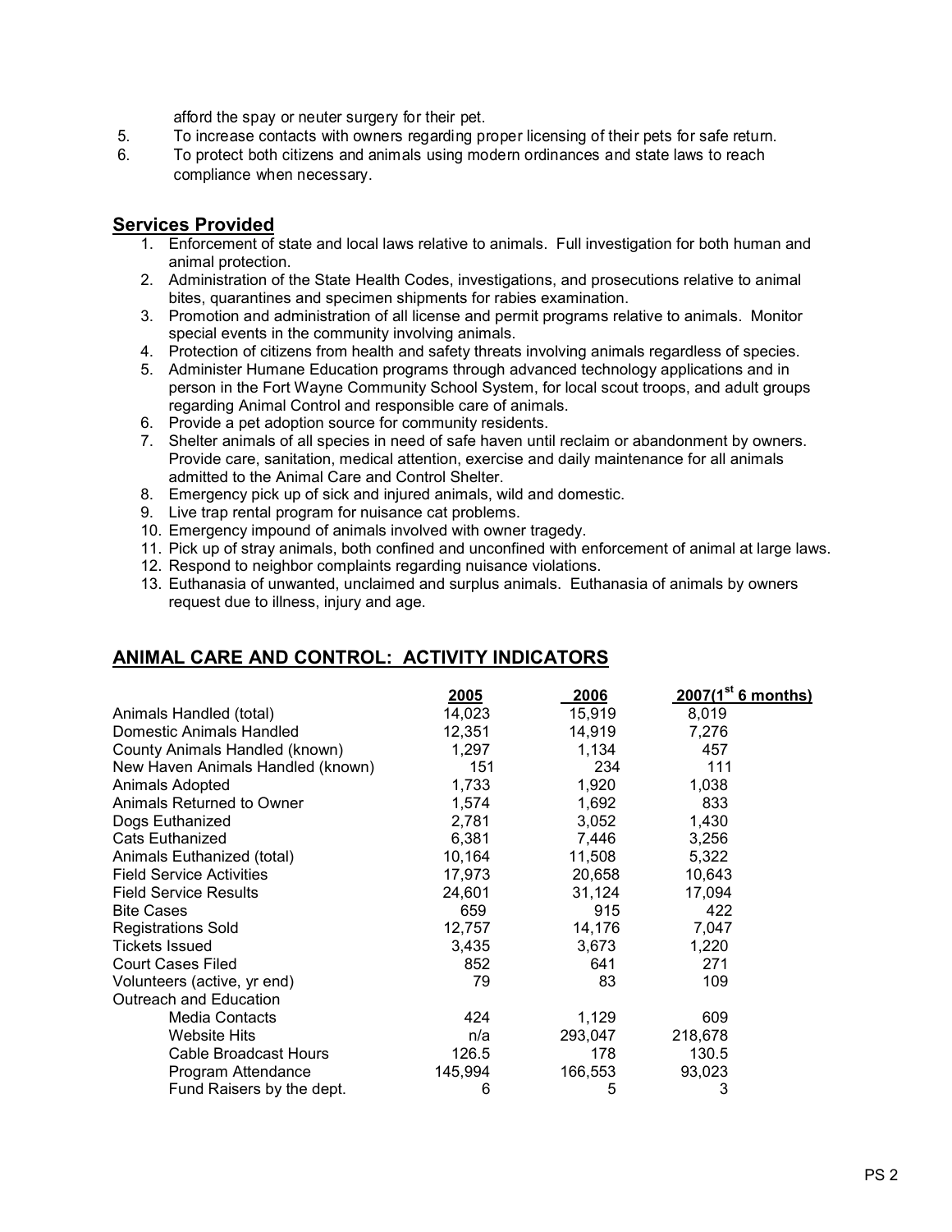afford the spay or neuter surgery for their pet.

5. To increase contacts with owners regarding proper licensing of their pets for safe return.
6. To protect both citizens and animals using modern ordinances and state laws to reach compliance when necessary.

## Services Provided

1. Enforcement of state and local laws relative to animals. Full investigation for both human and animal protection.
2. Administration of the State Health Codes, investigations, and prosecutions relative to animal bites, quarantines and specimen shipments for rabies examination.
3. Promotion and administration of all license and permit programs relative to animals. Monitor special events in the community involving animals.
4. Protection of citizens from health and safety threats involving animals regardless of species.
5. Administer Humane Education programs through advanced technology applications and in person in the Fort Wayne Community School System, for local scout troops, and adult groups regarding Animal Control and responsible care of animals.
6. Provide a pet adoption source for community residents.
7. Shelter animals of all species in need of safe haven until reclaim or abandonment by owners. Provide care, sanitation, medical attention, exercise and daily maintenance for all animals admitted to the Animal Care and Control Shelter.
8. Emergency pick up of sick and injured animals, wild and domestic.
9. Live trap rental program for nuisance cat problems.
10. Emergency impound of animals involved with owner tragedy.
11. Pick up of stray animals, both confined and unconfined with enforcement of animal at large laws.
12. Respond to neighbor complaints regarding nuisance violations.
13. Euthanasia of unwanted, unclaimed and surplus animals. Euthanasia of animals by owners request due to illness, injury and age.

## ANIMAL CARE AND CONTROL: ACTIVITY INDICATORS

| | 2005 | 2006 | 2007(1st 6 months) |
|---|---|---|---|
| Animals Handled (total) | 14,023 | 15,919 | 8,019 |
| Domestic Animals Handled | 12,351 | 14,919 | 7,276 |
| County Animals Handled (known) | 1,297 | 1,134 | 457 |
| New Haven Animals Handled (known) | 151 | 234 | 111 |
| Animals Adopted | 1,733 | 1,920 | 1,038 |
| Animals Returned to Owner | 1,574 | 1,692 | 833 |
| Dogs Euthanized | 2,781 | 3,052 | 1,430 |
| Cats Euthanized | 6,381 | 7,446 | 3,256 |
| Animals Euthanized (total) | 10,164 | 11,508 | 5,322 |
| Field Service Activities | 17,973 | 20,658 | 10,643 |
| Field Service Results | 24,601 | 31,124 | 17,094 |
| Bite Cases | 659 | 915 | 422 |
| Registrations Sold | 12,757 | 14,176 | 7,047 |
| Tickets Issued | 3,435 | 3,673 | 1,220 |
| Court Cases Filed | 852 | 641 | 271 |
| Volunteers (active, yr end) | 79 | 83 | 109 |
| Outreach and Education | | | |
| Media Contacts | 424 | 1,129 | 609 |
| Website Hits | n/a | 293,047 | 218,678 |
| Cable Broadcast Hours | 126.5 | 178 | 130.5 |
| Program Attendance | 145,994 | 166,553 | 93,023 |
| Fund Raisers by the dept. | 6 | 5 | 3 |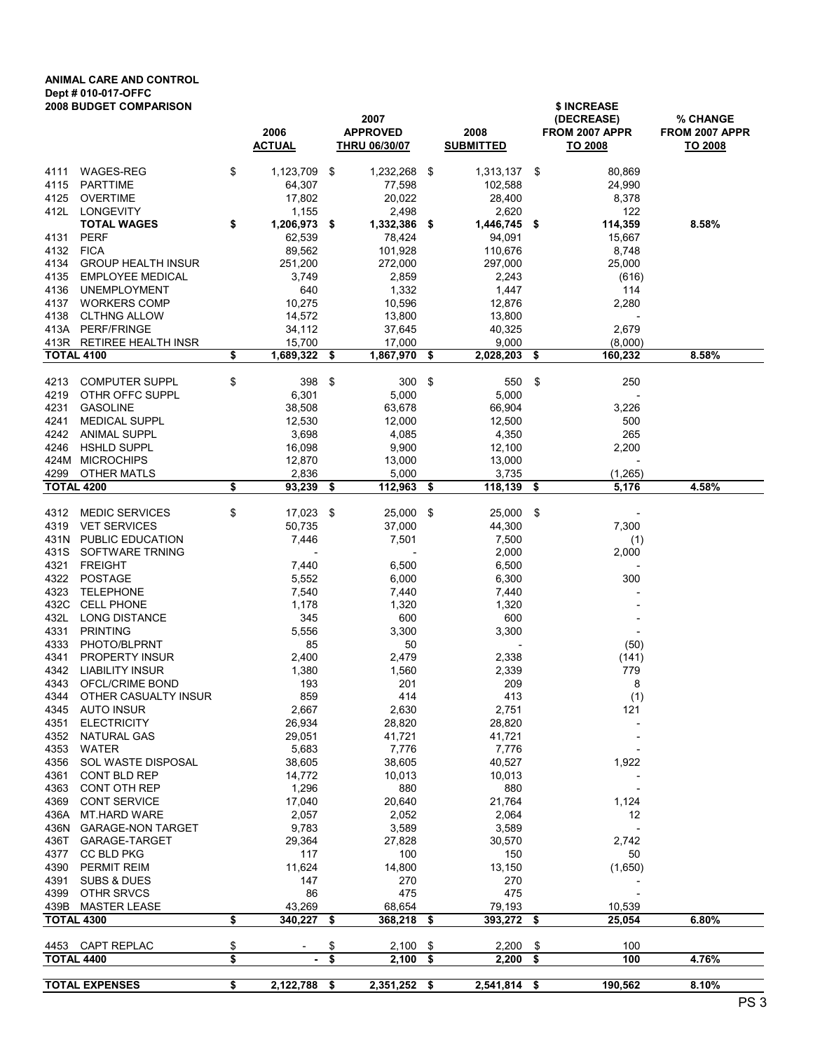**ANIMAL CARE AND CONTROL**
**Dept # 010-017-OFFC**
**2008 BUDGET COMPARISON**

| | | 2006 ACTUAL | 2007 APPROVED THRU 06/30/07 | 2008 SUBMITTED | $ INCREASE (DECREASE) FROM 2007 APPR TO 2008 | % CHANGE FROM 2007 APPR TO 2008 |
|---|---|---|---|---|---|---|
| 4111 | WAGES-REG | $ 1,123,709 | $ 1,232,268 | $ 1,313,137 | $ 80,869 | |
| 4115 | PARTTIME | 64,307 | 77,598 | 102,588 | 24,990 | |
| 4125 | OVERTIME | 17,802 | 20,022 | 28,400 | 8,378 | |
| 412L | LONGEVITY | 1,155 | 2,498 | 2,620 | 122 | |
| | **TOTAL WAGES** | **$ 1,206,973** | **$ 1,332,386** | **$ 1,446,745** | **$ 114,359** | **8.58%** |
| 4131 | PERF | 62,539 | 78,424 | 94,091 | 15,667 | |
| 4132 | FICA | 89,562 | 101,928 | 110,676 | 8,748 | |
| 4134 | GROUP HEALTH INSUR | 251,200 | 272,000 | 297,000 | 25,000 | |
| 4135 | EMPLOYEE MEDICAL | 3,749 | 2,859 | 2,243 | (616) | |
| 4136 | UNEMPLOYMENT | 640 | 1,332 | 1,447 | 114 | |
| 4137 | WORKERS COMP | 10,275 | 10,596 | 12,876 | 2,280 | |
| 4138 | CLTHNG ALLOW | 14,572 | 13,800 | 13,800 | - | |
| 413A | PERF/FRINGE | 34,112 | 37,645 | 40,325 | 2,679 | |
| 413R | RETIREE HEALTH INSR | 15,700 | 17,000 | 9,000 | (8,000) | |
| **TOTAL 4100** | | **$ 1,689,322** | **$ 1,867,970** | **$ 2,028,203** | **$ 160,232** | **8.58%** |
| 4213 | COMPUTER SUPPL | $ 398 | $ 300 | $ 550 | $ 250 | |
| 4219 | OTHR OFFC SUPPL | 6,301 | 5,000 | 5,000 | - | |
| 4231 | GASOLINE | 38,508 | 63,678 | 66,904 | 3,226 | |
| 4241 | MEDICAL SUPPL | 12,530 | 12,000 | 12,500 | 500 | |
| 4242 | ANIMAL SUPPL | 3,698 | 4,085 | 4,350 | 265 | |
| 4246 | HSHLD SUPPL | 16,098 | 9,900 | 12,100 | 2,200 | |
| 424M | MICROCHIPS | 12,870 | 13,000 | 13,000 | - | |
| 4299 | OTHER MATLS | 2,836 | 5,000 | 3,735 | (1,265) | |
| **TOTAL 4200** | | **$ 93,239** | **$ 112,963** | **$ 118,139** | **$ 5,176** | **4.58%** |
| 4312 | MEDIC SERVICES | $ 17,023 | $ 25,000 | $ 25,000 | $ - | |
| 4319 | VET SERVICES | 50,735 | 37,000 | 44,300 | 7,300 | |
| 431N | PUBLIC EDUCATION | 7,446 | 7,501 | 7,500 | (1) | |
| 431S | SOFTWARE TRNING | - | - | 2,000 | 2,000 | |
| 4321 | FREIGHT | 7,440 | 6,500 | 6,500 | - | |
| 4322 | POSTAGE | 5,552 | 6,000 | 6,300 | 300 | |
| 4323 | TELEPHONE | 7,540 | 7,440 | 7,440 | - | |
| 432C | CELL PHONE | 1,178 | 1,320 | 1,320 | - | |
| 432L | LONG DISTANCE | 345 | 600 | 600 | - | |
| 4331 | PRINTING | 5,556 | 3,300 | 3,300 | - | |
| 4333 | PHOTO/BLPRNT | 85 | 50 | - | (50) | |
| 4341 | PROPERTY INSUR | 2,400 | 2,479 | 2,338 | (141) | |
| 4342 | LIABILITY INSUR | 1,380 | 1,560 | 2,339 | 779 | |
| 4343 | OFCL/CRIME BOND | 193 | 201 | 209 | 8 | |
| 4344 | OTHER CASUALTY INSUR | 859 | 414 | 413 | (1) | |
| 4345 | AUTO INSUR | 2,667 | 2,630 | 2,751 | 121 | |
| 4351 | ELECTRICITY | 26,934 | 28,820 | 28,820 | - | |
| 4352 | NATURAL GAS | 29,051 | 41,721 | 41,721 | - | |
| 4353 | WATER | 5,683 | 7,776 | 7,776 | - | |
| 4356 | SOL WASTE DISPOSAL | 38,605 | 38,605 | 40,527 | 1,922 | |
| 4361 | CONT BLD REP | 14,772 | 10,013 | 10,013 | - | |
| 4363 | CONT OTH REP | 1,296 | 880 | 880 | - | |
| 4369 | CONT SERVICE | 17,040 | 20,640 | 21,764 | 1,124 | |
| 436A | MT.HARD WARE | 2,057 | 2,052 | 2,064 | 12 | |
| 436N | GARAGE-NON TARGET | 9,783 | 3,589 | 3,589 | - | |
| 436T | GARAGE-TARGET | 29,364 | 27,828 | 30,570 | 2,742 | |
| 4377 | CC BLD PKG | 117 | 100 | 150 | 50 | |
| 4390 | PERMIT REIM | 11,624 | 14,800 | 13,150 | (1,650) | |
| 4391 | SUBS & DUES | 147 | 270 | 270 | - | |
| 4399 | OTHR SRVCS | 86 | 475 | 475 | - | |
| 439B | MASTER LEASE | 43,269 | 68,654 | 79,193 | 10,539 | |
| **TOTAL 4300** | | **$ 340,227** | **$ 368,218** | **$ 393,272** | **$ 25,054** | **6.80%** |
| 4453 | CAPT REPLAC | $ - | $ 2,100 | $ 2,200 | $ 100 | |
| **TOTAL 4400** | | **$ -** | **$ 2,100** | **$ 2,200** | **$ 100** | **4.76%** |
| **TOTAL EXPENSES** | | **$ 2,122,788** | **$ 2,351,252** | **$ 2,541,814** | **$ 190,562** | **8.10%** |

PS 3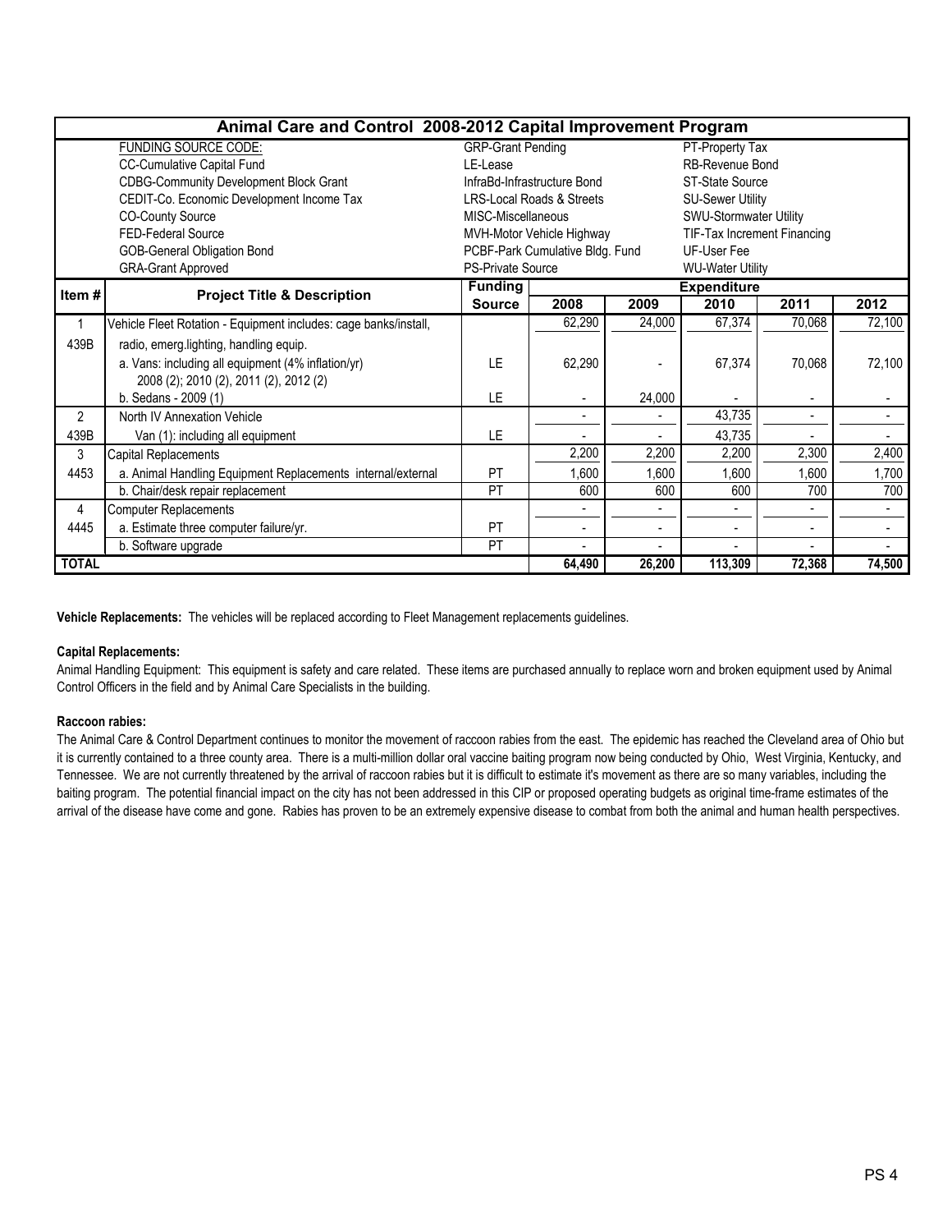## Animal Care and Control 2008-2012 Capital Improvement Program

| FUNDING SOURCE CODE: | | |
|---|---|---|
| CC-Cumulative Capital Fund | GRP-Grant Pending | PT-Property Tax |
| CDBG-Community Development Block Grant | LE-Lease | RB-Revenue Bond |
| CEDIT-Co. Economic Development Income Tax | InfraBd-Infrastructure Bond | ST-State Source |
| CO-County Source | LRS-Local Roads & Streets | SU-Sewer Utility |
| FED-Federal Source | MISC-Miscellaneous | SWU-Stormwater Utility |
| GOB-General Obligation Bond | MVH-Motor Vehicle Highway | TIF-Tax Increment Financing |
| GRA-Grant Approved | PCBF-Park Cumulative Bldg. Fund | UF-User Fee |
| | PS-Private Source | WU-Water Utility |

| Item # | Project Title & Description | Funding Source | Expenditure 2008 | 2009 | 2010 | 2011 | 2012 |
|---|---|---|---|---|---|---|---|
| 1 | Vehicle Fleet Rotation - Equipment includes: cage banks/install, | | 62,290 | 24,000 | 67,374 | 70,068 | 72,100 |
| 439B | radio, emerg.lighting, handling equip. | | | | | | |
| | a. Vans: including all equipment (4% inflation/yr) 2008 (2); 2010 (2), 2011 (2), 2012 (2) | LE | 62,290 | - | 67,374 | 70,068 | 72,100 |
| | b. Sedans - 2009 (1) | LE | - | 24,000 | - | - | - |
| 2 | North IV Annexation Vehicle | | - | - | 43,735 | - | - |
| 439B | Van (1): including all equipment | LE | - | - | 43,735 | - | - |
| 3 | Capital Replacements | | 2,200 | 2,200 | 2,200 | 2,300 | 2,400 |
| 4453 | a. Animal Handling Equipment Replacements internal/external | PT | 1,600 | 1,600 | 1,600 | 1,600 | 1,700 |
| | b. Chair/desk repair replacement | PT | 600 | 600 | 600 | 700 | 700 |
| 4 | Computer Replacements | | - | - | - | - | - |
| 4445 | a. Estimate three computer failure/yr. | PT | - | - | - | - | - |
| | b. Software upgrade | PT | - | - | - | - | - |
| **TOTAL** | | | **64,490** | **26,200** | **113,309** | **72,368** | **74,500** |

**Vehicle Replacements:** The vehicles will be replaced according to Fleet Management replacements guidelines.

**Capital Replacements:**

Animal Handling Equipment: This equipment is safety and care related. These items are purchased annually to replace worn and broken equipment used by Animal Control Officers in the field and by Animal Care Specialists in the building.

**Raccoon rabies:**

The Animal Care & Control Department continues to monitor the movement of raccoon rabies from the east. The epidemic has reached the Cleveland area of Ohio but it is currently contained to a three county area. There is a multi-million dollar oral vaccine baiting program now being conducted by Ohio, West Virginia, Kentucky, and Tennessee. We are not currently threatened by the arrival of raccoon rabies but it is difficult to estimate it's movement as there are so many variables, including the baiting program. The potential financial impact on the city has not been addressed in this CIP or proposed operating budgets as original time-frame estimates of the arrival of the disease have come and gone. Rabies has proven to be an extremely expensive disease to combat from both the animal and human health perspectives.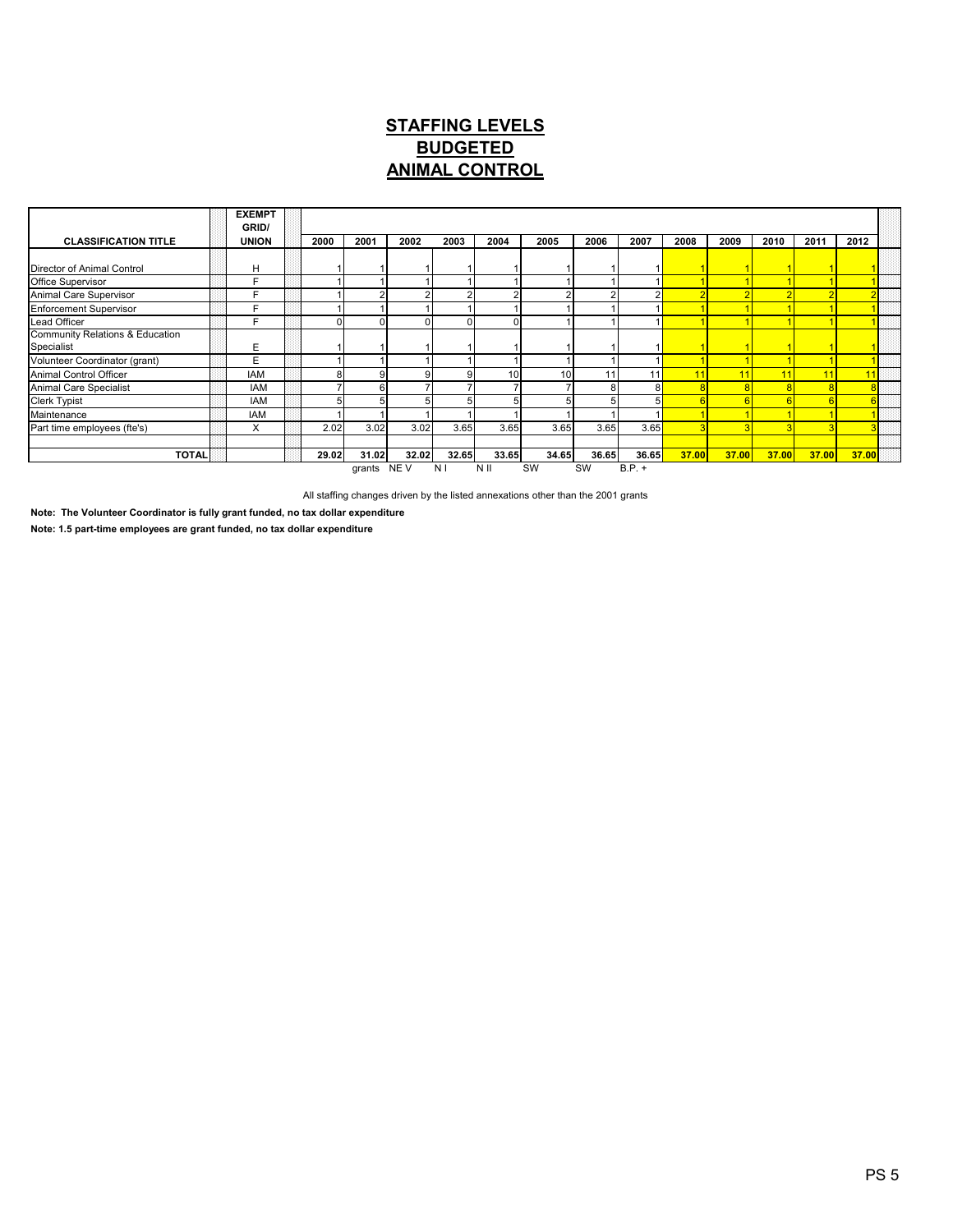# STAFFING LEVELS
# BUDGETED
# ANIMAL CONTROL

| CLASSIFICATION TITLE | EXEMPT GRID/ UNION | 2000 | 2001 | 2002 | 2003 | 2004 | 2005 | 2006 | 2007 | 2008 | 2009 | 2010 | 2011 | 2012 |
|---|---|---|---|---|---|---|---|---|---|---|---|---|---|---|
| Director of Animal Control | H | 1 | 1 | 1 | 1 | 1 | 1 | 1 | 1 | 1 | 1 | 1 | 1 | 1 |
| Office Supervisor | F | 1 | 1 | 1 | 1 | 1 | 1 | 1 | 1 | 1 | 1 | 1 | 1 | 1 |
| Animal Care Supervisor | F | 1 | 2 | 2 | 2 | 2 | 2 | 2 | 2 | 2 | 2 | 2 | 2 | 2 |
| Enforcement Supervisor | F | 1 | 1 | 1 | 1 | 1 | 1 | 1 | 1 | 1 | 1 | 1 | 1 | 1 |
| Lead Officer | F | 0 | 0 | 0 | 0 | 0 | 1 | 1 | 1 | 1 | 1 | 1 | 1 | 1 |
| Community Relations & Education Specialist | E | 1 | 1 | 1 | 1 | 1 | 1 | 1 | 1 | 1 | 1 | 1 | 1 | 1 |
| Volunteer Coordinator (grant) | E | 1 | 1 | 1 | 1 | 1 | 1 | 1 | 1 | 1 | 1 | 1 | 1 | 1 |
| Animal Control Officer | IAM | 8 | 9 | 9 | 9 | 10 | 10 | 11 | 11 | 11 | 11 | 11 | 11 | 11 |
| Animal Care Specialist | IAM | 7 | 6 | 7 | 7 | 7 | 7 | 8 | 8 | 8 | 8 | 8 | 8 | 8 |
| Clerk Typist | IAM | 5 | 5 | 5 | 5 | 5 | 5 | 5 | 5 | 6 | 6 | 6 | 6 | 6 |
| Maintenance | IAM | 1 | 1 | 1 | 1 | 1 | 1 | 1 | 1 | 1 | 1 | 1 | 1 | 1 |
| Part time employees (fte's) | X | 2.02 | 3.02 | 3.02 | 3.65 | 3.65 | 3.65 | 3.65 | 3.65 | 3 | 3 | 3 | 3 | 3 |
| **TOTAL** | | **29.02** | **31.02** | **32.02** | **32.65** | **33.65** | **34.65** | **36.65** | **36.65** | **37.00** | **37.00** | **37.00** | **37.00** | **37.00** |
| | | | grants | NE V | N I | N II | SW | SW | B.P. + | | | | | |

All staffing changes driven by the listed annexations other than the 2001 grants

**Note: The Volunteer Coordinator is fully grant funded, no tax dollar expenditure**

**Note: 1.5 part-time employees are grant funded, no tax dollar expenditure**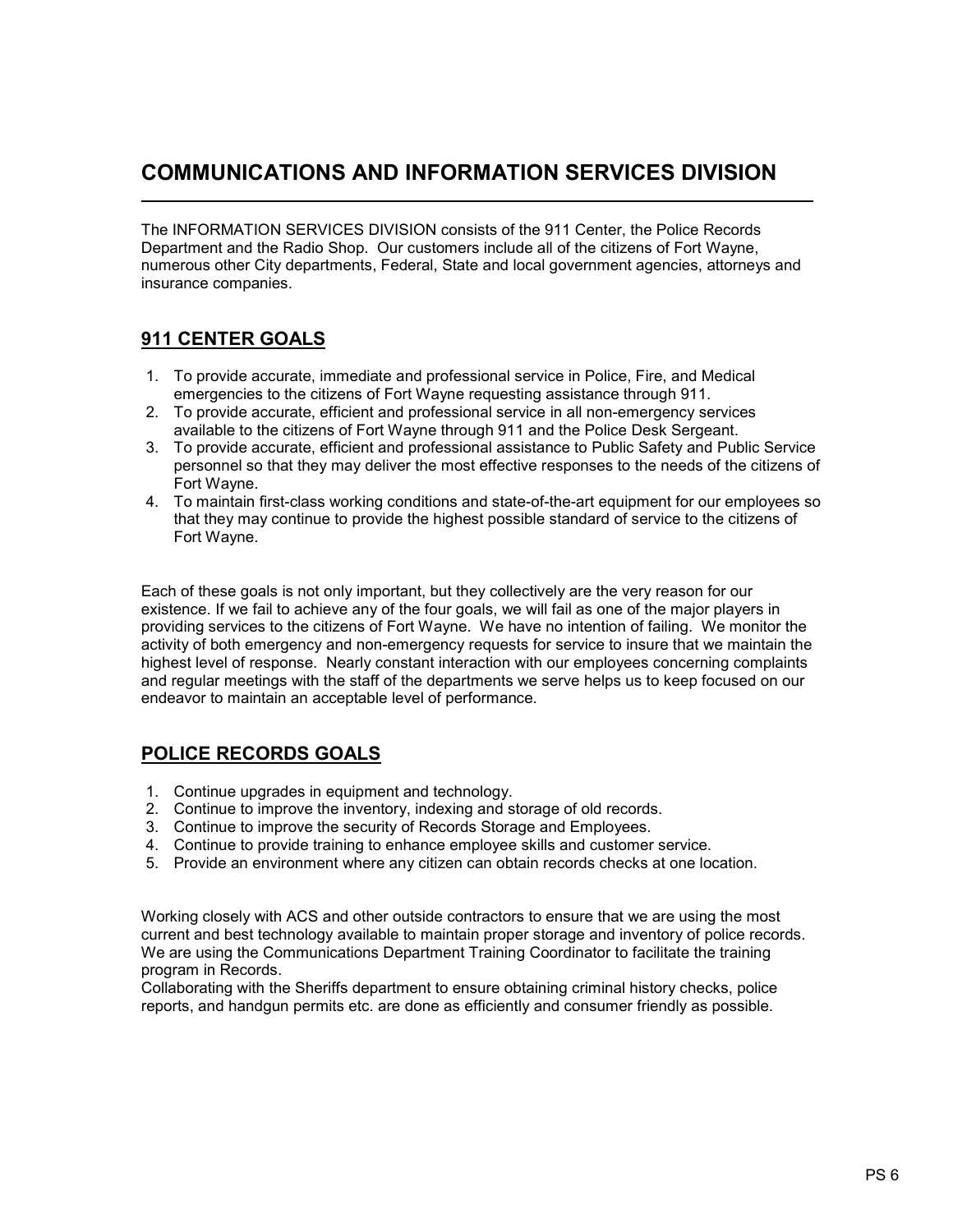# COMMUNICATIONS AND INFORMATION SERVICES DIVISION

The INFORMATION SERVICES DIVISION consists of the 911 Center, the Police Records Department and the Radio Shop. Our customers include all of the citizens of Fort Wayne, numerous other City departments, Federal, State and local government agencies, attorneys and insurance companies.

## 911 CENTER GOALS

1. To provide accurate, immediate and professional service in Police, Fire, and Medical emergencies to the citizens of Fort Wayne requesting assistance through 911.
2. To provide accurate, efficient and professional service in all non-emergency services available to the citizens of Fort Wayne through 911 and the Police Desk Sergeant.
3. To provide accurate, efficient and professional assistance to Public Safety and Public Service personnel so that they may deliver the most effective responses to the needs of the citizens of Fort Wayne.
4. To maintain first-class working conditions and state-of-the-art equipment for our employees so that they may continue to provide the highest possible standard of service to the citizens of Fort Wayne.

Each of these goals is not only important, but they collectively are the very reason for our existence. If we fail to achieve any of the four goals, we will fail as one of the major players in providing services to the citizens of Fort Wayne. We have no intention of failing. We monitor the activity of both emergency and non-emergency requests for service to insure that we maintain the highest level of response. Nearly constant interaction with our employees concerning complaints and regular meetings with the staff of the departments we serve helps us to keep focused on our endeavor to maintain an acceptable level of performance.

## POLICE RECORDS GOALS

1. Continue upgrades in equipment and technology.
2. Continue to improve the inventory, indexing and storage of old records.
3. Continue to improve the security of Records Storage and Employees.
4. Continue to provide training to enhance employee skills and customer service.
5. Provide an environment where any citizen can obtain records checks at one location.

Working closely with ACS and other outside contractors to ensure that we are using the most current and best technology available to maintain proper storage and inventory of police records. We are using the Communications Department Training Coordinator to facilitate the training program in Records.
Collaborating with the Sheriffs department to ensure obtaining criminal history checks, police reports, and handgun permits etc. are done as efficiently and consumer friendly as possible.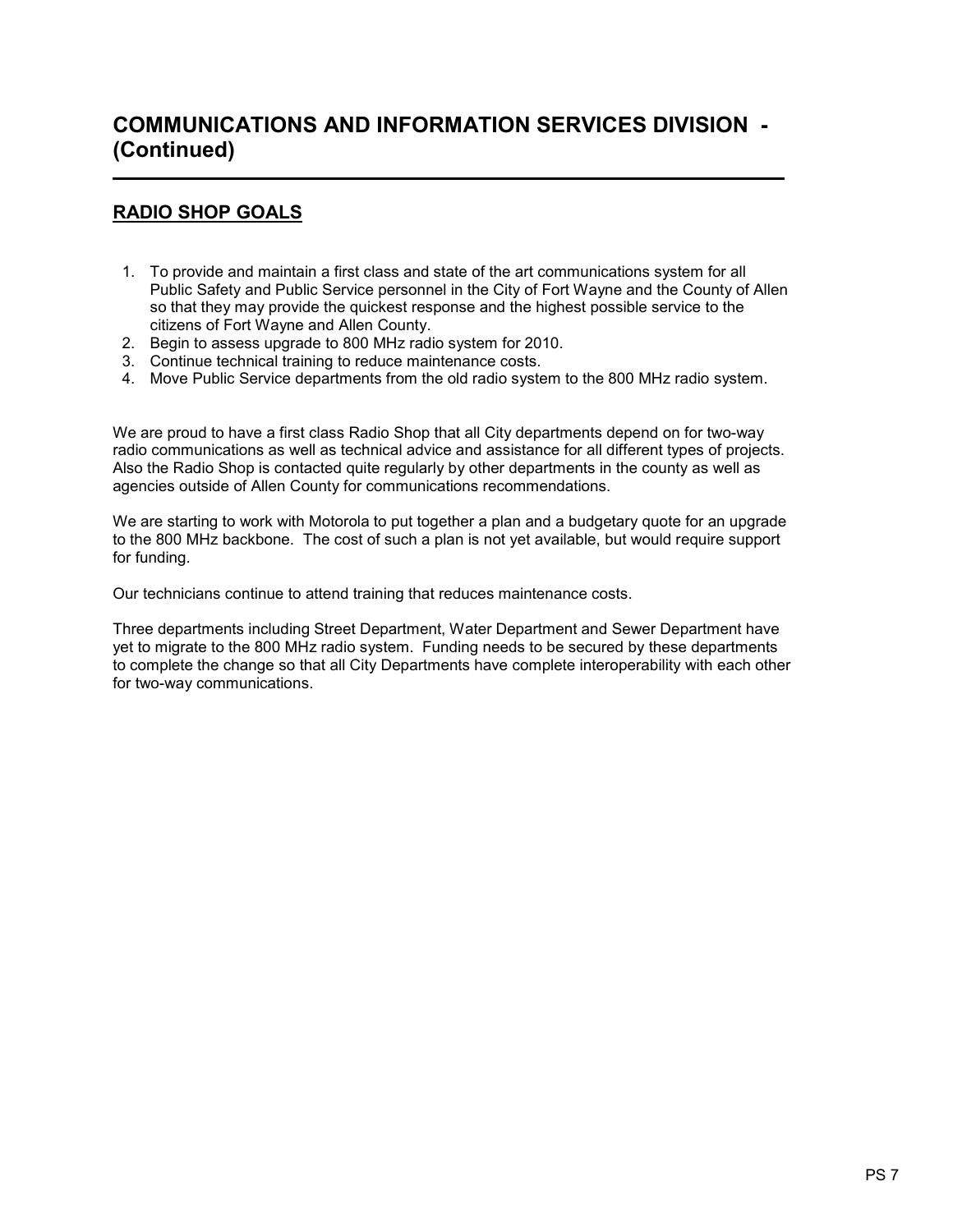## COMMUNICATIONS AND INFORMATION SERVICES DIVISION - (Continued)

### RADIO SHOP GOALS

1. To provide and maintain a first class and state of the art communications system for all Public Safety and Public Service personnel in the City of Fort Wayne and the County of Allen so that they may provide the quickest response and the highest possible service to the citizens of Fort Wayne and Allen County.
2. Begin to assess upgrade to 800 MHz radio system for 2010.
3. Continue technical training to reduce maintenance costs.
4. Move Public Service departments from the old radio system to the 800 MHz radio system.

We are proud to have a first class Radio Shop that all City departments depend on for two-way radio communications as well as technical advice and assistance for all different types of projects. Also the Radio Shop is contacted quite regularly by other departments in the county as well as agencies outside of Allen County for communications recommendations.

We are starting to work with Motorola to put together a plan and a budgetary quote for an upgrade to the 800 MHz backbone. The cost of such a plan is not yet available, but would require support for funding.

Our technicians continue to attend training that reduces maintenance costs.

Three departments including Street Department, Water Department and Sewer Department have yet to migrate to the 800 MHz radio system. Funding needs to be secured by these departments to complete the change so that all City Departments have complete interoperability with each other for two-way communications.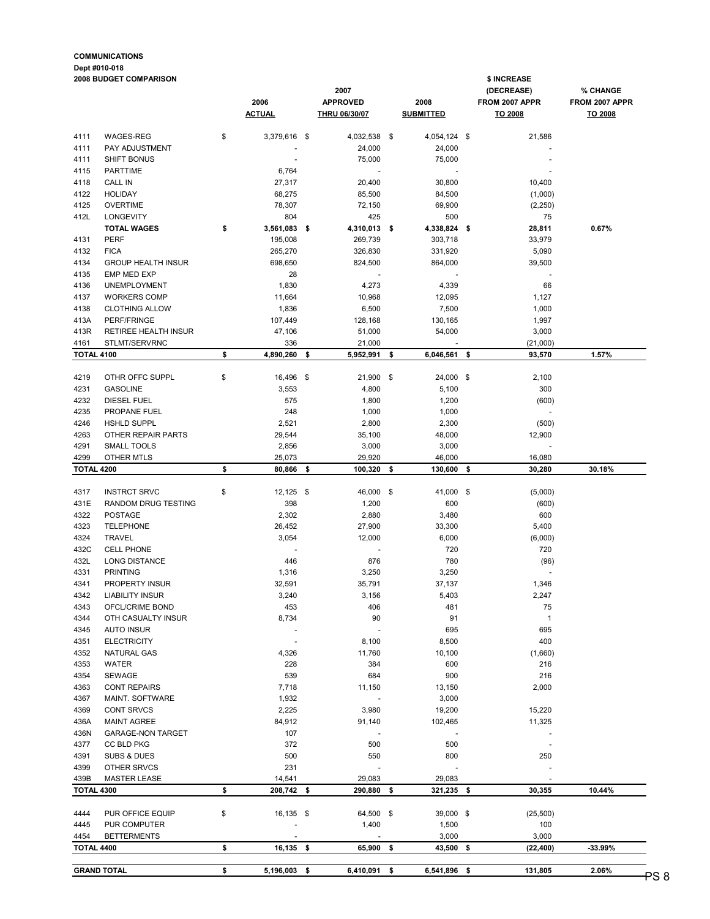**COMMUNICATIONS**
**Dept #010-018**
**2008 BUDGET COMPARISON**

| | | 2006 ACTUAL | 2007 APPROVED THRU 06/30/07 | 2008 SUBMITTED | $ INCREASE (DECREASE) FROM 2007 APPR TO 2008 | % CHANGE FROM 2007 APPR TO 2008 |
|---|---|---|---|---|---|---|
| 4111 | WAGES-REG | $ 3,379,616 | $ 4,032,538 | $ 4,054,124 | $ 21,586 | |
| 4111 | PAY ADJUSTMENT | - | 24,000 | 24,000 | - | |
| 4111 | SHIFT BONUS | - | 75,000 | 75,000 | - | |
| 4115 | PARTTIME | 6,764 | - | - | - | |
| 4118 | CALL IN | 27,317 | 20,400 | 30,800 | 10,400 | |
| 4122 | HOLIDAY | 68,275 | 85,500 | 84,500 | (1,000) | |
| 4125 | OVERTIME | 78,307 | 72,150 | 69,900 | (2,250) | |
| 412L | LONGEVITY | 804 | 425 | 500 | 75 | |
| | **TOTAL WAGES** | **$ 3,561,083** | **$ 4,310,013** | **$ 4,338,824** | **$ 28,811** | **0.67%** |
| 4131 | PERF | 195,008 | 269,739 | 303,718 | 33,979 | |
| 4132 | FICA | 265,270 | 326,830 | 331,920 | 5,090 | |
| 4134 | GROUP HEALTH INSUR | 698,650 | 824,500 | 864,000 | 39,500 | |
| 4135 | EMP MED EXP | 28 | - | - | - | |
| 4136 | UNEMPLOYMENT | 1,830 | 4,273 | 4,339 | 66 | |
| 4137 | WORKERS COMP | 11,664 | 10,968 | 12,095 | 1,127 | |
| 4138 | CLOTHING ALLOW | 1,836 | 6,500 | 7,500 | 1,000 | |
| 413A | PERF/FRINGE | 107,449 | 128,168 | 130,165 | 1,997 | |
| 413R | RETIREE HEALTH INSUR | 47,106 | 51,000 | 54,000 | 3,000 | |
| 4161 | STLMT/SERVRNC | 336 | 21,000 | - | (21,000) | |
| **TOTAL 4100** | | **$ 4,890,260** | **$ 5,952,991** | **$ 6,046,561** | **$ 93,570** | **1.57%** |
| 4219 | OTHR OFFC SUPPL | $ 16,496 | $ 21,900 | $ 24,000 | $ 2,100 | |
| 4231 | GASOLINE | 3,553 | 4,800 | 5,100 | 300 | |
| 4232 | DIESEL FUEL | 575 | 1,800 | 1,200 | (600) | |
| 4235 | PROPANE FUEL | 248 | 1,000 | 1,000 | - | |
| 4246 | HSHLD SUPPL | 2,521 | 2,800 | 2,300 | (500) | |
| 4263 | OTHER REPAIR PARTS | 29,544 | 35,100 | 48,000 | 12,900 | |
| 4291 | SMALL TOOLS | 2,856 | 3,000 | 3,000 | - | |
| 4299 | OTHER MTLS | 25,073 | 29,920 | 46,000 | 16,080 | |
| **TOTAL 4200** | | **$ 80,866** | **$ 100,320** | **$ 130,600** | **$ 30,280** | **30.18%** |
| 4317 | INSTRCT SRVC | $ 12,125 | $ 46,000 | $ 41,000 | $ (5,000) | |
| 431E | RANDOM DRUG TESTING | 398 | 1,200 | 600 | (600) | |
| 4322 | POSTAGE | 2,302 | 2,880 | 3,480 | 600 | |
| 4323 | TELEPHONE | 26,452 | 27,900 | 33,300 | 5,400 | |
| 4324 | TRAVEL | 3,054 | 12,000 | 6,000 | (6,000) | |
| 432C | CELL PHONE | - | - | 720 | 720 | |
| 432L | LONG DISTANCE | 446 | 876 | 780 | (96) | |
| 4331 | PRINTING | 1,316 | 3,250 | 3,250 | - | |
| 4341 | PROPERTY INSUR | 32,591 | 35,791 | 37,137 | 1,346 | |
| 4342 | LIABILITY INSUR | 3,240 | 3,156 | 5,403 | 2,247 | |
| 4343 | OFCL/CRIME BOND | 453 | 406 | 481 | 75 | |
| 4344 | OTH CASUALTY INSUR | 8,734 | 90 | 91 | 1 | |
| 4345 | AUTO INSUR | - | - | 695 | 695 | |
| 4351 | ELECTRICITY | - | 8,100 | 8,500 | 400 | |
| 4352 | NATURAL GAS | 4,326 | 11,760 | 10,100 | (1,660) | |
| 4353 | WATER | 228 | 384 | 600 | 216 | |
| 4354 | SEWAGE | 539 | 684 | 900 | 216 | |
| 4363 | CONT REPAIRS | 7,718 | 11,150 | 13,150 | 2,000 | |
| 4367 | MAINT. SOFTWARE | 1,932 | - | 3,000 | | |
| 4369 | CONT SRVCS | 2,225 | 3,980 | 19,200 | 15,220 | |
| 436A | MAINT AGREE | 84,912 | 91,140 | 102,465 | 11,325 | |
| 436N | GARAGE-NON TARGET | 107 | - | - | - | |
| 4377 | CC BLD PKG | 372 | 500 | 500 | - | |
| 4391 | SUBS & DUES | 500 | 550 | 800 | 250 | |
| 4399 | OTHER SRVCS | 231 | - | - | - | |
| 439B | MASTER LEASE | 14,541 | 29,083 | 29,083 | - | |
| **TOTAL 4300** | | **$ 208,742** | **$ 290,880** | **$ 321,235** | **$ 30,355** | **10.44%** |
| 4444 | PUR OFFICE EQUIP | $ 16,135 | $ 64,500 | $ 39,000 | $ (25,500) | |
| 4445 | PUR COMPUTER | - | 1,400 | 1,500 | 100 | |
| 4454 | BETTERMENTS | - | - | 3,000 | 3,000 | |
| **TOTAL 4400** | | **$ 16,135** | **$ 65,900** | **$ 43,500** | **$ (22,400)** | **-33.99%** |
| **GRAND TOTAL** | | **$ 5,196,003** | **$ 6,410,091** | **$ 6,541,896** | **$ 131,805** | **2.06%** |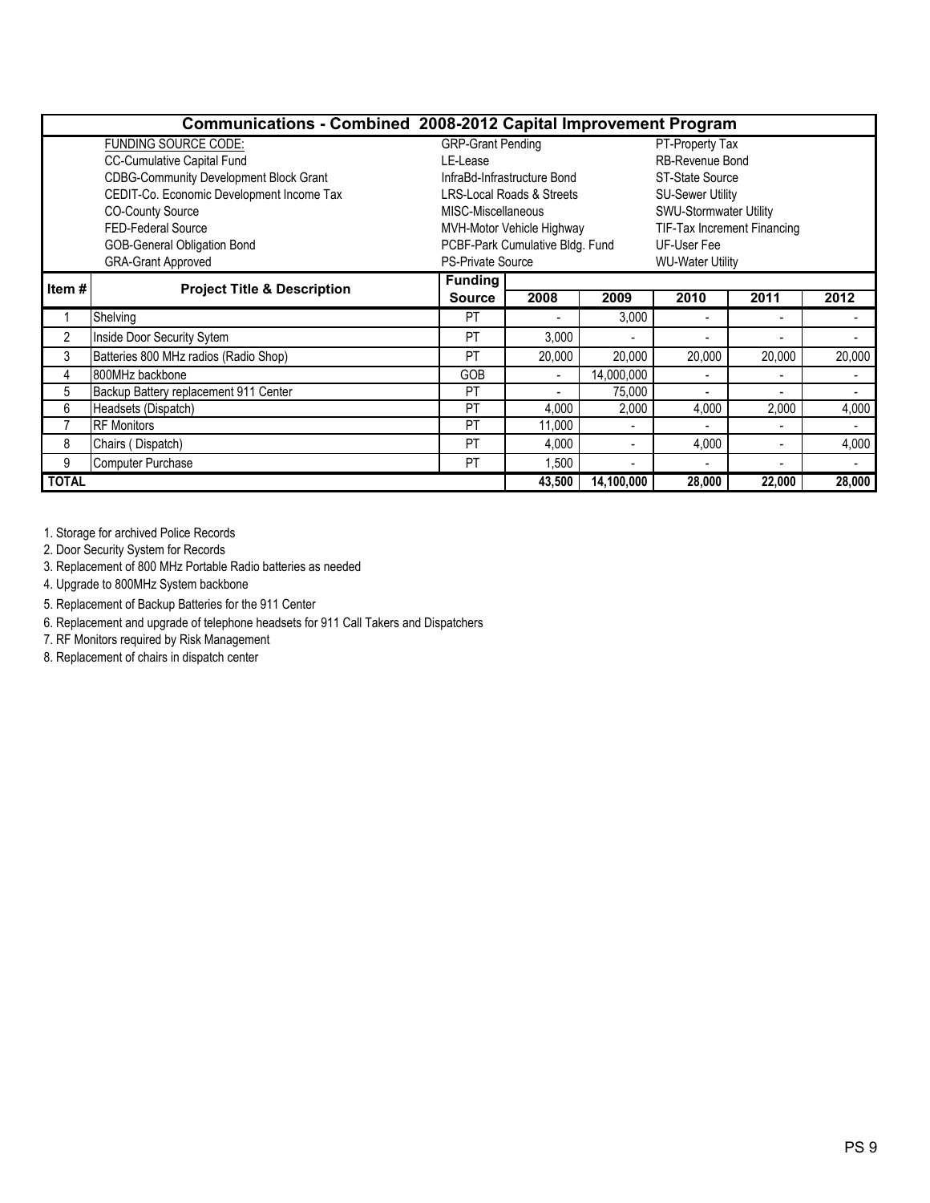## Communications - Combined 2008-2012 Capital Improvement Program

| | | |
|---|---|---|
| FUNDING SOURCE CODE: | GRP-Grant Pending | PT-Property Tax |
| CC-Cumulative Capital Fund | LE-Lease | RB-Revenue Bond |
| CDBG-Community Development Block Grant | InfraBd-Infrastructure Bond | ST-State Source |
| CEDIT-Co. Economic Development Income Tax | LRS-Local Roads & Streets | SU-Sewer Utility |
| CO-County Source | MISC-Miscellaneous | SWU-Stormwater Utility |
| FED-Federal Source | MVH-Motor Vehicle Highway | TIF-Tax Increment Financing |
| GOB-General Obligation Bond | PCBF-Park Cumulative Bldg. Fund | UF-User Fee |
| GRA-Grant Approved | PS-Private Source | WU-Water Utility |

| Item # | Project Title & Description | Funding Source | 2008 | 2009 | 2010 | 2011 | 2012 |
|---|---|---|---|---|---|---|---|
| 1 | Shelving | PT | - | 3,000 | - | - | - |
| 2 | Inside Door Security Sytem | PT | 3,000 | - | - | - | - |
| 3 | Batteries 800 MHz radios (Radio Shop) | PT | 20,000 | 20,000 | 20,000 | 20,000 | 20,000 |
| 4 | 800MHz backbone | GOB | - | 14,000,000 | - | - | - |
| 5 | Backup Battery replacement 911 Center | PT | - | 75,000 | - | - | - |
| 6 | Headsets (Dispatch) | PT | 4,000 | 2,000 | 4,000 | 2,000 | 4,000 |
| 7 | RF Monitors | PT | 11,000 | - | - | - | - |
| 8 | Chairs ( Dispatch) | PT | 4,000 | - | 4,000 | - | 4,000 |
| 9 | Computer Purchase | PT | 1,500 | - | - | - | - |
| **TOTAL** | | | **43,500** | **14,100,000** | **28,000** | **22,000** | **28,000** |

1. Storage for archived Police Records
2. Door Security System for Records
3. Replacement of 800 MHz Portable Radio batteries as needed
4. Upgrade to 800MHz System backbone
5. Replacement of Backup Batteries for the 911 Center
6. Replacement and upgrade of telephone headsets for 911 Call Takers and Dispatchers
7. RF Monitors required by Risk Management
8. Replacement of chairs in dispatch center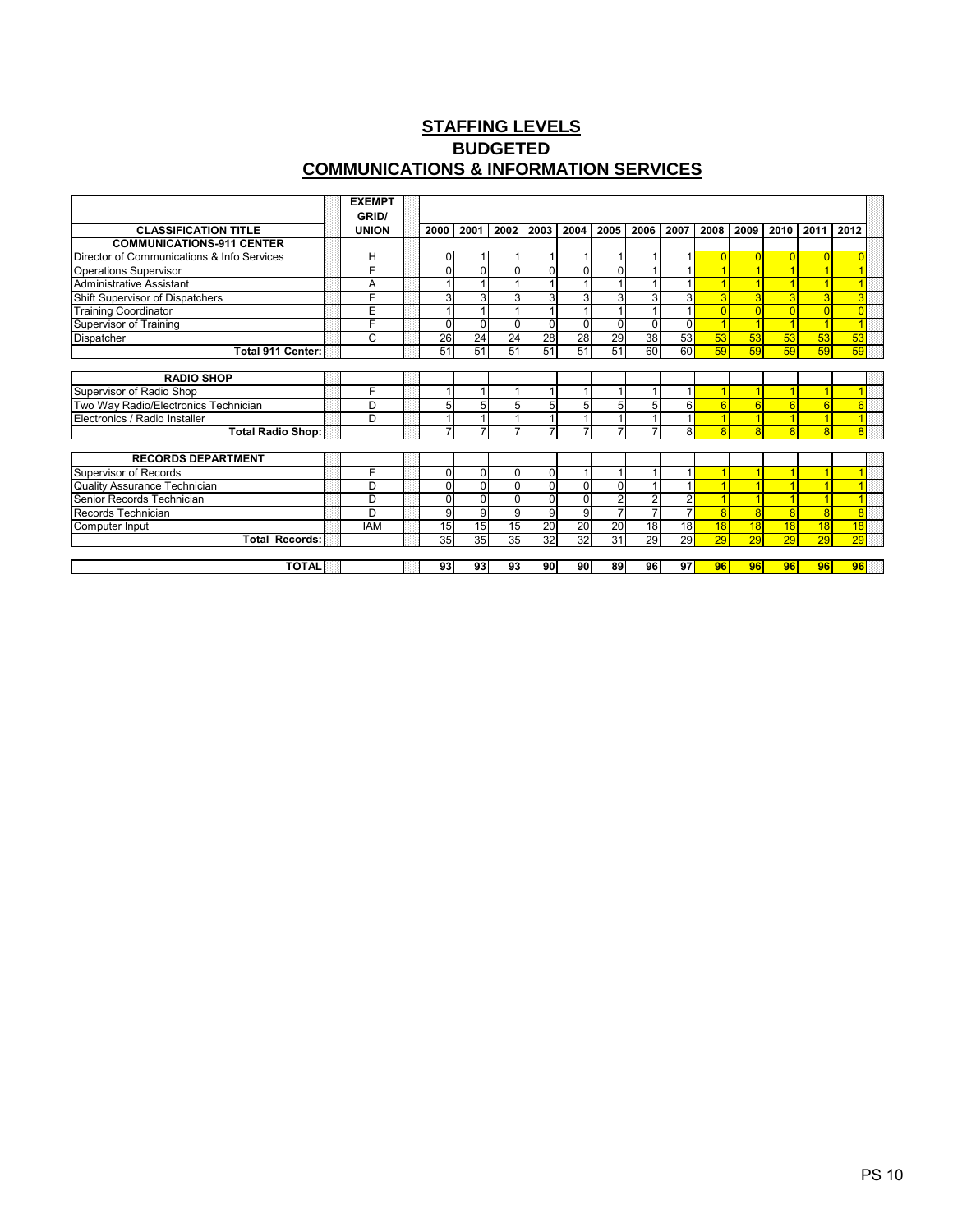## STAFFING LEVELS
## BUDGETED
## COMMUNICATIONS & INFORMATION SERVICES

| CLASSIFICATION TITLE | EXEMPT GRID/ UNION | 2000 | 2001 | 2002 | 2003 | 2004 | 2005 | 2006 | 2007 | 2008 | 2009 | 2010 | 2011 | 2012 |
|---|---|---|---|---|---|---|---|---|---|---|---|---|---|---|
| **COMMUNICATIONS-911 CENTER** | | | | | | | | | | | | | | |
| Director of Communications & Info Services | H | 0 | 1 | 1 | 1 | 1 | 1 | 1 | 1 | 0 | 0 | 0 | 0 | 0 |
| Operations Supervisor | F | 0 | 0 | 0 | 0 | 0 | 0 | 1 | 1 | 1 | 1 | 1 | 1 | 1 |
| Administrative Assistant | A | 1 | 1 | 1 | 1 | 1 | 1 | 1 | 1 | 1 | 1 | 1 | 1 | 1 |
| Shift Supervisor of Dispatchers | F | 3 | 3 | 3 | 3 | 3 | 3 | 3 | 3 | 3 | 3 | 3 | 3 | 3 |
| Training Coordinator | E | 1 | 1 | 1 | 1 | 1 | 1 | 1 | 1 | 0 | 0 | 0 | 0 | 0 |
| Supervisor of Training | F | 0 | 0 | 0 | 0 | 0 | 0 | 0 | 0 | 1 | 1 | 1 | 1 | 1 |
| Dispatcher | C | 26 | 24 | 24 | 28 | 28 | 29 | 38 | 53 | 53 | 53 | 53 | 53 | 53 |
| **Total 911 Center:** | | 51 | 51 | 51 | 51 | 51 | 51 | 60 | 60 | 59 | 59 | 59 | 59 | 59 |
| **RADIO SHOP** | | | | | | | | | | | | | | |
| Supervisor of Radio Shop | F | 1 | 1 | 1 | 1 | 1 | 1 | 1 | 1 | 1 | 1 | 1 | 1 | 1 |
| Two Way Radio/Electronics Technician | D | 5 | 5 | 5 | 5 | 5 | 5 | 5 | 6 | 6 | 6 | 6 | 6 | 6 |
| Electronics / Radio Installer | D | 1 | 1 | 1 | 1 | 1 | 1 | 1 | 1 | 1 | 1 | 1 | 1 | 1 |
| **Total Radio Shop:** | | 7 | 7 | 7 | 7 | 7 | 7 | 7 | 8 | 8 | 8 | 8 | 8 | 8 |
| **RECORDS DEPARTMENT** | | | | | | | | | | | | | | |
| Supervisor of Records | F | 0 | 0 | 0 | 0 | 1 | 1 | 1 | 1 | 1 | 1 | 1 | 1 | 1 |
| Quality Assurance Technician | D | 0 | 0 | 0 | 0 | 0 | 0 | 1 | 1 | 1 | 1 | 1 | 1 | 1 |
| Senior Records Technician | D | 0 | 0 | 0 | 0 | 0 | 2 | 2 | 2 | 1 | 1 | 1 | 1 | 1 |
| Records Technician | D | 9 | 9 | 9 | 9 | 9 | 7 | 7 | 7 | 8 | 8 | 8 | 8 | 8 |
| Computer Input | IAM | 15 | 15 | 15 | 20 | 20 | 20 | 18 | 18 | 18 | 18 | 18 | 18 | 18 |
| **Total Records:** | | 35 | 35 | 35 | 32 | 32 | 31 | 29 | 29 | 29 | 29 | 29 | 29 | 29 |
| **TOTAL** | | 93 | 93 | 93 | 90 | 90 | 89 | 96 | 97 | 96 | 96 | 96 | 96 | 96 |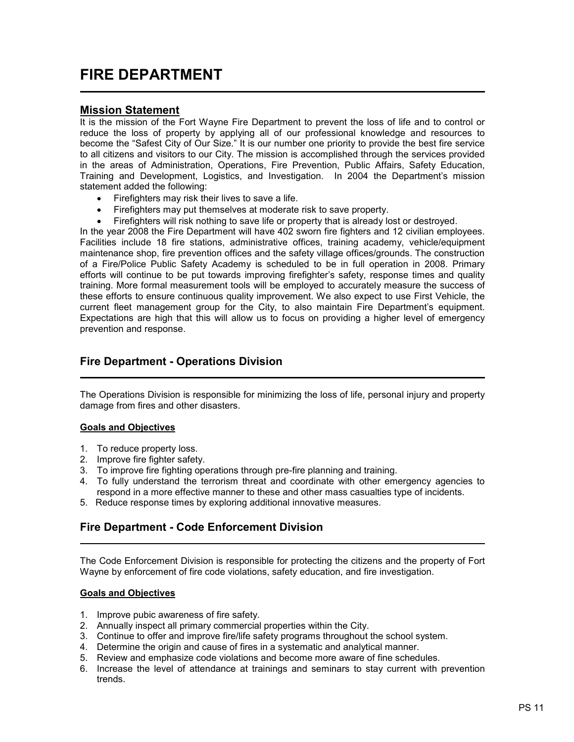# FIRE DEPARTMENT

## Mission Statement

It is the mission of the Fort Wayne Fire Department to prevent the loss of life and to control or reduce the loss of property by applying all of our professional knowledge and resources to become the "Safest City of Our Size." It is our number one priority to provide the best fire service to all citizens and visitors to our City. The mission is accomplished through the services provided in the areas of Administration, Operations, Fire Prevention, Public Affairs, Safety Education, Training and Development, Logistics, and Investigation. In 2004 the Department's mission statement added the following:

- Firefighters may risk their lives to save a life.
- Firefighters may put themselves at moderate risk to save property.
- Firefighters will risk nothing to save life or property that is already lost or destroyed.

In the year 2008 the Fire Department will have 402 sworn fire fighters and 12 civilian employees. Facilities include 18 fire stations, administrative offices, training academy, vehicle/equipment maintenance shop, fire prevention offices and the safety village offices/grounds. The construction of a Fire/Police Public Safety Academy is scheduled to be in full operation in 2008. Primary efforts will continue to be put towards improving firefighter's safety, response times and quality training. More formal measurement tools will be employed to accurately measure the success of these efforts to ensure continuous quality improvement. We also expect to use First Vehicle, the current fleet management group for the City, to also maintain Fire Department's equipment. Expectations are high that this will allow us to focus on providing a higher level of emergency prevention and response.

## Fire Department - Operations Division

The Operations Division is responsible for minimizing the loss of life, personal injury and property damage from fires and other disasters.

#### Goals and Objectives

1. To reduce property loss.
2. Improve fire fighter safety.
3. To improve fire fighting operations through pre-fire planning and training.
4. To fully understand the terrorism threat and coordinate with other emergency agencies to respond in a more effective manner to these and other mass casualties type of incidents.
5. Reduce response times by exploring additional innovative measures.

## Fire Department - Code Enforcement Division

The Code Enforcement Division is responsible for protecting the citizens and the property of Fort Wayne by enforcement of fire code violations, safety education, and fire investigation.

#### Goals and Objectives

1. Improve pubic awareness of fire safety.
2. Annually inspect all primary commercial properties within the City.
3. Continue to offer and improve fire/life safety programs throughout the school system.
4. Determine the origin and cause of fires in a systematic and analytical manner.
5. Review and emphasize code violations and become more aware of fine schedules.
6. Increase the level of attendance at trainings and seminars to stay current with prevention trends.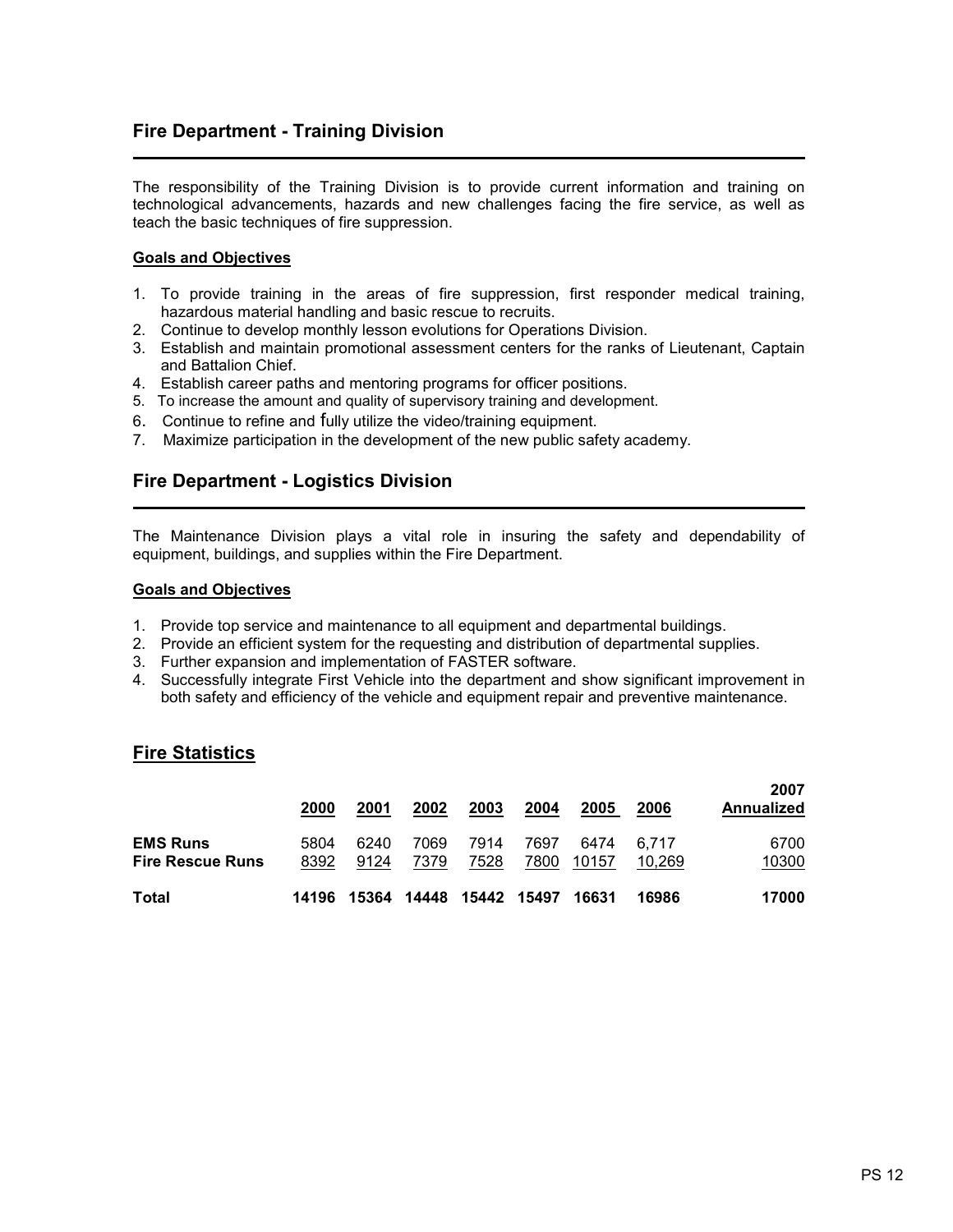## Fire Department - Training Division

The responsibility of the Training Division is to provide current information and training on technological advancements, hazards and new challenges facing the fire service, as well as teach the basic techniques of fire suppression.

**Goals and Objectives**

1. To provide training in the areas of fire suppression, first responder medical training, hazardous material handling and basic rescue to recruits.
2. Continue to develop monthly lesson evolutions for Operations Division.
3. Establish and maintain promotional assessment centers for the ranks of Lieutenant, Captain and Battalion Chief.
4. Establish career paths and mentoring programs for officer positions.
5. To increase the amount and quality of supervisory training and development.
6. Continue to refine and fully utilize the video/training equipment.
7. Maximize participation in the development of the new public safety academy.

## Fire Department - Logistics Division

The Maintenance Division plays a vital role in insuring the safety and dependability of equipment, buildings, and supplies within the Fire Department.

**Goals and Objectives**

1. Provide top service and maintenance to all equipment and departmental buildings.
2. Provide an efficient system for the requesting and distribution of departmental supplies.
3. Further expansion and implementation of FASTER software.
4. Successfully integrate First Vehicle into the department and show significant improvement in both safety and efficiency of the vehicle and equipment repair and preventive maintenance.

## Fire Statistics

| | 2000 | 2001 | 2002 | 2003 | 2004 | 2005 | 2006 | 2007 Annualized |
|---|---|---|---|---|---|---|---|---|
| **EMS Runs** | 5804 | 6240 | 7069 | 7914 | 7697 | 6474 | 6,717 | 6700 |
| **Fire Rescue Runs** | 8392 | 9124 | 7379 | 7528 | 7800 | 10157 | 10,269 | 10300 |
| **Total** | **14196** | **15364** | **14448** | **15442** | **15497** | **16631** | **16986** | **17000** |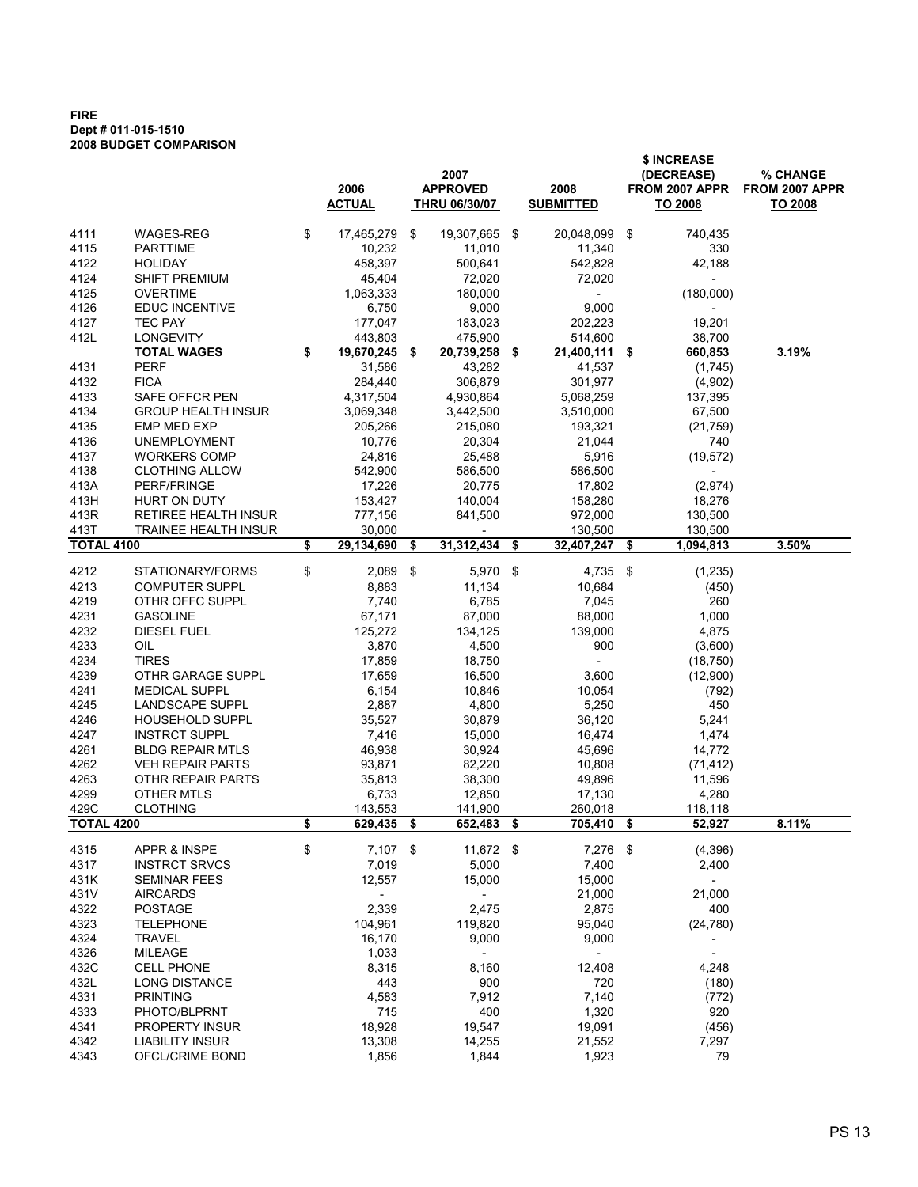**FIRE**
**Dept # 011-015-1510**
**2008 BUDGET COMPARISON**

| | | 2006 ACTUAL | 2007 APPROVED THRU 06/30/07 | 2008 SUBMITTED | $ INCREASE (DECREASE) FROM 2007 APPR TO 2008 | % CHANGE FROM 2007 APPR TO 2008 |
|---|---|---|---|---|---|---|
| 4111 | WAGES-REG | $ 17,465,279 | $ 19,307,665 | $ 20,048,099 | $ 740,435 | |
| 4115 | PARTTIME | 10,232 | 11,010 | 11,340 | 330 | |
| 4122 | HOLIDAY | 458,397 | 500,641 | 542,828 | 42,188 | |
| 4124 | SHIFT PREMIUM | 45,404 | 72,020 | 72,020 | - | |
| 4125 | OVERTIME | 1,063,333 | 180,000 | - | (180,000) | |
| 4126 | EDUC INCENTIVE | 6,750 | 9,000 | 9,000 | - | |
| 4127 | TEC PAY | 177,047 | 183,023 | 202,223 | 19,201 | |
| 412L | LONGEVITY | 443,803 | 475,900 | 514,600 | 38,700 | |
| | **TOTAL WAGES** | **$ 19,670,245** | **$ 20,739,258** | **$ 21,400,111** | **$ 660,853** | **3.19%** |
| 4131 | PERF | 31,586 | 43,282 | 41,537 | (1,745) | |
| 4132 | FICA | 284,440 | 306,879 | 301,977 | (4,902) | |
| 4133 | SAFE OFFCR PEN | 4,317,504 | 4,930,864 | 5,068,259 | 137,395 | |
| 4134 | GROUP HEALTH INSUR | 3,069,348 | 3,442,500 | 3,510,000 | 67,500 | |
| 4135 | EMP MED EXP | 205,266 | 215,080 | 193,321 | (21,759) | |
| 4136 | UNEMPLOYMENT | 10,776 | 20,304 | 21,044 | 740 | |
| 4137 | WORKERS COMP | 24,816 | 25,488 | 5,916 | (19,572) | |
| 4138 | CLOTHING ALLOW | 542,900 | 586,500 | 586,500 | - | |
| 413A | PERF/FRINGE | 17,226 | 20,775 | 17,802 | (2,974) | |
| 413H | HURT ON DUTY | 153,427 | 140,004 | 158,280 | 18,276 | |
| 413R | RETIREE HEALTH INSUR | 777,156 | 841,500 | 972,000 | 130,500 | |
| 413T | TRAINEE HEALTH INSUR | 30,000 | - | 130,500 | 130,500 | |
| **TOTAL 4100** | | **$ 29,134,690** | **$ 31,312,434** | **$ 32,407,247** | **$ 1,094,813** | **3.50%** |
| 4212 | STATIONARY/FORMS | $ 2,089 | $ 5,970 | $ 4,735 | $ (1,235) | |
| 4213 | COMPUTER SUPPL | 8,883 | 11,134 | 10,684 | (450) | |
| 4219 | OTHR OFFC SUPPL | 7,740 | 6,785 | 7,045 | 260 | |
| 4231 | GASOLINE | 67,171 | 87,000 | 88,000 | 1,000 | |
| 4232 | DIESEL FUEL | 125,272 | 134,125 | 139,000 | 4,875 | |
| 4233 | OIL | 3,870 | 4,500 | 900 | (3,600) | |
| 4234 | TIRES | 17,859 | 18,750 | - | (18,750) | |
| 4239 | OTHR GARAGE SUPPL | 17,659 | 16,500 | 3,600 | (12,900) | |
| 4241 | MEDICAL SUPPL | 6,154 | 10,846 | 10,054 | (792) | |
| 4245 | LANDSCAPE SUPPL | 2,887 | 4,800 | 5,250 | 450 | |
| 4246 | HOUSEHOLD SUPPL | 35,527 | 30,879 | 36,120 | 5,241 | |
| 4247 | INSTRCT SUPPL | 7,416 | 15,000 | 16,474 | 1,474 | |
| 4261 | BLDG REPAIR MTLS | 46,938 | 30,924 | 45,696 | 14,772 | |
| 4262 | VEH REPAIR PARTS | 93,871 | 82,220 | 10,808 | (71,412) | |
| 4263 | OTHR REPAIR PARTS | 35,813 | 38,300 | 49,896 | 11,596 | |
| 4299 | OTHER MTLS | 6,733 | 12,850 | 17,130 | 4,280 | |
| 429C | CLOTHING | 143,553 | 141,900 | 260,018 | 118,118 | |
| **TOTAL 4200** | | **$ 629,435** | **$ 652,483** | **$ 705,410** | **$ 52,927** | **8.11%** |
| 4315 | APPR & INSPE | $ 7,107 | $ 11,672 | $ 7,276 | $ (4,396) | |
| 4317 | INSTRCT SRVCS | 7,019 | 5,000 | 7,400 | 2,400 | |
| 431K | SEMINAR FEES | 12,557 | 15,000 | 15,000 | - | |
| 431V | AIRCARDS | - | - | 21,000 | 21,000 | |
| 4322 | POSTAGE | 2,339 | 2,475 | 2,875 | 400 | |
| 4323 | TELEPHONE | 104,961 | 119,820 | 95,040 | (24,780) | |
| 4324 | TRAVEL | 16,170 | 9,000 | 9,000 | - | |
| 4326 | MILEAGE | 1,033 | - | - | - | |
| 432C | CELL PHONE | 8,315 | 8,160 | 12,408 | 4,248 | |
| 432L | LONG DISTANCE | 443 | 900 | 720 | (180) | |
| 4331 | PRINTING | 4,583 | 7,912 | 7,140 | (772) | |
| 4333 | PHOTO/BLPRNT | 715 | 400 | 1,320 | 920 | |
| 4341 | PROPERTY INSUR | 18,928 | 19,547 | 19,091 | (456) | |
| 4342 | LIABILITY INSUR | 13,308 | 14,255 | 21,552 | 7,297 | |
| 4343 | OFCL/CRIME BOND | 1,856 | 1,844 | 1,923 | 79 | |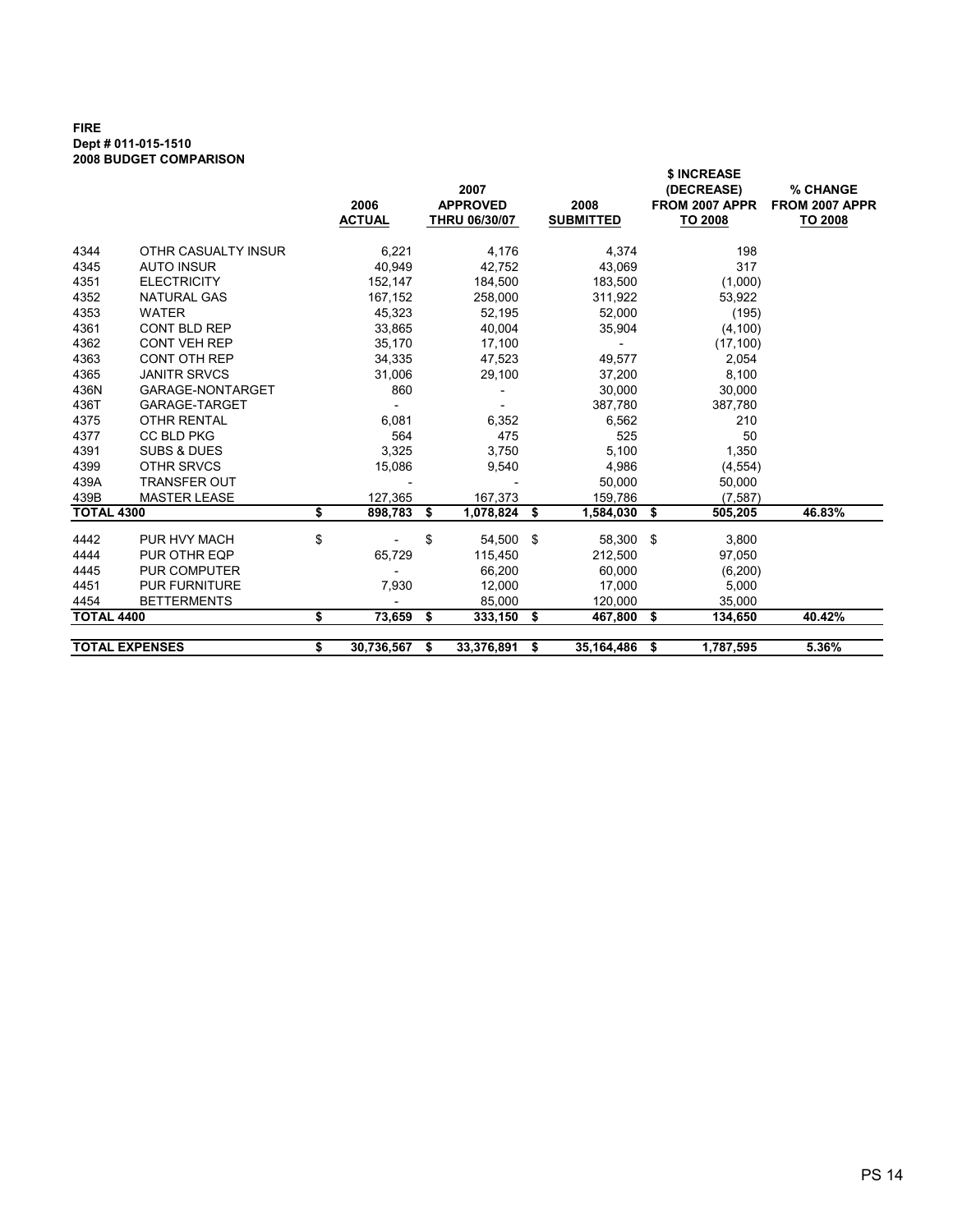**FIRE**
**Dept # 011-015-1510**
**2008 BUDGET COMPARISON**

| | | 2006 ACTUAL | 2007 APPROVED THRU 06/30/07 | 2008 SUBMITTED | $ INCREASE (DECREASE) FROM 2007 APPR TO 2008 | % CHANGE FROM 2007 APPR TO 2008 |
|---|---|---|---|---|---|---|
| 4344 | OTHR CASUALTY INSUR | 6,221 | 4,176 | 4,374 | 198 | |
| 4345 | AUTO INSUR | 40,949 | 42,752 | 43,069 | 317 | |
| 4351 | ELECTRICITY | 152,147 | 184,500 | 183,500 | (1,000) | |
| 4352 | NATURAL GAS | 167,152 | 258,000 | 311,922 | 53,922 | |
| 4353 | WATER | 45,323 | 52,195 | 52,000 | (195) | |
| 4361 | CONT BLD REP | 33,865 | 40,004 | 35,904 | (4,100) | |
| 4362 | CONT VEH REP | 35,170 | 17,100 | - | (17,100) | |
| 4363 | CONT OTH REP | 34,335 | 47,523 | 49,577 | 2,054 | |
| 4365 | JANITR SRVCS | 31,006 | 29,100 | 37,200 | 8,100 | |
| 436N | GARAGE-NONTARGET | 860 | - | 30,000 | 30,000 | |
| 436T | GARAGE-TARGET | - | - | 387,780 | 387,780 | |
| 4375 | OTHR RENTAL | 6,081 | 6,352 | 6,562 | 210 | |
| 4377 | CC BLD PKG | 564 | 475 | 525 | 50 | |
| 4391 | SUBS & DUES | 3,325 | 3,750 | 5,100 | 1,350 | |
| 4399 | OTHR SRVCS | 15,086 | 9,540 | 4,986 | (4,554) | |
| 439A | TRANSFER OUT | - | - | 50,000 | 50,000 | |
| 439B | MASTER LEASE | 127,365 | 167,373 | 159,786 | (7,587) | |
| **TOTAL 4300** | | **$ 898,783** | **$ 1,078,824** | **$ 1,584,030** | **$ 505,205** | **46.83%** |
| 4442 | PUR HVY MACH | $ - | $ 54,500 | $ 58,300 | $ 3,800 | |
| 4444 | PUR OTHR EQP | 65,729 | 115,450 | 212,500 | 97,050 | |
| 4445 | PUR COMPUTER | - | 66,200 | 60,000 | (6,200) | |
| 4451 | PUR FURNITURE | 7,930 | 12,000 | 17,000 | 5,000 | |
| 4454 | BETTERMENTS | - | 85,000 | 120,000 | 35,000 | |
| **TOTAL 4400** | | **$ 73,659** | **$ 333,150** | **$ 467,800** | **$ 134,650** | **40.42%** |
| **TOTAL EXPENSES** | | **$ 30,736,567** | **$ 33,376,891** | **$ 35,164,486** | **$ 1,787,595** | **5.36%** |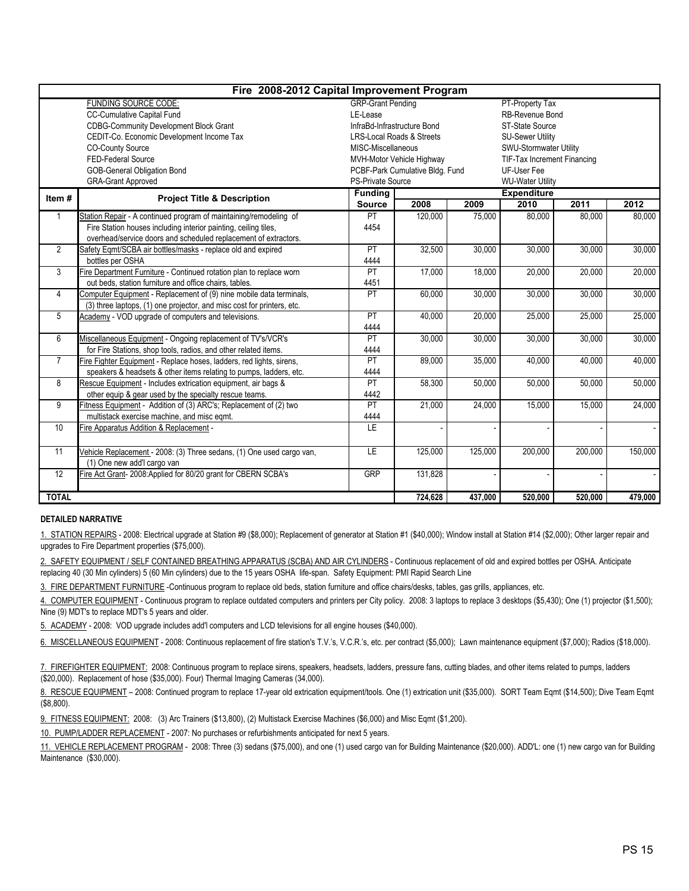## Fire 2008-2012 Capital Improvement Program

| FUNDING SOURCE CODE: | | |
|---|---|---|
| CC-Cumulative Capital Fund | GRP-Grant Pending | PT-Property Tax |
| CDBG-Community Development Block Grant | LE-Lease | RB-Revenue Bond |
| CEDIT-Co. Economic Development Income Tax | InfraBd-Infrastructure Bond | ST-State Source |
| CO-County Source | LRS-Local Roads & Streets | SU-Sewer Utility |
| FED-Federal Source | MISC-Miscellaneous | SWU-Stormwater Utility |
| GOB-General Obligation Bond | MVH-Motor Vehicle Highway | TIF-Tax Increment Financing |
| GRA-Grant Approved | PCBF-Park Cumulative Bldg. Fund | UF-User Fee |
| | PS-Private Source | WU-Water Utility |

| Item # | Project Title & Description | Funding Source | Expenditure 2008 | 2009 | 2010 | 2011 | 2012 |
|---|---|---|---|---|---|---|---|
| 1 | Station Repair - A continued program of maintaining/remodeling of Fire Station houses including interior painting, ceiling tiles, overhead/service doors and scheduled replacement of extractors. | PT 4454 | 120,000 | 75,000 | 80,000 | 80,000 | 80,000 |
| 2 | Safety Eqmt/SCBA air bottles/masks - replace old and expired bottles per OSHA | PT 4444 | 32,500 | 30,000 | 30,000 | 30,000 | 30,000 |
| 3 | Fire Department Furniture - Continued rotation plan to replace worn out beds, station furniture and office chairs, tables. | PT 4451 | 17,000 | 18,000 | 20,000 | 20,000 | 20,000 |
| 4 | Computer Equipment - Replacement of (9) nine mobile data terminals, (3) three laptops, (1) one projector, and misc cost for printers, etc. | PT | 60,000 | 30,000 | 30,000 | 30,000 | 30,000 |
| 5 | Academy - VOD upgrade of computers and televisions. | PT 4444 | 40,000 | 20,000 | 25,000 | 25,000 | 25,000 |
| 6 | Miscellaneous Equipment - Ongoing replacement of TV's/VCR's for Fire Stations, shop tools, radios, and other related items. | PT 4444 | 30,000 | 30,000 | 30,000 | 30,000 | 30,000 |
| 7 | Fire Fighter Equipment - Replace hoses, ladders, red lights, sirens, speakers & headsets & other items relating to pumps, ladders, etc. | PT 4444 | 89,000 | 35,000 | 40,000 | 40,000 | 40,000 |
| 8 | Rescue Equipment - Includes extrication equipment, air bags & other equip & gear used by the specialty rescue teams. | PT 4442 | 58,300 | 50,000 | 50,000 | 50,000 | 50,000 |
| 9 | Fitness Equipment - Addition of (3) ARC's; Replacement of (2) two multistack exercise machine, and misc eqmt. | PT 4444 | 21,000 | 24,000 | 15,000 | 15,000 | 24,000 |
| 10 | Fire Apparatus Addition & Replacement - | LE | - | - | - | - | - |
| 11 | Vehicle Replacement - 2008: (3) Three sedans, (1) One used cargo van, (1) One new add'l cargo van | LE | 125,000 | 125,000 | 200,000 | 200,000 | 150,000 |
| 12 | Fire Act Grant- 2008:Applied for 80/20 grant for CBERN SCBA's | GRP | 131,828 | - | - | - | - |
| **TOTAL** | | | **724,628** | **437,000** | **520,000** | **520,000** | **479,000** |

**DETAILED NARRATIVE**

1. STATION REPAIRS - 2008: Electrical upgrade at Station #9 ($8,000); Replacement of generator at Station #1 ($40,000); Window install at Station #14 ($2,000); Other larger repair and upgrades to Fire Department properties ($75,000).

2. SAFETY EQUIPMENT / SELF CONTAINED BREATHING APPARATUS (SCBA) AND AIR CYLINDERS - Continuous replacement of old and expired bottles per OSHA. Anticipate replacing 40 (30 Min cylinders) 5 (60 Min cylinders) due to the 15 years OSHA life-span. Safety Equipment: PMI Rapid Search Line

3. FIRE DEPARTMENT FURNITURE -Continuous program to replace old beds, station furniture and office chairs/desks, tables, gas grills, appliances, etc.

4. COMPUTER EQUIPMENT - Continuous program to replace outdated computers and printers per City policy. 2008: 3 laptops to replace 3 desktops ($5,430); One (1) projector ($1,500); Nine (9) MDT's to replace MDT's 5 years and older.

5. ACADEMY - 2008: VOD upgrade includes add'l computers and LCD televisions for all engine houses ($40,000).

6. MISCELLANEOUS EQUIPMENT - 2008: Continuous replacement of fire station's T.V.'s, V.C.R.'s, etc. per contract ($5,000); Lawn maintenance equipment ($7,000); Radios ($18,000).

7. FIREFIGHTER EQUIPMENT: 2008: Continuous program to replace sirens, speakers, headsets, ladders, pressure fans, cutting blades, and other items related to pumps, ladders ($20,000). Replacement of hose ($35,000). Four) Thermal Imaging Cameras (34,000).

8. RESCUE EQUIPMENT – 2008: Continued program to replace 17-year old extrication equipment/tools. One (1) extrication unit ($35,000). SORT Team Eqmt ($14,500); Dive Team Eqmt ($8,800).

9. FITNESS EQUIPMENT: 2008: (3) Arc Trainers ($13,800), (2) Multistack Exercise Machines ($6,000) and Misc Eqmt ($1,200).

10. PUMP/LADDER REPLACEMENT - 2007: No purchases or refurbishments anticipated for next 5 years.

11. VEHICLE REPLACEMENT PROGRAM - 2008: Three (3) sedans ($75,000), and one (1) used cargo van for Building Maintenance ($20,000). ADD'L: one (1) new cargo van for Building Maintenance ($30,000).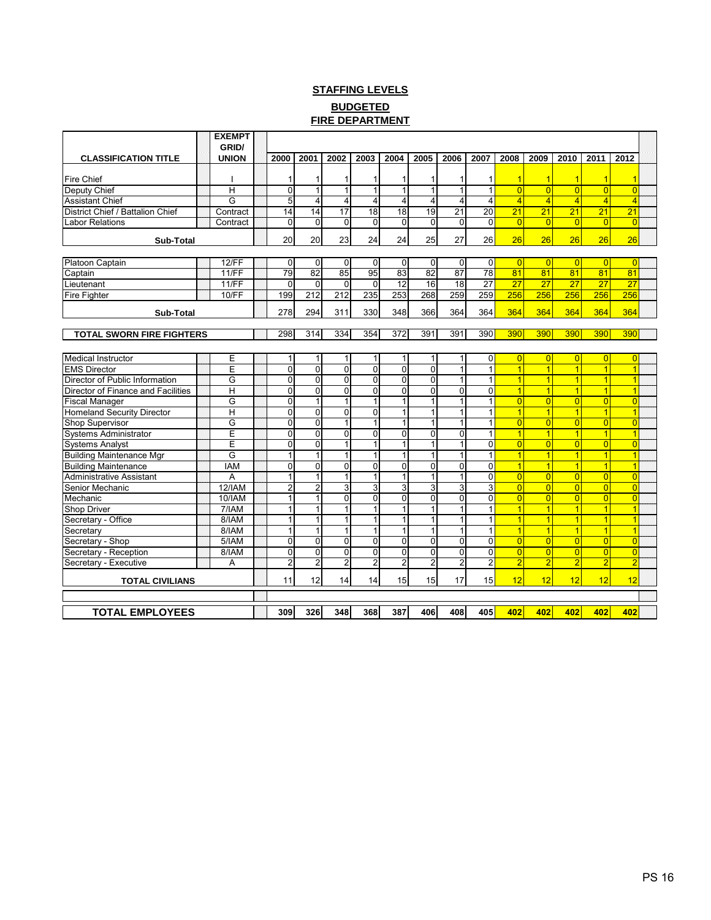## STAFFING LEVELS

### BUDGETED
### FIRE DEPARTMENT

| CLASSIFICATION TITLE | EXEMPT GRID/ UNION | 2000 | 2001 | 2002 | 2003 | 2004 | 2005 | 2006 | 2007 | 2008 | 2009 | 2010 | 2011 | 2012 |
|---|---|---|---|---|---|---|---|---|---|---|---|---|---|---|
| Fire Chief | I | 1 | 1 | 1 | 1 | 1 | 1 | 1 | 1 | 1 | 1 | 1 | 1 | 1 |
| Deputy Chief | H | 0 | 1 | 1 | 1 | 1 | 1 | 1 | 1 | 0 | 0 | 0 | 0 | 0 |
| Assistant Chief | G | 5 | 4 | 4 | 4 | 4 | 4 | 4 | 4 | 4 | 4 | 4 | 4 | 4 |
| District Chief / Battalion Chief | Contract | 14 | 14 | 17 | 18 | 18 | 19 | 21 | 20 | 21 | 21 | 21 | 21 | 21 |
| Labor Relations | Contract | 0 | 0 | 0 | 0 | 0 | 0 | 0 | 0 | 0 | 0 | 0 | 0 | 0 |
| **Sub-Total** | | 20 | 20 | 23 | 24 | 24 | 25 | 27 | 26 | 26 | 26 | 26 | 26 | 26 |
| Platoon Captain | 12/FF | 0 | 0 | 0 | 0 | 0 | 0 | 0 | 0 | 0 | 0 | 0 | 0 | 0 |
| Captain | 11/FF | 79 | 82 | 85 | 95 | 83 | 82 | 87 | 78 | 81 | 81 | 81 | 81 | 81 |
| Lieutenant | 11/FF | 0 | 0 | 0 | 0 | 12 | 16 | 18 | 27 | 27 | 27 | 27 | 27 | 27 |
| Fire Fighter | 10/FF | 199 | 212 | 212 | 235 | 253 | 268 | 259 | 259 | 256 | 256 | 256 | 256 | 256 |
| **Sub-Total** | | 278 | 294 | 311 | 330 | 348 | 366 | 364 | 364 | 364 | 364 | 364 | 364 | 364 |
| **TOTAL SWORN FIRE FIGHTERS** | | 298 | 314 | 334 | 354 | 372 | 391 | 391 | 390 | 390 | 390 | 390 | 390 | 390 |
| Medical Instructor | E | 1 | 1 | 1 | 1 | 1 | 1 | 1 | 0 | 0 | 0 | 0 | 0 | 0 |
| EMS Director | E | 0 | 0 | 0 | 0 | 0 | 0 | 1 | 1 | 1 | 1 | 1 | 1 | 1 |
| Director of Public Information | G | 0 | 0 | 0 | 0 | 0 | 0 | 1 | 1 | 1 | 1 | 1 | 1 | 1 |
| Director of Finance and Facilities | H | 0 | 0 | 0 | 0 | 0 | 0 | 0 | 0 | 1 | 1 | 1 | 1 | 1 |
| Fiscal Manager | G | 0 | 1 | 1 | 1 | 1 | 1 | 1 | 1 | 0 | 0 | 0 | 0 | 0 |
| Homeland Security Director | H | 0 | 0 | 0 | 0 | 1 | 1 | 1 | 1 | 1 | 1 | 1 | 1 | 1 |
| Shop Supervisor | G | 0 | 0 | 1 | 1 | 1 | 1 | 1 | 1 | 0 | 0 | 0 | 0 | 0 |
| Systems Administrator | E | 0 | 0 | 0 | 0 | 0 | 0 | 0 | 1 | 1 | 1 | 1 | 1 | 1 |
| Systems Analyst | E | 0 | 0 | 1 | 1 | 1 | 1 | 1 | 0 | 0 | 0 | 0 | 0 | 0 |
| Building Maintenance Mgr | G | 1 | 1 | 1 | 1 | 1 | 1 | 1 | 1 | 1 | 1 | 1 | 1 | 1 |
| Building Maintenance | IAM | 0 | 0 | 0 | 0 | 0 | 0 | 0 | 0 | 1 | 1 | 1 | 1 | 1 |
| Administrative Assistant | A | 1 | 1 | 1 | 1 | 1 | 1 | 1 | 0 | 0 | 0 | 0 | 0 | 0 |
| Senior Mechanic | 12/IAM | 2 | 2 | 3 | 3 | 3 | 3 | 3 | 3 | 0 | 0 | 0 | 0 | 0 |
| Mechanic | 10/IAM | 1 | 1 | 0 | 0 | 0 | 0 | 0 | 0 | 0 | 0 | 0 | 0 | 0 |
| Shop Driver | 7/IAM | 1 | 1 | 1 | 1 | 1 | 1 | 1 | 1 | 1 | 1 | 1 | 1 | 1 |
| Secretary - Office | 8/IAM | 1 | 1 | 1 | 1 | 1 | 1 | 1 | 1 | 1 | 1 | 1 | 1 | 1 |
| Secretary | 8/IAM | 1 | 1 | 1 | 1 | 1 | 1 | 1 | 1 | 1 | 1 | 1 | 1 | 1 |
| Secretary - Shop | 5/IAM | 0 | 0 | 0 | 0 | 0 | 0 | 0 | 0 | 0 | 0 | 0 | 0 | 0 |
| Secretary - Reception | 8/IAM | 0 | 0 | 0 | 0 | 0 | 0 | 0 | 0 | 0 | 0 | 0 | 0 | 0 |
| Secretary - Executive | A | 2 | 2 | 2 | 2 | 2 | 2 | 2 | 2 | 2 | 2 | 2 | 2 | 2 |
| **TOTAL CIVILIANS** | | 11 | 12 | 14 | 14 | 15 | 15 | 17 | 15 | 12 | 12 | 12 | 12 | 12 |
| **TOTAL EMPLOYEES** | | 309 | 326 | 348 | 368 | 387 | 406 | 408 | 405 | 402 | 402 | 402 | 402 | 402 |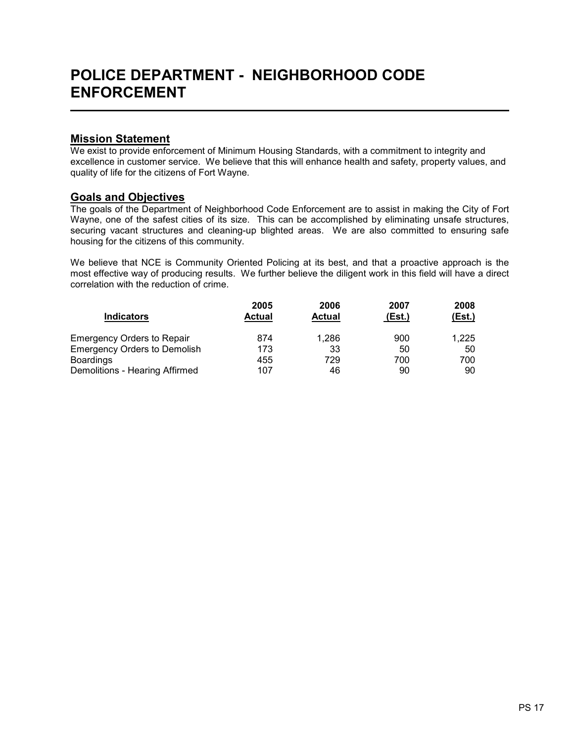# POLICE DEPARTMENT - NEIGHBORHOOD CODE ENFORCEMENT

## Mission Statement

We exist to provide enforcement of Minimum Housing Standards, with a commitment to integrity and excellence in customer service. We believe that this will enhance health and safety, property values, and quality of life for the citizens of Fort Wayne.

## Goals and Objectives

The goals of the Department of Neighborhood Code Enforcement are to assist in making the City of Fort Wayne, one of the safest cities of its size. This can be accomplished by eliminating unsafe structures, securing vacant structures and cleaning-up blighted areas. We are also committed to ensuring safe housing for the citizens of this community.

We believe that NCE is Community Oriented Policing at its best, and that a proactive approach is the most effective way of producing results. We further believe the diligent work in this field will have a direct correlation with the reduction of crime.

| Indicators | 2005 Actual | 2006 Actual | 2007 (Est.) | 2008 (Est.) |
|---|---|---|---|---|
| Emergency Orders to Repair | 874 | 1,286 | 900 | 1,225 |
| Emergency Orders to Demolish | 173 | 33 | 50 | 50 |
| Boardings | 455 | 729 | 700 | 700 |
| Demolitions - Hearing Affirmed | 107 | 46 | 90 | 90 |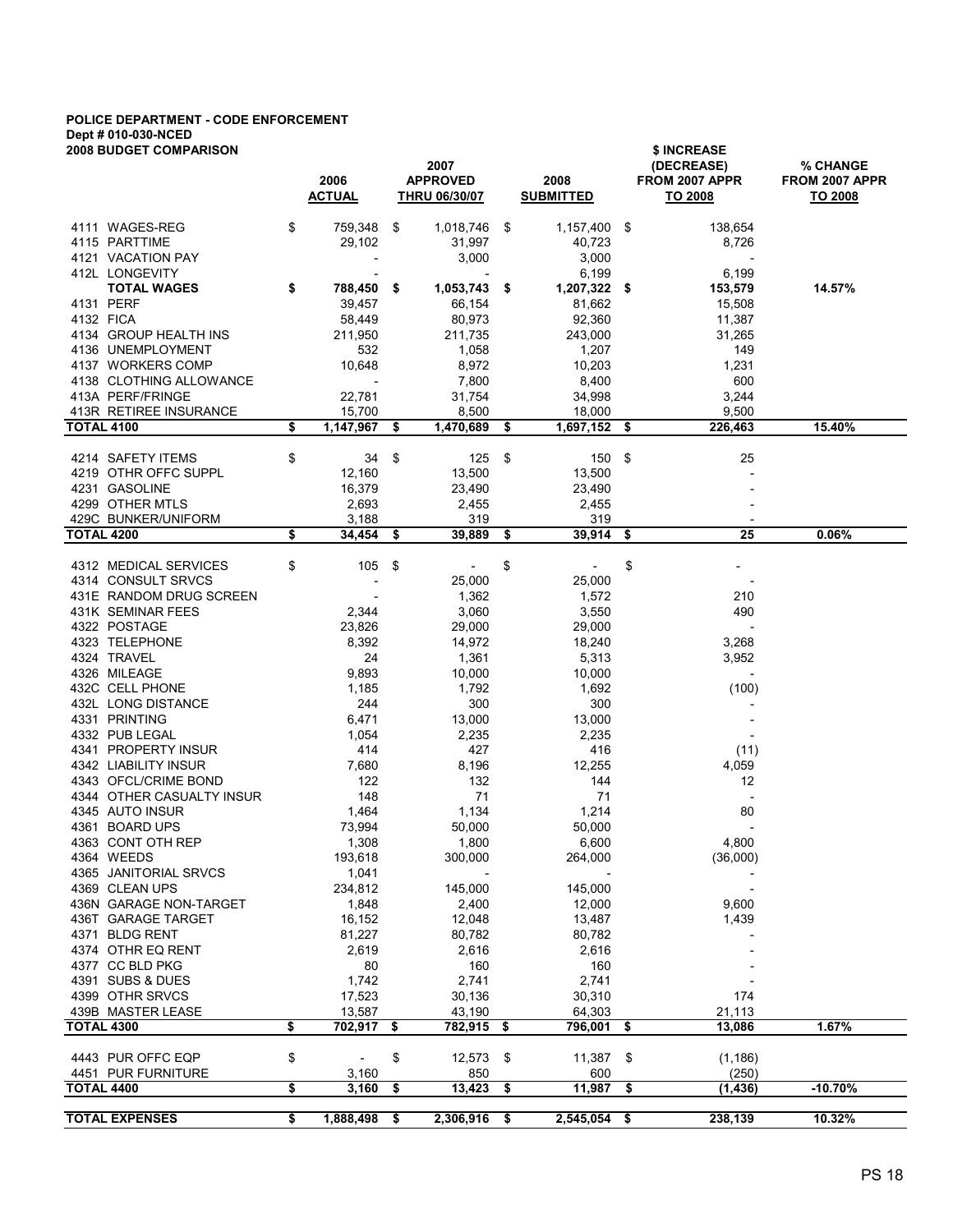**POLICE DEPARTMENT - CODE ENFORCEMENT**
**Dept # 010-030-NCED**
**2008 BUDGET COMPARISON**

| | 2006 ACTUAL | 2007 APPROVED THRU 06/30/07 | 2008 SUBMITTED | $ INCREASE (DECREASE) FROM 2007 APPR TO 2008 | % CHANGE FROM 2007 APPR TO 2008 |
|---|---|---|---|---|---|
| 4111 WAGES-REG | $ 759,348 | $ 1,018,746 | $ 1,157,400 | $ 138,654 | |
| 4115 PARTTIME | 29,102 | 31,997 | 40,723 | 8,726 | |
| 4121 VACATION PAY | - | 3,000 | 3,000 | - | |
| 412L LONGEVITY | - | - | 6,199 | 6,199 | |
| **TOTAL WAGES** | **$ 788,450** | **$ 1,053,743** | **$ 1,207,322** | **$ 153,579** | **14.57%** |
| 4131 PERF | 39,457 | 66,154 | 81,662 | 15,508 | |
| 4132 FICA | 58,449 | 80,973 | 92,360 | 11,387 | |
| 4134 GROUP HEALTH INS | 211,950 | 211,735 | 243,000 | 31,265 | |
| 4136 UNEMPLOYMENT | 532 | 1,058 | 1,207 | 149 | |
| 4137 WORKERS COMP | 10,648 | 8,972 | 10,203 | 1,231 | |
| 4138 CLOTHING ALLOWANCE | - | 7,800 | 8,400 | 600 | |
| 413A PERF/FRINGE | 22,781 | 31,754 | 34,998 | 3,244 | |
| 413R RETIREE INSURANCE | 15,700 | 8,500 | 18,000 | 9,500 | |
| **TOTAL 4100** | **$ 1,147,967** | **$ 1,470,689** | **$ 1,697,152** | **$ 226,463** | **15.40%** |
| 4214 SAFETY ITEMS | $ 34 | $ 125 | $ 150 | $ 25 | |
| 4219 OTHR OFFC SUPPL | 12,160 | 13,500 | 13,500 | - | |
| 4231 GASOLINE | 16,379 | 23,490 | 23,490 | - | |
| 4299 OTHER MTLS | 2,693 | 2,455 | 2,455 | - | |
| 429C BUNKER/UNIFORM | 3,188 | 319 | 319 | - | |
| **TOTAL 4200** | **$ 34,454** | **$ 39,889** | **$ 39,914** | **$ 25** | **0.06%** |
| 4312 MEDICAL SERVICES | $ 105 | $ - | $ - | $ - | |
| 4314 CONSULT SRVCS | - | 25,000 | 25,000 | - | |
| 431E RANDOM DRUG SCREEN | - | 1,362 | 1,572 | 210 | |
| 431K SEMINAR FEES | 2,344 | 3,060 | 3,550 | 490 | |
| 4322 POSTAGE | 23,826 | 29,000 | 29,000 | - | |
| 4323 TELEPHONE | 8,392 | 14,972 | 18,240 | 3,268 | |
| 4324 TRAVEL | 24 | 1,361 | 5,313 | 3,952 | |
| 4326 MILEAGE | 9,893 | 10,000 | 10,000 | - | |
| 432C CELL PHONE | 1,185 | 1,792 | 1,692 | (100) | |
| 432L LONG DISTANCE | 244 | 300 | 300 | - | |
| 4331 PRINTING | 6,471 | 13,000 | 13,000 | - | |
| 4332 PUB LEGAL | 1,054 | 2,235 | 2,235 | - | |
| 4341 PROPERTY INSUR | 414 | 427 | 416 | (11) | |
| 4342 LIABILITY INSUR | 7,680 | 8,196 | 12,255 | 4,059 | |
| 4343 OFCL/CRIME BOND | 122 | 132 | 144 | 12 | |
| 4344 OTHER CASUALTY INSUR | 148 | 71 | 71 | - | |
| 4345 AUTO INSUR | 1,464 | 1,134 | 1,214 | 80 | |
| 4361 BOARD UPS | 73,994 | 50,000 | 50,000 | - | |
| 4363 CONT OTH REP | 1,308 | 1,800 | 6,600 | 4,800 | |
| 4364 WEEDS | 193,618 | 300,000 | 264,000 | (36,000) | |
| 4365 JANITORIAL SRVCS | 1,041 | - | - | - | |
| 4369 CLEAN UPS | 234,812 | 145,000 | 145,000 | - | |
| 436N GARAGE NON-TARGET | 1,848 | 2,400 | 12,000 | 9,600 | |
| 436T GARAGE TARGET | 16,152 | 12,048 | 13,487 | 1,439 | |
| 4371 BLDG RENT | 81,227 | 80,782 | 80,782 | - | |
| 4374 OTHR EQ RENT | 2,619 | 2,616 | 2,616 | - | |
| 4377 CC BLD PKG | 80 | 160 | 160 | - | |
| 4391 SUBS & DUES | 1,742 | 2,741 | 2,741 | - | |
| 4399 OTHR SRVCS | 17,523 | 30,136 | 30,310 | 174 | |
| 439B MASTER LEASE | 13,587 | 43,190 | 64,303 | 21,113 | |
| **TOTAL 4300** | **$ 702,917** | **$ 782,915** | **$ 796,001** | **$ 13,086** | **1.67%** |
| 4443 PUR OFFC EQP | $ - | $ 12,573 | $ 11,387 | $ (1,186) | |
| 4451 PUR FURNITURE | 3,160 | 850 | 600 | (250) | |
| **TOTAL 4400** | **$ 3,160** | **$ 13,423** | **$ 11,987** | **$ (1,436)** | **-10.70%** |
| **TOTAL EXPENSES** | **$ 1,888,498** | **$ 2,306,916** | **$ 2,545,054** | **$ 238,139** | **10.32%** |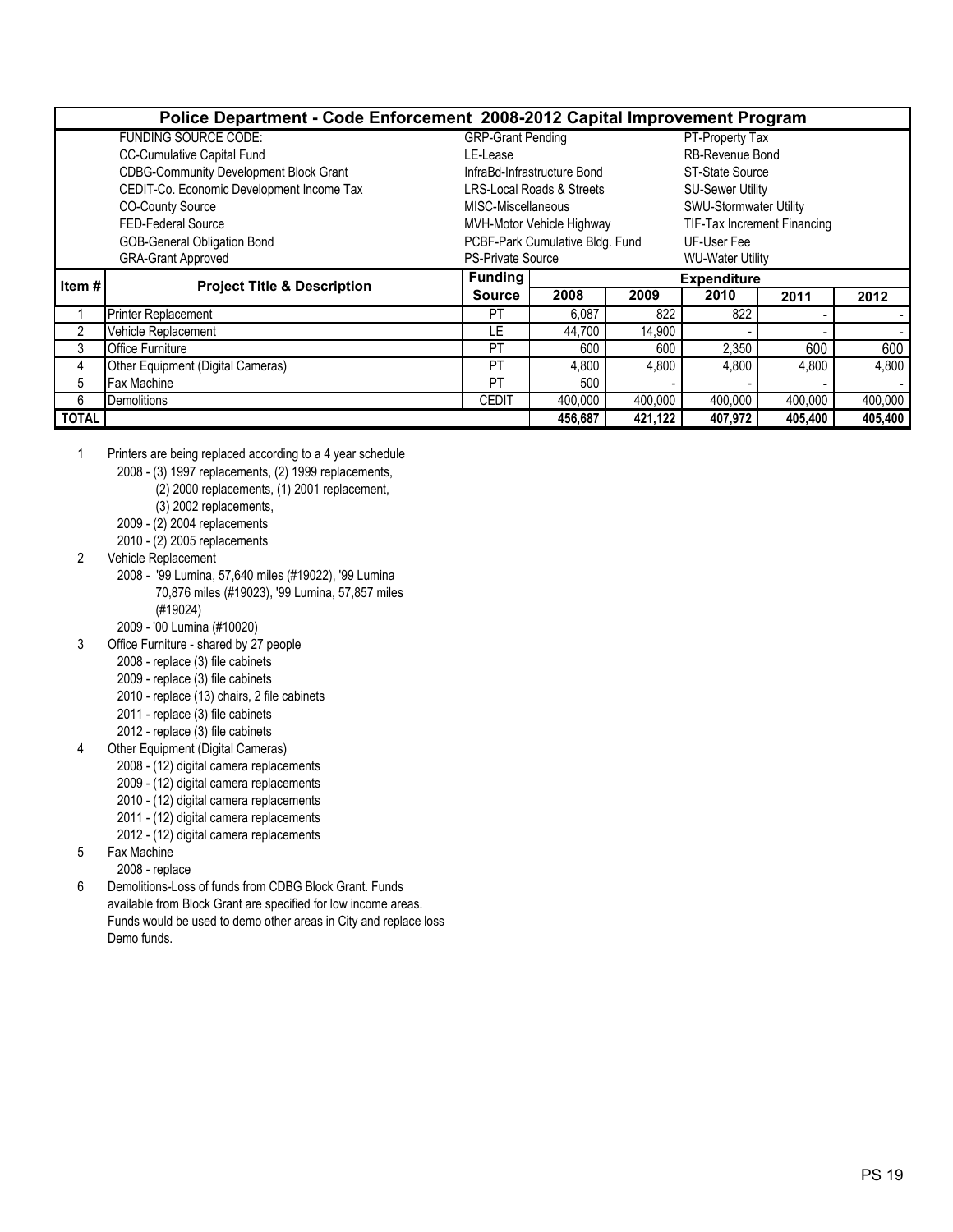## Police Department - Code Enforcement 2008-2012 Capital Improvement Program

| | | |
|---|---|---|
| FUNDING SOURCE CODE: | GRP-Grant Pending | PT-Property Tax |
| CC-Cumulative Capital Fund | LE-Lease | RB-Revenue Bond |
| CDBG-Community Development Block Grant | InfraBd-Infrastructure Bond | ST-State Source |
| CEDIT-Co. Economic Development Income Tax | LRS-Local Roads & Streets | SU-Sewer Utility |
| CO-County Source | MISC-Miscellaneous | SWU-Stormwater Utility |
| FED-Federal Source | MVH-Motor Vehicle Highway | TIF-Tax Increment Financing |
| GOB-General Obligation Bond | PCBF-Park Cumulative Bldg. Fund | UF-User Fee |
| GRA-Grant Approved | PS-Private Source | WU-Water Utility |

| Item # | Project Title & Description | Funding Source | Expenditure 2008 | 2009 | 2010 | 2011 | 2012 |
|---|---|---|---|---|---|---|---|
| 1 | Printer Replacement | PT | 6,087 | 822 | 822 | - | - |
| 2 | Vehicle Replacement | LE | 44,700 | 14,900 | - | - | - |
| 3 | Office Furniture | PT | 600 | 600 | 2,350 | 600 | 600 |
| 4 | Other Equipment (Digital Cameras) | PT | 4,800 | 4,800 | 4,800 | 4,800 | 4,800 |
| 5 | Fax Machine | PT | 500 | - | - | - | - |
| 6 | Demolitions | CEDIT | 400,000 | 400,000 | 400,000 | 400,000 | 400,000 |
| **TOTAL** | | | **456,687** | **421,122** | **407,972** | **405,400** | **405,400** |

1. Printers are being replaced according to a 4 year schedule
   - 2008 - (3) 1997 replacements, (2) 1999 replacements, (2) 2000 replacements, (1) 2001 replacement, (3) 2002 replacements,
   - 2009 - (2) 2004 replacements
   - 2010 - (2) 2005 replacements
2. Vehicle Replacement
   - 2008 - '99 Lumina, 57,640 miles (#19022), '99 Lumina 70,876 miles (#19023), '99 Lumina, 57,857 miles (#19024)
   - 2009 - '00 Lumina (#10020)
3. Office Furniture - shared by 27 people
   - 2008 - replace (3) file cabinets
   - 2009 - replace (3) file cabinets
   - 2010 - replace (13) chairs, 2 file cabinets
   - 2011 - replace (3) file cabinets
   - 2012 - replace (3) file cabinets
4. Other Equipment (Digital Cameras)
   - 2008 - (12) digital camera replacements
   - 2009 - (12) digital camera replacements
   - 2010 - (12) digital camera replacements
   - 2011 - (12) digital camera replacements
   - 2012 - (12) digital camera replacements
5. Fax Machine
   - 2008 - replace
6. Demolitions-Loss of funds from CDBG Block Grant. Funds available from Block Grant are specified for low income areas. Funds would be used to demo other areas in City and replace loss Demo funds.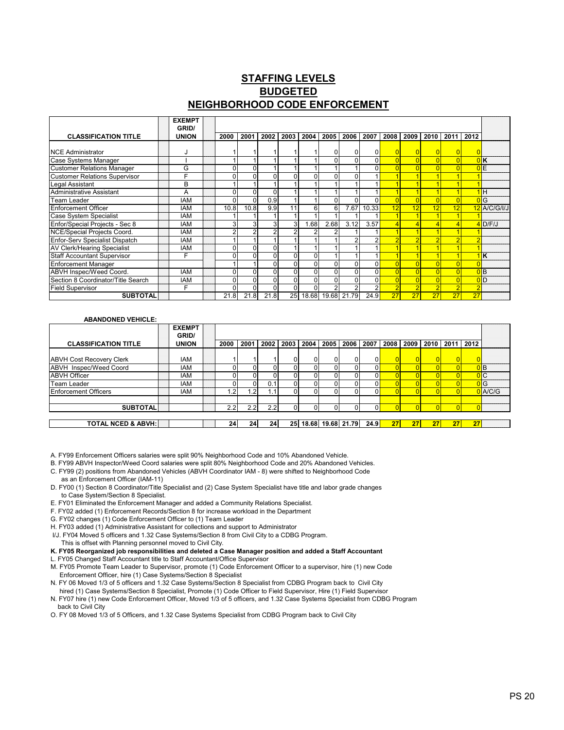# STAFFING LEVELS
## BUDGETED
## NEIGHBORHOOD CODE ENFORCEMENT

| CLASSIFICATION TITLE | EXEMPT GRID/ UNION | 2000 | 2001 | 2002 | 2003 | 2004 | 2005 | 2006 | 2007 | 2008 | 2009 | 2010 | 2011 | 2012 | |
|---|---|---|---|---|---|---|---|---|---|---|---|---|---|---|---|
| NCE Administrator | J | 1 | 1 | 1 | 1 | 1 | 0 | 0 | 0 | 0 | 0 | 0 | 0 | 0 | |
| Case Systems Manager | I | 1 | 1 | 1 | 1 | 1 | 0 | 0 | 0 | 0 | 0 | 0 | 0 | 0 | K |
| Customer Relations Manager | G | 0 | 0 | 1 | 1 | 1 | 1 | 1 | 0 | 0 | 0 | 0 | 0 | 0 | E |
| Customer Relations Supervisor | F | 0 | 0 | 0 | 0 | 0 | 0 | 0 | 1 | 1 | 1 | 1 | 1 | 1 | |
| Legal Assistant | B | 1 | 1 | 1 | 1 | 1 | 1 | 1 | 1 | 1 | 1 | 1 | 1 | 1 | |
| Administrative Assistant | A | 0 | 0 | 0 | 1 | 1 | 1 | 1 | 1 | 1 | 1 | 1 | 1 | 1 | H |
| Team Leader | IAM | 0 | 0 | 0.9 | 1 | 1 | 0 | 0 | 0 | 0 | 0 | 0 | 0 | 0 | G |
| Enforcement Officer | IAM | 10.8 | 10.8 | 9.9 | 11 | 6 | 6 | 7.67 | 10.33 | 12 | 12 | 12 | 12 | 12 | A/C/G/I/J |
| Case System Specialist | IAM | 1 | 1 | 1 | 1 | 1 | 1 | 1 | 1 | 1 | 1 | 1 | 1 | 1 | |
| Enfor/Special Projects - Sec 8 | IAM | 3 | 3 | 3 | 3 | 1.68 | 2.68 | 3.12 | 3.57 | 4 | 4 | 4 | 4 | 4 | D/F/J |
| NCE/Special Projects Coord. | IAM | 2 | 2 | 2 | 2 | 2 | 2 | 1 | 1 | 1 | 1 | 1 | 1 | 1 | |
| Enfor-Serv Specialist Dispatch | IAM | 1 | 1 | 1 | 1 | 1 | 1 | 2 | 2 | 2 | 2 | 2 | 2 | 2 | |
| AV Clerk/Hearing Specialist | IAM | 0 | 0 | 0 | 1 | 1 | 1 | 1 | 1 | 1 | 1 | 1 | 1 | 1 | |
| Staff Accountant Supervisor | F | 0 | 0 | 0 | 0 | 0 | 1 | 1 | 1 | 1 | 1 | 1 | 1 | 1 | K |
| Enforcement Manager | | 1 | 1 | 0 | 0 | 0 | 0 | 0 | 0 | 0 | 0 | 0 | 0 | 0 | |
| ABVH Inspec/Weed Coord. | IAM | 0 | 0 | 0 | 0 | 0 | 0 | 0 | 0 | 0 | 0 | 0 | 0 | 0 | B |
| Section 8 Coordinator/Title Search | IAM | 0 | 0 | 0 | 0 | 0 | 0 | 0 | 0 | 0 | 0 | 0 | 0 | 0 | D |
| Field Supervisor | F | 0 | 0 | 0 | 0 | 0 | 2 | 2 | 2 | 2 | 2 | 2 | 2 | 2 | |
| **SUBTOTAL** | | 21.8 | 21.8 | 21.8 | 25 | 18.68 | 19.68 | 21.79 | 24.9 | 27 | 27 | 27 | 27 | 27 | |

**ABANDONED VEHICLE:**

| CLASSIFICATION TITLE | EXEMPT GRID/ UNION | 2000 | 2001 | 2002 | 2003 | 2004 | 2005 | 2006 | 2007 | 2008 | 2009 | 2010 | 2011 | 2012 | |
|---|---|---|---|---|---|---|---|---|---|---|---|---|---|---|---|
| ABVH Cost Recovery Clerk | IAM | 1 | 1 | 1 | 0 | 0 | 0 | 0 | 0 | 0 | 0 | 0 | 0 | 0 | |
| ABVH Inspec/Weed Coord | IAM | 0 | 0 | 0 | 0 | 0 | 0 | 0 | 0 | 0 | 0 | 0 | 0 | 0 | B |
| ABVH Officer | IAM | 0 | 0 | 0 | 0 | 0 | 0 | 0 | 0 | 0 | 0 | 0 | 0 | 0 | C |
| Team Leader | IAM | 0 | 0 | 0.1 | 0 | 0 | 0 | 0 | 0 | 0 | 0 | 0 | 0 | 0 | G |
| Enforcement Officers | IAM | 1.2 | 1.2 | 1.1 | 0 | 0 | 0 | 0 | 0 | 0 | 0 | 0 | 0 | 0 | A/C/G |
| **SUBTOTAL** | | 2.2 | 2.2 | 2.2 | 0 | 0 | 0 | 0 | 0 | 0 | 0 | 0 | 0 | 0 | |
| **TOTAL NCED & ABVH:** | | 24 | 24 | 24 | 25 | 18.68 | 19.68 | 21.79 | 24.9 | 27 | 27 | 27 | 27 | 27 | |

A. FY99 Enforcement Officers salaries were split 90% Neighborhood Code and 10% Abandoned Vehicle.
B. FY99 ABVH Inspector/Weed Coord salaries were split 80% Neighborhood Code and 20% Abandoned Vehicles.
C. FY99 (2) positions from Abandoned Vehicles (ABVH Coordinator IAM - 8) were shifted to Neighborhood Code as an Enforcement Officer (IAM-11)
D. FY00 (1) Section 8 Coordinator/Title Specialist and (2) Case System Specialist have title and labor grade changes to Case System/Section 8 Specialist.
E. FY01 Eliminated the Enforcement Manager and added a Community Relations Specialist.
F. FY02 added (1) Enforcement Records/Section 8 for increase workload in the Department
G. FY02 changes (1) Code Enforcement Officer to (1) Team Leader
H. FY03 added (1) Administrative Assistant for collections and support to Administrator
I/J. FY04 Moved 5 officers and 1.32 Case Systems/Section 8 from Civil City to a CDBG Program. This is offset with Planning personnel moved to Civil City.
**K. FY05 Reorganized job responsibilities and deleted a Case Manager position and added a Staff Accountant**
L. FY05 Changed Staff Accountant title to Staff Accountant/Office Supervisor
M. FY05 Promote Team Leader to Supervisor, promote (1) Code Enforcement Officer to a supervisor, hire (1) new Code Enforcement Officer, hire (1) Case Systems/Section 8 Specialist
N. FY 06 Moved 1/3 of 5 officers and 1.32 Case Systems/Section 8 Specialist from CDBG Program back to Civil City hired (1) Case Systems/Section 8 Specialist, Promote (1) Code Officer to Field Supervisor, Hire (1) Field Supervisor
N. FY07 hire (1) new Code Enforcement Officer, Moved 1/3 of 5 officers, and 1.32 Case Systems Specialist from CDBG Program back to Civil City
O. FY 08 Moved 1/3 of 5 Officers, and 1.32 Case Systems Specialist from CDBG Program back to Civil City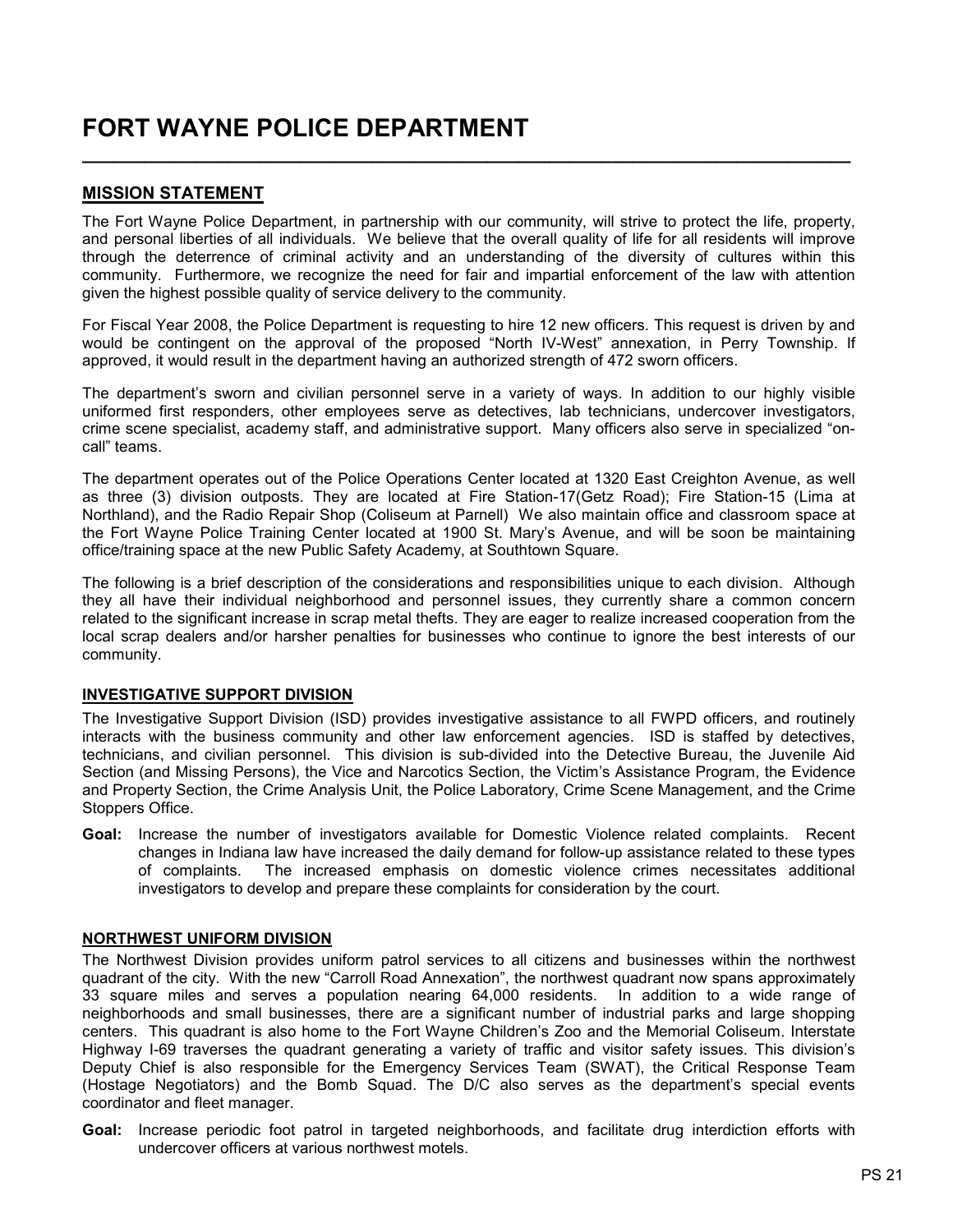# FORT WAYNE POLICE DEPARTMENT

## MISSION STATEMENT

The Fort Wayne Police Department, in partnership with our community, will strive to protect the life, property, and personal liberties of all individuals. We believe that the overall quality of life for all residents will improve through the deterrence of criminal activity and an understanding of the diversity of cultures within this community. Furthermore, we recognize the need for fair and impartial enforcement of the law with attention given the highest possible quality of service delivery to the community.

For Fiscal Year 2008, the Police Department is requesting to hire 12 new officers. This request is driven by and would be contingent on the approval of the proposed "North IV-West" annexation, in Perry Township. If approved, it would result in the department having an authorized strength of 472 sworn officers.

The department's sworn and civilian personnel serve in a variety of ways. In addition to our highly visible uniformed first responders, other employees serve as detectives, lab technicians, undercover investigators, crime scene specialist, academy staff, and administrative support. Many officers also serve in specialized "on-call" teams.

The department operates out of the Police Operations Center located at 1320 East Creighton Avenue, as well as three (3) division outposts. They are located at Fire Station-17(Getz Road); Fire Station-15 (Lima at Northland), and the Radio Repair Shop (Coliseum at Parnell) We also maintain office and classroom space at the Fort Wayne Police Training Center located at 1900 St. Mary's Avenue, and will be soon be maintaining office/training space at the new Public Safety Academy, at Southtown Square.

The following is a brief description of the considerations and responsibilities unique to each division. Although they all have their individual neighborhood and personnel issues, they currently share a common concern related to the significant increase in scrap metal thefts. They are eager to realize increased cooperation from the local scrap dealers and/or harsher penalties for businesses who continue to ignore the best interests of our community.

### INVESTIGATIVE SUPPORT DIVISION

The Investigative Support Division (ISD) provides investigative assistance to all FWPD officers, and routinely interacts with the business community and other law enforcement agencies. ISD is staffed by detectives, technicians, and civilian personnel. This division is sub-divided into the Detective Bureau, the Juvenile Aid Section (and Missing Persons), the Vice and Narcotics Section, the Victim's Assistance Program, the Evidence and Property Section, the Crime Analysis Unit, the Police Laboratory, Crime Scene Management, and the Crime Stoppers Office.

**Goal:** Increase the number of investigators available for Domestic Violence related complaints. Recent changes in Indiana law have increased the daily demand for follow-up assistance related to these types of complaints. The increased emphasis on domestic violence crimes necessitates additional investigators to develop and prepare these complaints for consideration by the court.

### NORTHWEST UNIFORM DIVISION

The Northwest Division provides uniform patrol services to all citizens and businesses within the northwest quadrant of the city. With the new "Carroll Road Annexation", the northwest quadrant now spans approximately 33 square miles and serves a population nearing 64,000 residents. In addition to a wide range of neighborhoods and small businesses, there are a significant number of industrial parks and large shopping centers. This quadrant is also home to the Fort Wayne Children's Zoo and the Memorial Coliseum. Interstate Highway I-69 traverses the quadrant generating a variety of traffic and visitor safety issues. This division's Deputy Chief is also responsible for the Emergency Services Team (SWAT), the Critical Response Team (Hostage Negotiators) and the Bomb Squad. The D/C also serves as the department's special events coordinator and fleet manager.

**Goal:** Increase periodic foot patrol in targeted neighborhoods, and facilitate drug interdiction efforts with undercover officers at various northwest motels.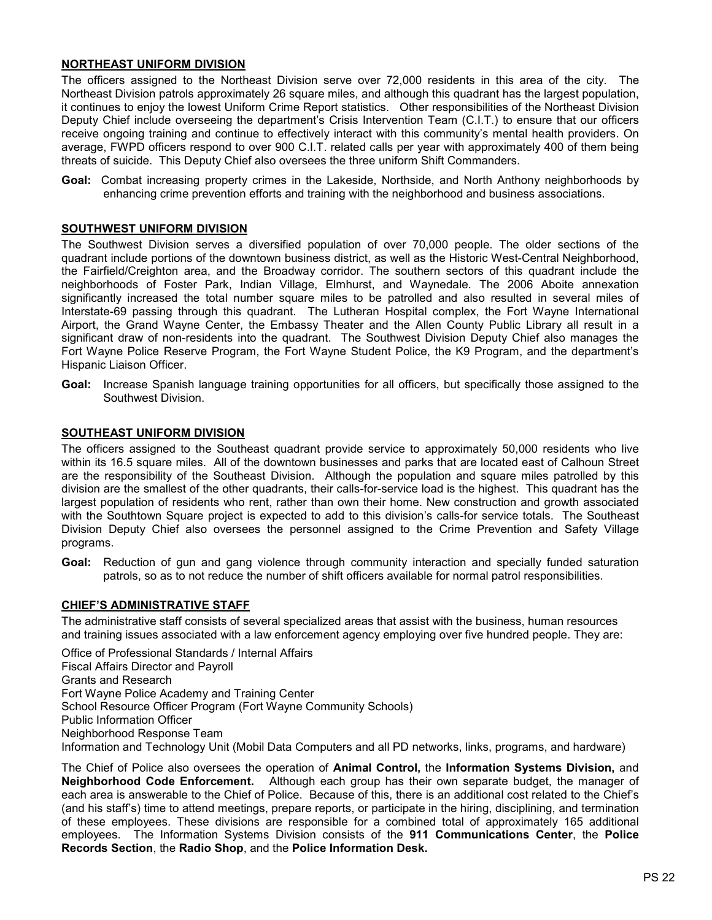## NORTHEAST UNIFORM DIVISION

The officers assigned to the Northeast Division serve over 72,000 residents in this area of the city. The Northeast Division patrols approximately 26 square miles, and although this quadrant has the largest population, it continues to enjoy the lowest Uniform Crime Report statistics. Other responsibilities of the Northeast Division Deputy Chief include overseeing the department's Crisis Intervention Team (C.I.T.) to ensure that our officers receive ongoing training and continue to effectively interact with this community's mental health providers. On average, FWPD officers respond to over 900 C.I.T. related calls per year with approximately 400 of them being threats of suicide. This Deputy Chief also oversees the three uniform Shift Commanders.

**Goal:** Combat increasing property crimes in the Lakeside, Northside, and North Anthony neighborhoods by enhancing crime prevention efforts and training with the neighborhood and business associations.

## SOUTHWEST UNIFORM DIVISION

The Southwest Division serves a diversified population of over 70,000 people. The older sections of the quadrant include portions of the downtown business district, as well as the Historic West-Central Neighborhood, the Fairfield/Creighton area, and the Broadway corridor. The southern sectors of this quadrant include the neighborhoods of Foster Park, Indian Village, Elmhurst, and Waynedale. The 2006 Aboite annexation significantly increased the total number square miles to be patrolled and also resulted in several miles of Interstate-69 passing through this quadrant. The Lutheran Hospital complex, the Fort Wayne International Airport, the Grand Wayne Center, the Embassy Theater and the Allen County Public Library all result in a significant draw of non-residents into the quadrant. The Southwest Division Deputy Chief also manages the Fort Wayne Police Reserve Program, the Fort Wayne Student Police, the K9 Program, and the department's Hispanic Liaison Officer.

**Goal:** Increase Spanish language training opportunities for all officers, but specifically those assigned to the Southwest Division.

## SOUTHEAST UNIFORM DIVISION

The officers assigned to the Southeast quadrant provide service to approximately 50,000 residents who live within its 16.5 square miles. All of the downtown businesses and parks that are located east of Calhoun Street are the responsibility of the Southeast Division. Although the population and square miles patrolled by this division are the smallest of the other quadrants, their calls-for-service load is the highest. This quadrant has the largest population of residents who rent, rather than own their home. New construction and growth associated with the Southtown Square project is expected to add to this division's calls-for service totals. The Southeast Division Deputy Chief also oversees the personnel assigned to the Crime Prevention and Safety Village programs.

**Goal:** Reduction of gun and gang violence through community interaction and specially funded saturation patrols, so as to not reduce the number of shift officers available for normal patrol responsibilities.

## CHIEF'S ADMINISTRATIVE STAFF

The administrative staff consists of several specialized areas that assist with the business, human resources and training issues associated with a law enforcement agency employing over five hundred people. They are:

Office of Professional Standards / Internal Affairs
Fiscal Affairs Director and Payroll
Grants and Research
Fort Wayne Police Academy and Training Center
School Resource Officer Program (Fort Wayne Community Schools)
Public Information Officer
Neighborhood Response Team
Information and Technology Unit (Mobil Data Computers and all PD networks, links, programs, and hardware)

The Chief of Police also oversees the operation of **Animal Control,** the **Information Systems Division,** and **Neighborhood Code Enforcement.** Although each group has their own separate budget, the manager of each area is answerable to the Chief of Police. Because of this, there is an additional cost related to the Chief's (and his staff's) time to attend meetings, prepare reports, or participate in the hiring, disciplining, and termination of these employees. These divisions are responsible for a combined total of approximately 165 additional employees. The Information Systems Division consists of the **911 Communications Center**, the **Police Records Section**, the **Radio Shop**, and the **Police Information Desk.**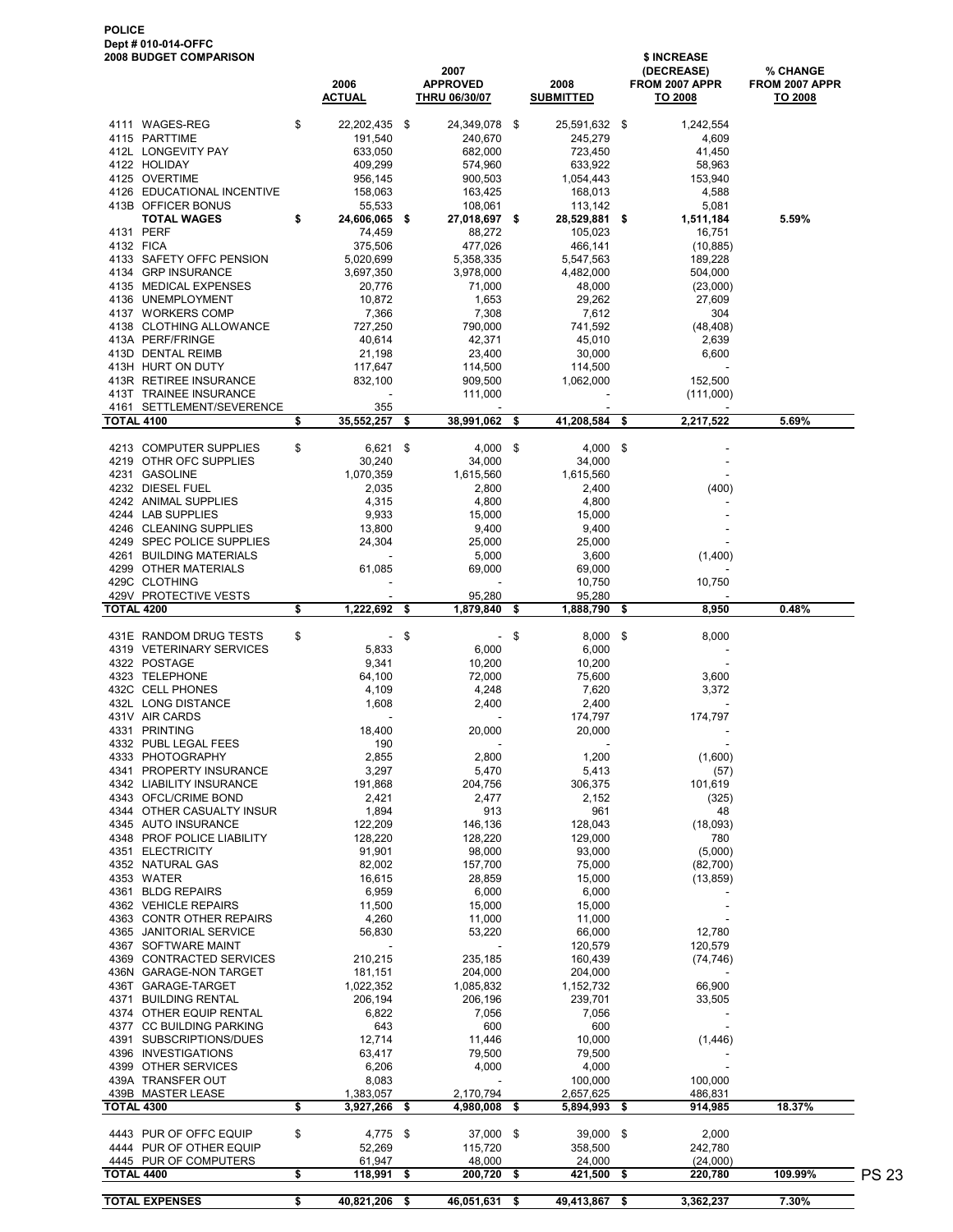**POLICE**
**Dept # 010-014-OFFC**
**2008 BUDGET COMPARISON**

| | | 2006 ACTUAL | 2007 APPROVED THRU 06/30/07 | 2008 SUBMITTED | $ INCREASE (DECREASE) FROM 2007 APPR TO 2008 | % CHANGE FROM 2007 APPR TO 2008 |
|---|---|---|---|---|---|---|
| 4111 | WAGES-REG | $ 22,202,435 | $ 24,349,078 | $ 25,591,632 | $ 1,242,554 | |
| 4115 | PARTTIME | 191,540 | 240,670 | 245,279 | 4,609 | |
| 412L | LONGEVITY PAY | 633,050 | 682,000 | 723,450 | 41,450 | |
| 4122 | HOLIDAY | 409,299 | 574,960 | 633,922 | 58,963 | |
| 4125 | OVERTIME | 956,145 | 900,503 | 1,054,443 | 153,940 | |
| 4126 | EDUCATIONAL INCENTIVE | 158,063 | 163,425 | 168,013 | 4,588 | |
| 413B | OFFICER BONUS | 55,533 | 108,061 | 113,142 | 5,081 | |
| | **TOTAL WAGES** | **$ 24,606,065** | **$ 27,018,697** | **$ 28,529,881** | **$ 1,511,184** | **5.59%** |
| 4131 | PERF | 74,459 | 88,272 | 105,023 | 16,751 | |
| 4132 | FICA | 375,506 | 477,026 | 466,141 | (10,885) | |
| 4133 | SAFETY OFFC PENSION | 5,020,699 | 5,358,335 | 5,547,563 | 189,228 | |
| 4134 | GRP INSURANCE | 3,697,350 | 3,978,000 | 4,482,000 | 504,000 | |
| 4135 | MEDICAL EXPENSES | 20,776 | 71,000 | 48,000 | (23,000) | |
| 4136 | UNEMPLOYMENT | 10,872 | 1,653 | 29,262 | 27,609 | |
| 4137 | WORKERS COMP | 7,366 | 7,308 | 7,612 | 304 | |
| 4138 | CLOTHING ALLOWANCE | 727,250 | 790,000 | 741,592 | (48,408) | |
| 413A | PERF/FRINGE | 40,614 | 42,371 | 45,010 | 2,639 | |
| 413D | DENTAL REIMB | 21,198 | 23,400 | 30,000 | 6,600 | |
| 413H | HURT ON DUTY | 117,647 | 114,500 | 114,500 | - | |
| 413R | RETIREE INSURANCE | 832,100 | 909,500 | 1,062,000 | 152,500 | |
| 413T | TRAINEE INSURANCE | - | 111,000 | - | (111,000) | |
| 4161 | SETTLEMENT/SEVERENCE | 355 | - | - | - | |
| **TOTAL 4100** | | **$ 35,552,257** | **$ 38,991,062** | **$ 41,208,584** | **$ 2,217,522** | **5.69%** |
| 4213 | COMPUTER SUPPLIES | $ 6,621 | $ 4,000 | $ 4,000 | $ - | |
| 4219 | OTHR OFC SUPPLIES | 30,240 | 34,000 | 34,000 | - | |
| 4231 | GASOLINE | 1,070,359 | 1,615,560 | 1,615,560 | - | |
| 4232 | DIESEL FUEL | 2,035 | 2,800 | 2,400 | (400) | |
| 4242 | ANIMAL SUPPLIES | 4,315 | 4,800 | 4,800 | - | |
| 4244 | LAB SUPPLIES | 9,933 | 15,000 | 15,000 | - | |
| 4246 | CLEANING SUPPLIES | 13,800 | 9,400 | 9,400 | - | |
| 4249 | SPEC POLICE SUPPLIES | 24,304 | 25,000 | 25,000 | - | |
| 4261 | BUILDING MATERIALS | - | 5,000 | 3,600 | (1,400) | |
| 4299 | OTHER MATERIALS | 61,085 | 69,000 | 69,000 | - | |
| 429C | CLOTHING | - | - | 10,750 | 10,750 | |
| 429V | PROTECTIVE VESTS | - | 95,280 | 95,280 | - | |
| **TOTAL 4200** | | **$ 1,222,692** | **$ 1,879,840** | **$ 1,888,790** | **$ 8,950** | **0.48%** |
| 431E | RANDOM DRUG TESTS | $ - | $ - | $ 8,000 | $ 8,000 | |
| 4319 | VETERINARY SERVICES | 5,833 | 6,000 | 6,000 | - | |
| 4322 | POSTAGE | 9,341 | 10,200 | 10,200 | - | |
| 4323 | TELEPHONE | 64,100 | 72,000 | 75,600 | 3,600 | |
| 432C | CELL PHONES | 4,109 | 4,248 | 7,620 | 3,372 | |
| 432L | LONG DISTANCE | 1,608 | 2,400 | 2,400 | - | |
| 431V | AIR CARDS | - | - | 174,797 | 174,797 | |
| 4331 | PRINTING | 18,400 | 20,000 | 20,000 | - | |
| 4332 | PUBL LEGAL FEES | 190 | - | - | - | |
| 4333 | PHOTOGRAPHY | 2,855 | 2,800 | 1,200 | (1,600) | |
| 4341 | PROPERTY INSURANCE | 3,297 | 5,470 | 5,413 | (57) | |
| 4342 | LIABILITY INSURANCE | 191,868 | 204,756 | 306,375 | 101,619 | |
| 4343 | OFCL/CRIME BOND | 2,421 | 2,477 | 2,152 | (325) | |
| 4344 | OTHER CASUALTY INSUR | 1,894 | 913 | 961 | 48 | |
| 4345 | AUTO INSURANCE | 122,209 | 146,136 | 128,043 | (18,093) | |
| 4348 | PROF POLICE LIABILITY | 128,220 | 128,220 | 129,000 | 780 | |
| 4351 | ELECTRICITY | 91,901 | 98,000 | 93,000 | (5,000) | |
| 4352 | NATURAL GAS | 82,002 | 157,700 | 75,000 | (82,700) | |
| 4353 | WATER | 16,615 | 28,859 | 15,000 | (13,859) | |
| 4361 | BLDG REPAIRS | 6,959 | 6,000 | 6,000 | - | |
| 4362 | VEHICLE REPAIRS | 11,500 | 15,000 | 15,000 | - | |
| 4363 | CONTR OTHER REPAIRS | 4,260 | 11,000 | 11,000 | - | |
| 4365 | JANITORIAL SERVICE | 56,830 | 53,220 | 66,000 | 12,780 | |
| 4367 | SOFTWARE MAINT | - | - | 120,579 | 120,579 | |
| 4369 | CONTRACTED SERVICES | 210,215 | 235,185 | 160,439 | (74,746) | |
| 436N | GARAGE-NON TARGET | 181,151 | 204,000 | 204,000 | - | |
| 436T | GARAGE-TARGET | 1,022,352 | 1,085,832 | 1,152,732 | 66,900 | |
| 4371 | BUILDING RENTAL | 206,194 | 206,196 | 239,701 | 33,505 | |
| 4374 | OTHER EQUIP RENTAL | 6,822 | 7,056 | 7,056 | - | |
| 4377 | CC BUILDING PARKING | 643 | 600 | 600 | - | |
| 4391 | SUBSCRIPTIONS/DUES | 12,714 | 11,446 | 10,000 | (1,446) | |
| 4396 | INVESTIGATIONS | 63,417 | 79,500 | 79,500 | - | |
| 4399 | OTHER SERVICES | 6,206 | 4,000 | 4,000 | - | |
| 439A | TRANSFER OUT | 8,083 | - | 100,000 | 100,000 | |
| 439B | MASTER LEASE | 1,383,057 | 2,170,794 | 2,657,625 | 486,831 | |
| **TOTAL 4300** | | **$ 3,927,266** | **$ 4,980,008** | **$ 5,894,993** | **$ 914,985** | **18.37%** |
| 4443 | PUR OF OFFC EQUIP | $ 4,775 | $ 37,000 | $ 39,000 | $ 2,000 | |
| 4444 | PUR OF OTHER EQUIP | 52,269 | 115,720 | 358,500 | 242,780 | |
| 4445 | PUR OF COMPUTERS | 61,947 | 48,000 | 24,000 | (24,000) | |
| **TOTAL 4400** | | **$ 118,991** | **$ 200,720** | **$ 421,500** | **$ 220,780** | **109.99%** |
| **TOTAL EXPENSES** | | **$ 40,821,206** | **$ 46,051,631** | **$ 49,413,867** | **$ 3,362,237** | **7.30%** |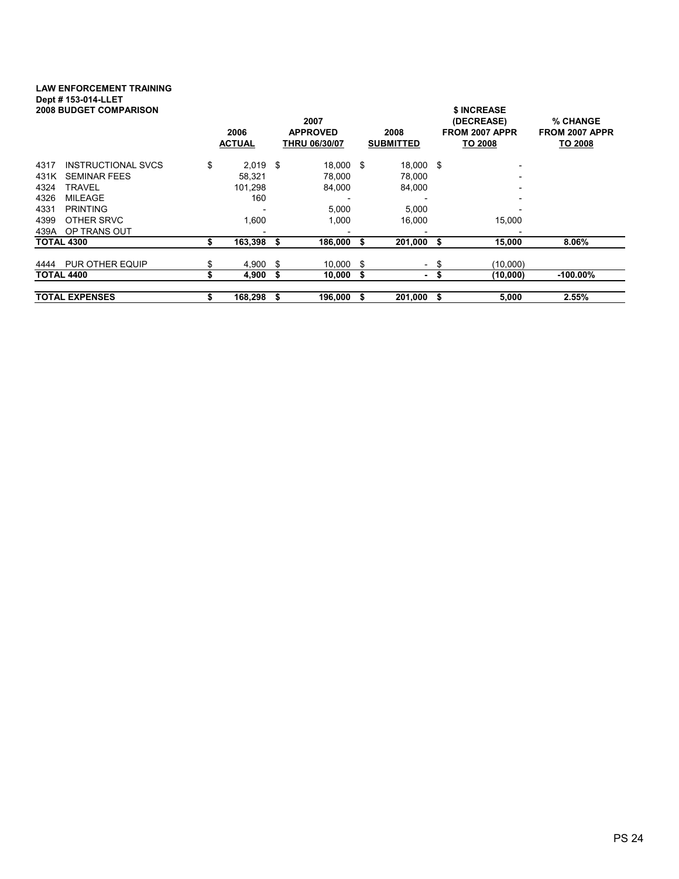**LAW ENFORCEMENT TRAINING**
**Dept # 153-014-LLET**
**2008 BUDGET COMPARISON**

| | | 2006 ACTUAL | 2007 APPROVED THRU 06/30/07 | 2008 SUBMITTED | $ INCREASE (DECREASE) FROM 2007 APPR TO 2008 | % CHANGE FROM 2007 APPR TO 2008 |
|---|---|---|---|---|---|---|
| 4317 | INSTRUCTIONAL SVCS | $ 2,019 | $ 18,000 | $ 18,000 | $ - | |
| 431K | SEMINAR FEES | 58,321 | 78,000 | 78,000 | - | |
| 4324 | TRAVEL | 101,298 | 84,000 | 84,000 | - | |
| 4326 | MILEAGE | 160 | - | - | - | |
| 4331 | PRINTING | - | 5,000 | 5,000 | - | |
| 4399 | OTHER SRVC | 1,600 | 1,000 | 16,000 | 15,000 | |
| 439A | OP TRANS OUT | - | - | - | - | |
| **TOTAL 4300** | | **$ 163,398** | **$ 186,000** | **$ 201,000** | **$ 15,000** | **8.06%** |
| 4444 | PUR OTHER EQUIP | $ 4,900 | $ 10,000 | $ - | $ (10,000) | |
| **TOTAL 4400** | | **$ 4,900** | **$ 10,000** | **$ -** | **$ (10,000)** | **-100.00%** |
| **TOTAL EXPENSES** | | **$ 168,298** | **$ 196,000** | **$ 201,000** | **$ 5,000** | **2.55%** |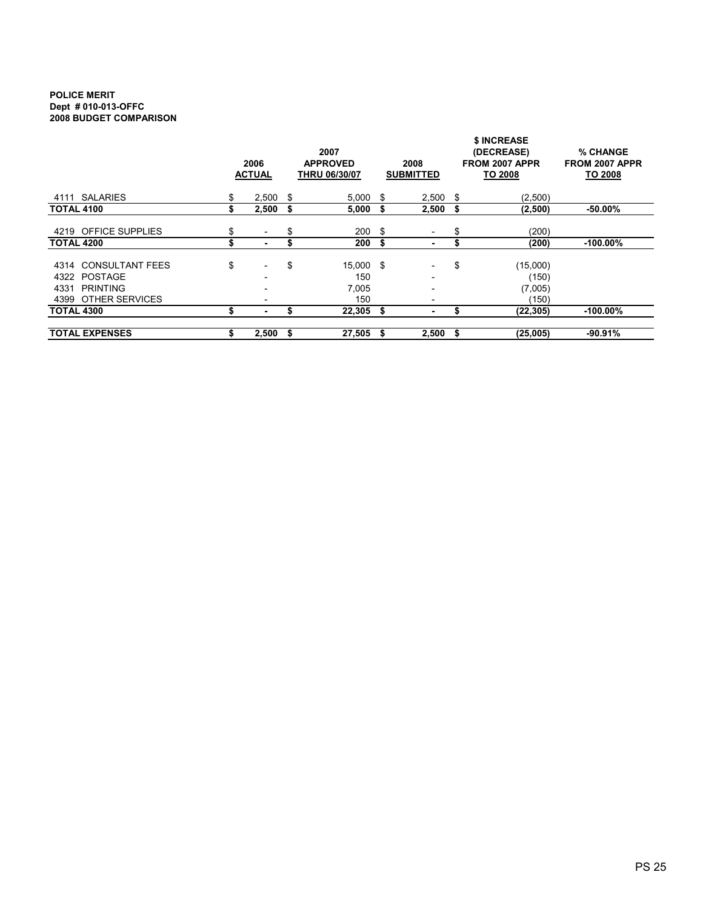**POLICE MERIT**
**Dept # 010-013-OFFC**
**2008 BUDGET COMPARISON**

| | 2006 ACTUAL | 2007 APPROVED THRU 06/30/07 | 2008 SUBMITTED | $ INCREASE (DECREASE) FROM 2007 APPR TO 2008 | % CHANGE FROM 2007 APPR TO 2008 |
|---|---|---|---|---|---|
| 4111 SALARIES | $ 2,500 | $ 5,000 | $ 2,500 | $ (2,500) | |
| **TOTAL 4100** | **$ 2,500** | **$ 5,000** | **$ 2,500** | **$ (2,500)** | **-50.00%** |
| 4219 OFFICE SUPPLIES | $ - | $ 200 | $ - | $ (200) | |
| **TOTAL 4200** | **$ -** | **$ 200** | **$ -** | **$ (200)** | **-100.00%** |
| 4314 CONSULTANT FEES | $ - | $ 15,000 | $ - | $ (15,000) | |
| 4322 POSTAGE | - | 150 | - | (150) | |
| 4331 PRINTING | - | 7,005 | - | (7,005) | |
| 4399 OTHER SERVICES | - | 150 | - | (150) | |
| **TOTAL 4300** | **$ -** | **$ 22,305** | **$ -** | **$ (22,305)** | **-100.00%** |
| **TOTAL EXPENSES** | **$ 2,500** | **$ 27,505** | **$ 2,500** | **$ (25,005)** | **-90.91%** |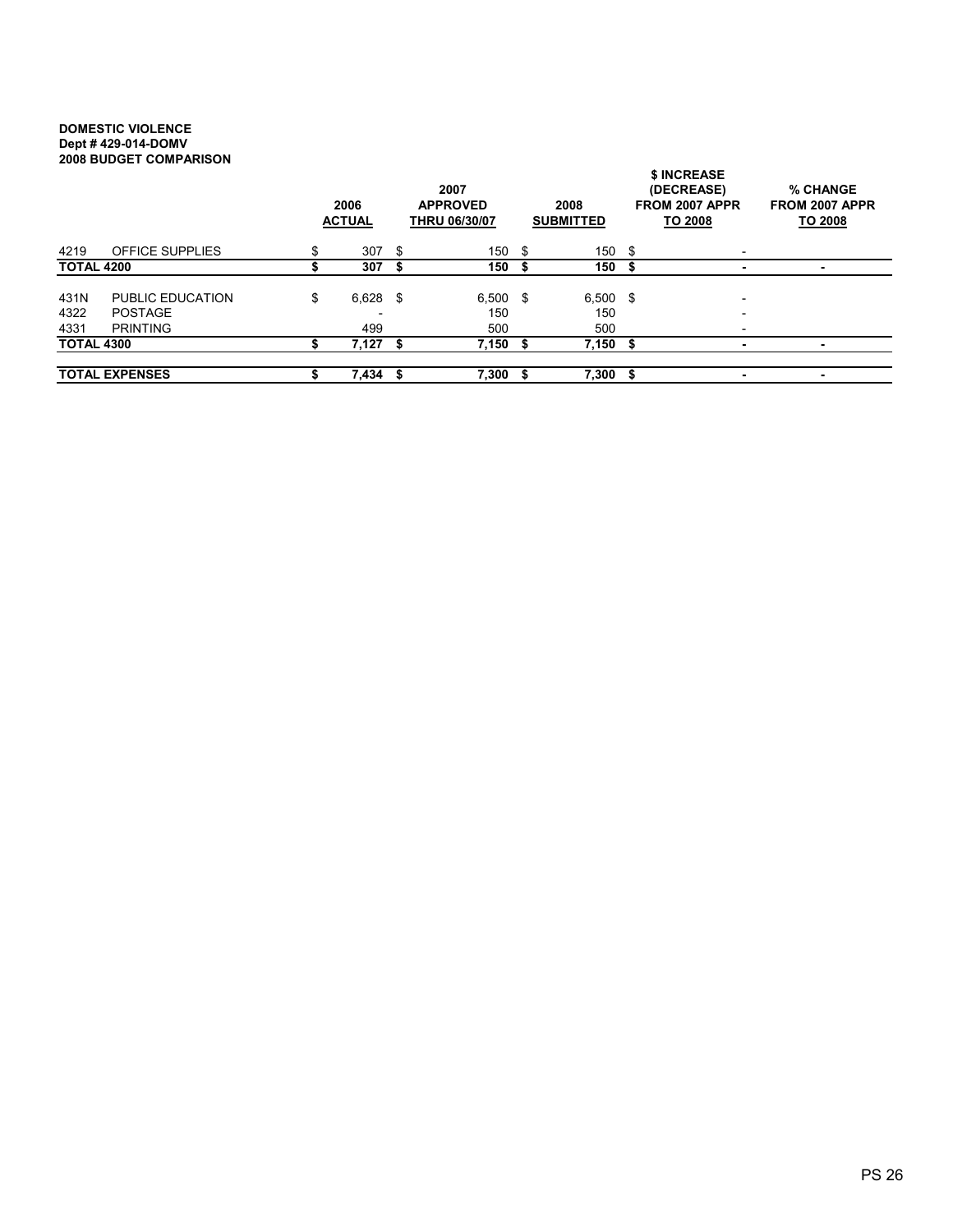**DOMESTIC VIOLENCE**
**Dept # 429-014-DOMV**
**2008 BUDGET COMPARISON**

| | | 2006 ACTUAL | 2007 APPROVED THRU 06/30/07 | 2008 SUBMITTED | $ INCREASE (DECREASE) FROM 2007 APPR TO 2008 | % CHANGE FROM 2007 APPR TO 2008 |
|---|---|---|---|---|---|---|
| 4219 | OFFICE SUPPLIES | $ 307 | $ 150 | $ 150 | $ - | |
| **TOTAL 4200** | | **$ 307** | **$ 150** | **$ 150** | **$ -** | **-** |
| 431N | PUBLIC EDUCATION | $ 6,628 | $ 6,500 | $ 6,500 | $ - | |
| 4322 | POSTAGE | - | 150 | 150 | - | |
| 4331 | PRINTING | 499 | 500 | 500 | - | |
| **TOTAL 4300** | | **$ 7,127** | **$ 7,150** | **$ 7,150** | **$ -** | **-** |
| **TOTAL EXPENSES** | | **$ 7,434** | **$ 7,300** | **$ 7,300** | **$ -** | **-** |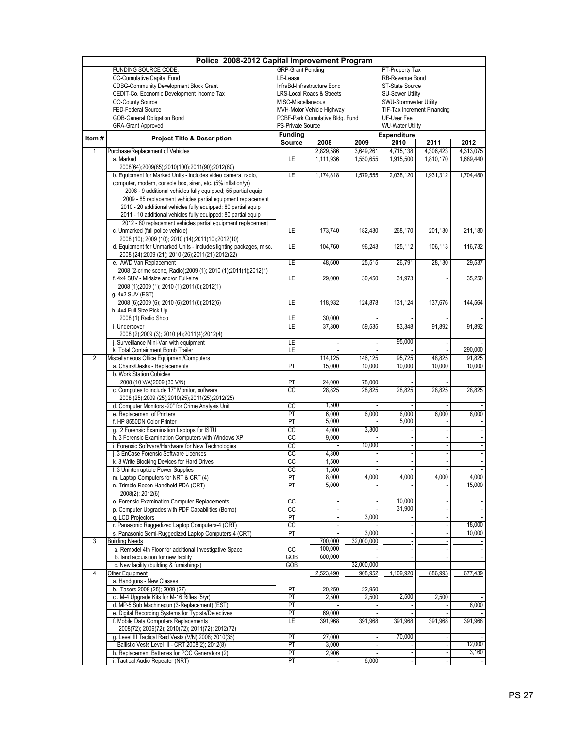# Police 2008-2012 Capital Improvement Program

| | | |
|---|---|---|
| FUNDING SOURCE CODE: | GRP-Grant Pending | PT-Property Tax |
| CC-Cumulative Capital Fund | LE-Lease | RB-Revenue Bond |
| CDBG-Community Development Block Grant | InfraBd-Infrastructure Bond | ST-State Source |
| CEDIT-Co. Economic Development Income Tax | LRS-Local Roads & Streets | SU-Sewer Utility |
| CO-County Source | MISC-Miscellaneous | SWU-Stormwater Utility |
| FED-Federal Source | MVH-Motor Vehicle Highway | TIF-Tax Increment Financing |
| GOB-General Obligation Bond | PCBF-Park Cumulative Bldg. Fund | UF-User Fee |
| GRA-Grant Approved | PS-Private Source | WU-Water Utility |

| Item # | Project Title & Description | Funding Source | Expenditure 2008 | 2009 | 2010 | 2011 | 2012 |
|---|---|---|---|---|---|---|---|
| 1 | Purchase/Replacement of Vehicles | | 2,829,586 | 3,649,261 | 4,715,138 | 4,306,423 | 4,313,075 |
| | a. Marked<br>2008(64);2009(85);2010(100);2011(90);2012(80) | LE | 1,111,936 | 1,550,655 | 1,915,500 | 1,810,170 | 1,689,440 |
| | b. Equipment for Marked Units - includes video camera, radio, computer, modem, console box, siren, etc. (5% inflation/yr)<br>2008 - 9 additional vehicles fully equipped; 55 partial equip<br>2009 - 85 replacement vehicles partial equipment replacement<br>2010 - 20 additional vehicles fully equipped; 80 partial equip<br>2011 - 10 additional vehicles fully equipped; 80 partial equip<br>2012 - 80 replacement vehicles partial equipment replacement | LE | 1,174,818 | 1,579,555 | 2,038,120 | 1,931,312 | 1,704,480 |
| | c. Unmarked (full police vehicle)<br>2008 (10); 2009 (10); 2010 (14);2011(10);2012(10) | LE | 173,740 | 182,430 | 268,170 | 201,130 | 211,180 |
| | d. Equipment for Unmarked Units - includes lighting packages, misc.<br>2008 (24);2009 (21); 2010 (26);2011(21);2012(22) | LE | 104,760 | 96,243 | 125,112 | 106,113 | 116,732 |
| | e. AWD Van Replacement<br>2008 (2-crime scene, Radio);2009 (1); 2010 (1);2011(1);2012(1) | LE | 48,600 | 25,515 | 26,791 | 28,130 | 29,537 |
| | f. 4x4 SUV - Midsize and/or Full-size<br>2008 (1);2009 (1); 2010 (1);2011(0);2012(1) | LE | 29,000 | 30,450 | 31,973 | - | 35,250 |
| | g. 4x2 SUV (EST)<br>2008 (6);2009 (6); 2010 (6);2011(6);2012(6) | LE | 118,932 | 124,878 | 131,124 | 137,676 | 144,564 |
| | h. 4x4 Full Size Pick Up<br>2008 (1) Radio Shop | LE | 30,000 | - | - | - | - |
| | i. Undercover<br>2008 (2);2009 (3); 2010 (4);2011(4);2012(4) | LE | 37,800 | 59,535 | 83,348 | 91,892 | 91,892 |
| | j. Surveillance Mini-Van with equipment | LE | - | - | 95,000 | - | - |
| | k. Total Containment Bomb Trailer | LE | - | - | - | - | 290,000 |
| 2 | Miscellaneous Office Equipment/Computers | | 114,125 | 146,125 | 95,725 | 48,825 | 91,825 |
| | a. Chairs/Desks - Replacements | PT | 15,000 | 10,000 | 10,000 | 10,000 | 10,000 |
| | b. Work Station Cubicles<br>2008 (10 V/A)2009 (30 V/N) | PT | 24,000 | 78,000 | - | - | - |
| | c. Computes to include 17" Monitor, software<br>2008 (25);2009 (25);2010(25);2011(25);2012(25) | CC | 28,825 | 28,825 | 28,825 | 28,825 | 28,825 |
| | d. Computer Monitors -20" for Crime Analysis Unit | CC | 1,500 | - | - | - | - |
| | e. Replacement of Printers | PT | 6,000 | 6,000 | 6,000 | 6,000 | 6,000 |
| | f. HP 8550DN Color Printer | PT | 5,000 | - | 5,000 | - | - |
| | g. 2 Forensic Examination Laptops for ISTU | CC | 4,000 | 3,300 | - | - | - |
| | h. 3 Forensic Examination Computers with Windows XP | CC | 9,000 | - | - | - | - |
| | i. Forensic Software/Hardware for New Technologies | CC | - | 10,000 | - | - | - |
| | j. 3 EnCase Forensic Software Licenses | CC | 4,800 | - | - | - | - |
| | k. 3 Write Blocking Devices for Hard Drives | CC | 1,500 | - | - | - | - |
| | l. 3 Uninterruptible Power Supplies | CC | 1,500 | - | - | - | - |
| | m. Laptop Computers for NRT & CRT (4) | PT | 8,000 | 4,000 | 4,000 | 4,000 | 4,000 |
| | n. Trimble Recon Handheld PDA (CRT)<br>2008(2); 2012(6) | PT | 5,000 | - | - | - | 15,000 |
| | o. Forensic Examination Computer Replacements | CC | - | - | 10,000 | - | - |
| | p. Computer Upgrades with PDF Capabilities (Bomb) | CC | - | - | 31,900 | - | - |
| | q. LCD Projectors | PT | - | 3,000 | - | - | - |
| | r. Panasonic Ruggedized Laptop Computers-4 (CRT) | CC | - | - | - | - | 18,000 |
| | s. Panasonic Semi-Ruggedized Laptop Computers-4 (CRT) | PT | - | 3,000 | - | - | 10,000 |
| 3 | Building Needs | | 700,000 | 32,000,000 | - | - | - |
| | a. Remodel 4th Floor for additional Investigative Space | CC | 100,000 | - | - | - | - |
| | b. land acquisition for new facility | GOB | 600,000 | - | - | - | - |
| | c. New facility (building & furnishings) | GOB | | 32,000,000 | | | |
| 4 | Other Equipment | | 2,523,490 | 908,952 | 1,109,920 | 886,993 | 677,439 |
| | a. Handguns - New Classes | | | | | | |
| | b. Tasers 2008 (25); 2009 (27) | PT | 20,250 | 22,950 | - | - | - |
| | c . M-4 Upgrade Kits for M-16 Rifles (5/yr) | PT | 2,500 | 2,500 | 2,500 | 2,500 | - |
| | d. MP-5 Sub Machinegun (3-Replacement) (EST) | PT | - | - | - | - | 6,000 |
| | e. Digital Recording Systems for Typists/Detectives | PT | 69,000 | - | - | - | - |
| | f. Mobile Data Computers Replacements<br>2008(72); 2009(72); 2010(72); 2011(72); 2012(72) | LE | 391,968 | 391,968 | 391,968 | 391,968 | 391,968 |
| | g. Level III Tactical Raid Vests (V/N) 2008; 2010(35) | PT | 27,000 | - | 70,000 | - | - |
| | Ballistic Vests Level III - CRT 2008(2); 2012(8) | PT | 3,000 | - | - | - | 12,000 |
| | h. Replacement Batteries for POC Generators (2) | PT | 2,906 | - | - | - | 3,160 |
| | i. Tactical Audio Repeater (NRT) | PT | - | 6,000 | - | - | - |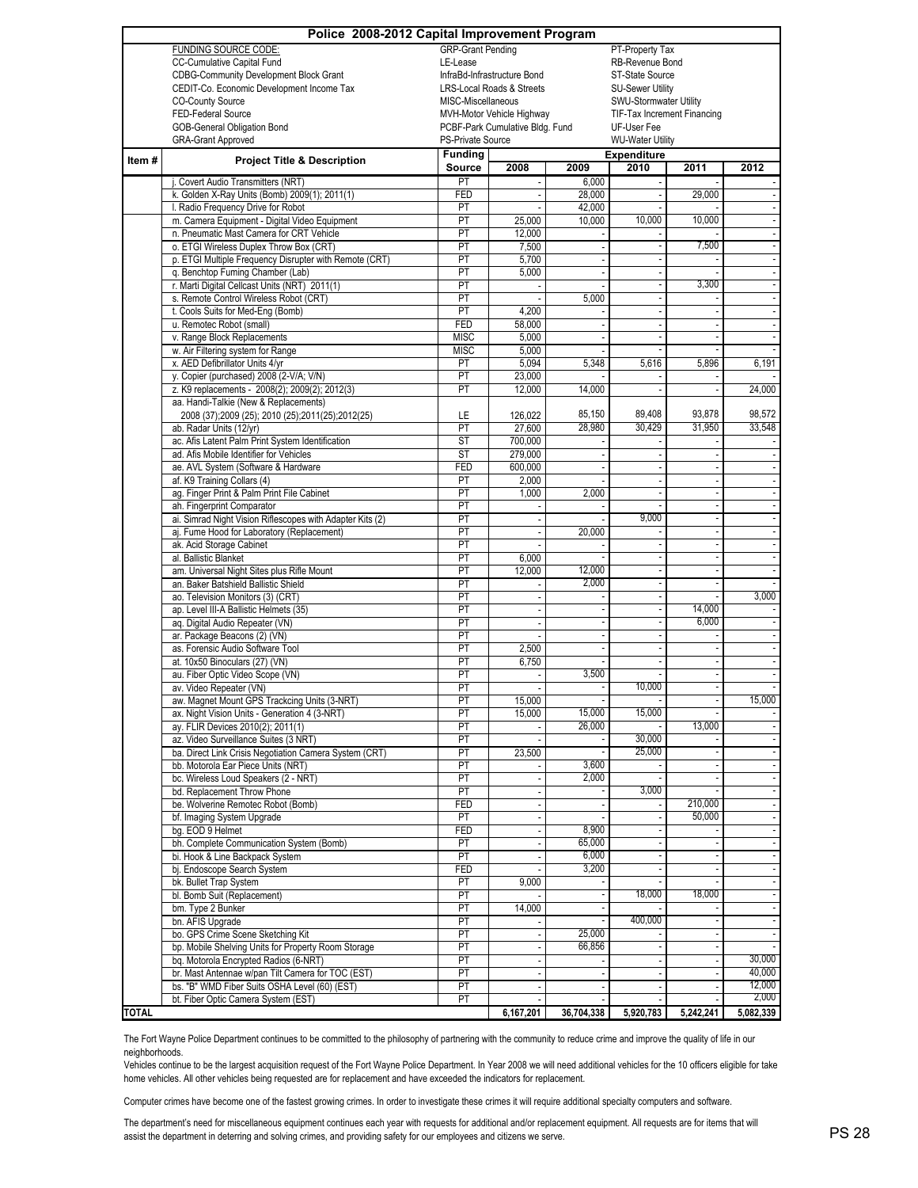# Police 2008-2012 Capital Improvement Program

| FUNDING SOURCE CODE: | | |
|---|---|---|
| CC-Cumulative Capital Fund | GRP-Grant Pending | PT-Property Tax |
| CDBG-Community Development Block Grant | LE-Lease | RB-Revenue Bond |
| CEDIT-Co. Economic Development Income Tax | InfraBd-Infrastructure Bond | ST-State Source |
| CO-County Source | LRS-Local Roads & Streets | SU-Sewer Utility |
| FED-Federal Source | MISC-Miscellaneous | SWU-Stormwater Utility |
| GOB-General Obligation Bond | MVH-Motor Vehicle Highway | TIF-Tax Increment Financing |
| GRA-Grant Approved | PCBF-Park Cumulative Bldg. Fund | UF-User Fee |
| | PS-Private Source | WU-Water Utility |

| Item # | Project Title & Description | Funding Source | Expenditure 2008 | 2009 | 2010 | 2011 | 2012 |
|---|---|---|---|---|---|---|---|
| | j. Covert Audio Transmitters (NRT) | PT | - | 6,000 | - | - | - |
| | k. Golden X-Ray Units (Bomb) 2009(1); 2011(1) | FED | - | 28,000 | - | 29,000 | - |
| | l. Radio Frequency Drive for Robot | PT | - | 42,000 | - | - | - |
| | m. Camera Equipment - Digital Video Equipment | PT | 25,000 | 10,000 | 10,000 | 10,000 | - |
| | n. Pneumatic Mast Camera for CRT Vehicle | PT | 12,000 | - | - | - | - |
| | o. ETGI Wireless Duplex Throw Box (CRT) | PT | 7,500 | - | - | 7,500 | - |
| | p. ETGI Multiple Frequency Disrupter with Remote (CRT) | PT | 5,700 | - | - | - | - |
| | q. Benchtop Fuming Chamber (Lab) | PT | 5,000 | - | - | - | - |
| | r. Marti Digital Cellcast Units (NRT) 2011(1) | PT | - | - | - | 3,300 | - |
| | s. Remote Control Wireless Robot (CRT) | PT | - | 5,000 | - | - | - |
| | t. Cools Suits for Med-Eng (Bomb) | PT | 4,200 | - | - | - | - |
| | u. Remotec Robot (small) | FED | 58,000 | - | - | - | - |
| | v. Range Block Replacements | MISC | 5,000 | - | - | - | - |
| | w. Air Filtering system for Range | MISC | 5,000 | - | - | - | - |
| | x. AED Defibrillator Units 4/yr | PT | 5,094 | 5,348 | 5,616 | 5,896 | 6,191 |
| | y. Copier (purchased) 2008 (2-V/A; V/N) | PT | 23,000 | - | - | - | - |
| | z. K9 replacements - 2008(2); 2009(2); 2012(3) | PT | 12,000 | 14,000 | - | - | 24,000 |
| | aa. Handi-Talkie (New & Replacements) 2008 (37);2009 (25); 2010 (25);2011(25);2012(25) | LE | 126,022 | 85,150 | 89,408 | 93,878 | 98,572 |
| | ab. Radar Units (12/yr) | PT | 27,600 | 28,980 | 30,429 | 31,950 | 33,548 |
| | ac. Afis Latent Palm Print System Identification | ST | 700,000 | - | - | - | - |
| | ad. Afis Mobile Identifier for Vehicles | ST | 279,000 | - | - | - | - |
| | ae. AVL System (Software & Hardware | FED | 600,000 | - | - | - | - |
| | af. K9 Training Collars (4) | PT | 2,000 | - | - | - | - |
| | ag. Finger Print & Palm Print File Cabinet | PT | 1,000 | 2,000 | - | - | - |
| | ah. Fingerprint Comparator | PT | - | - | - | - | - |
| | ai. Simrad Night Vision Riflescopes with Adapter Kits (2) | PT | - | - | 9,000 | - | - |
| | aj. Fume Hood for Laboratory (Replacement) | PT | - | 20,000 | - | - | - |
| | ak. Acid Storage Cabinet | PT | - | - | - | - | - |
| | al. Ballistic Blanket | PT | 6,000 | - | - | - | - |
| | am. Universal Night Sites plus Rifle Mount | PT | 12,000 | 12,000 | - | - | - |
| | an. Baker Batshield Ballistic Shield | PT | - | 2,000 | - | - | - |
| | ao. Television Monitors (3) (CRT) | PT | - | - | - | - | 3,000 |
| | ap. Level III-A Ballistic Helmets (35) | PT | - | - | - | 14,000 | - |
| | aq. Digital Audio Repeater (VN) | PT | - | - | - | 6,000 | - |
| | ar. Package Beacons (2) (VN) | PT | - | - | - | - | - |
| | as. Forensic Audio Software Tool | PT | 2,500 | - | - | - | - |
| | at. 10x50 Binoculars (27) (VN) | PT | 6,750 | - | - | - | - |
| | au. Fiber Optic Video Scope (VN) | PT | - | 3,500 | - | - | - |
| | av. Video Repeater (VN) | PT | - | - | 10,000 | - | - |
| | aw. Magnet Mount GPS Trackcing Units (3-NRT) | PT | 15,000 | - | - | - | 15,000 |
| | ax. Night Vision Units - Generation 4 (3-NRT) | PT | 15,000 | 15,000 | 15,000 | - | - |
| | ay. FLIR Devices 2010(2); 2011(1) | PT | - | 26,000 | - | 13,000 | - |
| | az. Video Surveillance Suites (3 NRT) | PT | - | - | 30,000 | - | - |
| | ba. Direct Link Crisis Negotiation Camera System (CRT) | PT | 23,500 | - | 25,000 | - | - |
| | bb. Motorola Ear Piece Units (NRT) | PT | - | 3,600 | - | - | - |
| | bc. Wireless Loud Speakers (2 - NRT) | PT | - | 2,000 | - | - | - |
| | bd. Replacement Throw Phone | PT | - | - | 3,000 | - | - |
| | be. Wolverine Remotec Robot (Bomb) | FED | - | - | - | 210,000 | - |
| | bf. Imaging System Upgrade | PT | - | - | - | 50,000 | - |
| | bg. EOD 9 Helmet | FED | - | 8,900 | - | - | - |
| | bh. Complete Communication System (Bomb) | PT | - | 65,000 | - | - | - |
| | bi. Hook & Line Backpack System | PT | - | 6,000 | - | - | - |
| | bj. Endoscope Search System | FED | - | 3,200 | - | - | - |
| | bk. Bullet Trap System | PT | 9,000 | - | - | - | - |
| | bl. Bomb Suit (Replacement) | PT | - | - | 18,000 | 18,000 | - |
| | bm. Type 2 Bunker | PT | 14,000 | - | - | - | - |
| | bn. AFIS Upgrade | PT | - | - | 400,000 | - | - |
| | bo. GPS Crime Scene Sketching Kit | PT | - | 25,000 | - | - | - |
| | bp. Mobile Shelving Units for Property Room Storage | PT | - | 66,856 | - | - | - |
| | bq. Motorola Encrypted Radios (6-NRT) | PT | - | - | - | - | 30,000 |
| | br. Mast Antennae w/pan Tilt Camera for TOC (EST) | PT | - | - | - | - | 40,000 |
| | bs. "B" WMD Fiber Suits OSHA Level (60) (EST) | PT | - | - | - | - | 12,000 |
| | bt. Fiber Optic Camera System (EST) | PT | - | - | - | - | 2,000 |
| TOTAL | | | 6,167,201 | 36,704,338 | 5,920,783 | 5,242,241 | 5,082,339 |

The Fort Wayne Police Department continues to be committed to the philosophy of partnering with the community to reduce crime and improve the quality of life in our neighborhoods.

Vehicles continue to be the largest acquisition request of the Fort Wayne Police Department. In Year 2008 we will need additional vehicles for the 10 officers eligible for take home vehicles. All other vehicles being requested are for replacement and have exceeded the indicators for replacement.

Computer crimes have become one of the fastest growing crimes. In order to investigate these crimes it will require additional specialty computers and software.

The department's need for miscellaneous equipment continues each year with requests for additional and/or replacement equipment. All requests are for items that will assist the department in deterring and solving crimes, and providing safety for our employees and citizens we serve.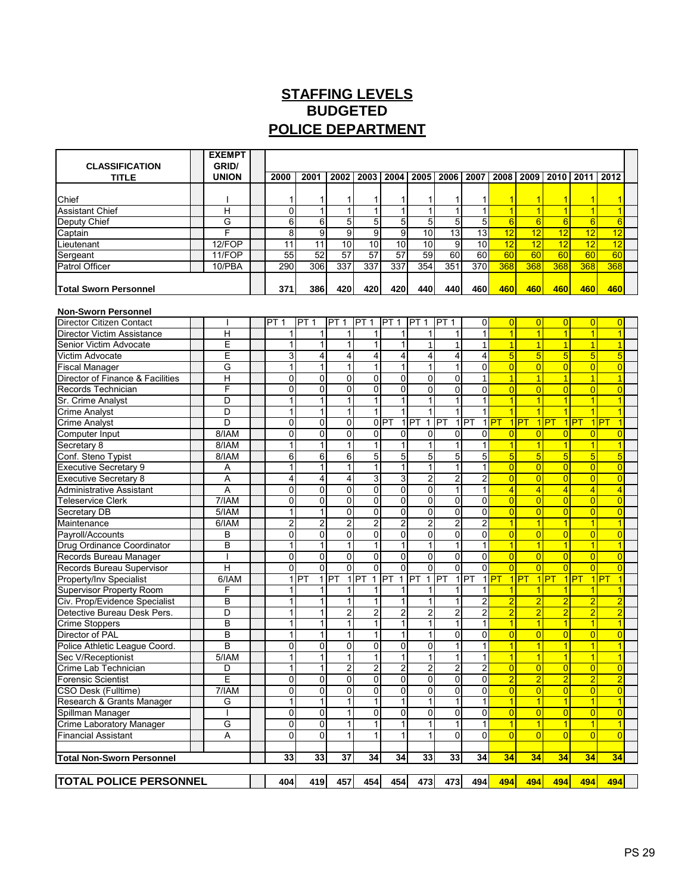# STAFFING LEVELS
## BUDGETED
## POLICE DEPARTMENT

| CLASSIFICATION TITLE | EXEMPT GRID/ UNION | 2000 | 2001 | 2002 | 2003 | 2004 | 2005 | 2006 | 2007 | 2008 | 2009 | 2010 | 2011 | 2012 |
|---|---|---|---|---|---|---|---|---|---|---|---|---|---|---|
| Chief | I | 1 | 1 | 1 | 1 | 1 | 1 | 1 | 1 | 1 | 1 | 1 | 1 | 1 |
| Assistant Chief | H | 0 | 1 | 1 | 1 | 1 | 1 | 1 | 1 | 1 | 1 | 1 | 1 | 1 |
| Deputy Chief | G | 6 | 6 | 5 | 5 | 5 | 5 | 5 | 5 | 6 | 6 | 6 | 6 | 6 |
| Captain | F | 8 | 9 | 9 | 9 | 9 | 10 | 13 | 13 | 12 | 12 | 12 | 12 | 12 |
| Lieutenant | 12/FOP | 11 | 11 | 10 | 10 | 10 | 10 | 9 | 10 | 12 | 12 | 12 | 12 | 12 |
| Sergeant | 11/FOP | 55 | 52 | 57 | 57 | 57 | 59 | 60 | 60 | 60 | 60 | 60 | 60 | 60 |
| Patrol Officer | 10/PBA | 290 | 306 | 337 | 337 | 337 | 354 | 351 | 370 | 368 | 368 | 368 | 368 | 368 |
| **Total Sworn Personnel** | | **371** | **386** | **420** | **420** | **420** | **440** | **440** | **460** | **460** | **460** | **460** | **460** | **460** |

**Non-Sworn Personnel**

| CLASSIFICATION TITLE | EXEMPT GRID/ UNION | 2000 | 2001 | 2002 | 2003 | 2004 | 2005 | 2006 | 2007 | 2008 | 2009 | 2010 | 2011 | 2012 |
|---|---|---|---|---|---|---|---|---|---|---|---|---|---|---|
| Director Citizen Contact | I | PT 1 | PT 1 | PT 1 | PT 1 | PT 1 | PT 1 | PT 1 | 0 | 0 | 0 | 0 | 0 | 0 |
| Director Victim Assistance | H | 1 | 1 | 1 | 1 | 1 | 1 | 1 | 1 | 1 | 1 | 1 | 1 | 1 |
| Senior Victim Advocate | E | 1 | 1 | 1 | 1 | 1 | 1 | 1 | 1 | 1 | 1 | 1 | 1 | 1 |
| Victim Advocate | E | 3 | 4 | 4 | 4 | 4 | 4 | 4 | 4 | 5 | 5 | 5 | 5 | 5 |
| Fiscal Manager | G | 1 | 1 | 1 | 1 | 1 | 1 | 1 | 0 | 0 | 0 | 0 | 0 | 0 |
| Director of Finance & Facilities | H | 0 | 0 | 0 | 0 | 0 | 0 | 0 | 1 | 1 | 1 | 1 | 1 | 1 |
| Records Technician | F | 0 | 0 | 0 | 0 | 0 | 0 | 0 | 0 | 0 | 0 | 0 | 0 | 0 |
| Sr. Crime Analyst | D | 1 | 1 | 1 | 1 | 1 | 1 | 1 | 1 | 1 | 1 | 1 | 1 | 1 |
| Crime Analyst | D | 1 | 1 | 1 | 1 | 1 | 1 | 1 | 1 | 1 | 1 | 1 | 1 | 1 |
| Crime Analyst | D | 0 | 0 | 0 | 0 | PT 1 | PT 1 | PT 1 | PT 1 | PT 1 | PT 1 | PT 1 | PT 1 | PT 1 |
| Computer Input | 8/IAM | 0 | 0 | 0 | 0 | 0 | 0 | 0 | 0 | 0 | 0 | 0 | 0 | 0 |
| Secretary 8 | 8/IAM | 1 | 1 | 1 | 1 | 1 | 1 | 1 | 1 | 1 | 1 | 1 | 1 | 1 |
| Conf. Steno Typist | 8/IAM | 6 | 6 | 6 | 5 | 5 | 5 | 5 | 5 | 5 | 5 | 5 | 5 | 5 |
| Executive Secretary 9 | A | 1 | 1 | 1 | 1 | 1 | 1 | 1 | 1 | 0 | 0 | 0 | 0 | 0 |
| Executive Secretary 8 | A | 4 | 4 | 4 | 3 | 3 | 2 | 2 | 2 | 0 | 0 | 0 | 0 | 0 |
| Administrative Assistant | A | 0 | 0 | 0 | 0 | 0 | 0 | 1 | 1 | 4 | 4 | 4 | 4 | 4 |
| Teleservice Clerk | 7/IAM | 0 | 0 | 0 | 0 | 0 | 0 | 0 | 0 | 0 | 0 | 0 | 0 | 0 |
| Secretary DB | 5/IAM | 1 | 1 | 0 | 0 | 0 | 0 | 0 | 0 | 0 | 0 | 0 | 0 | 0 |
| Maintenance | 6/IAM | 2 | 2 | 2 | 2 | 2 | 2 | 2 | 2 | 1 | 1 | 1 | 1 | 1 |
| Payroll/Accounts | B | 0 | 0 | 0 | 0 | 0 | 0 | 0 | 0 | 0 | 0 | 0 | 0 | 0 |
| Drug Ordinance Coordinator | B | 1 | 1 | 1 | 1 | 1 | 1 | 1 | 1 | 1 | 1 | 1 | 1 | 1 |
| Records Bureau Manager | I | 0 | 0 | 0 | 0 | 0 | 0 | 0 | 0 | 0 | 0 | 0 | 0 | 0 |
| Records Bureau Supervisor | H | 0 | 0 | 0 | 0 | 0 | 0 | 0 | 0 | 0 | 0 | 0 | 0 | 0 |
| Property/Inv Specialist | 6/IAM | 1 | PT 1 | PT 1 | PT 1 | PT 1 | PT 1 | PT 1 | PT 1 | PT 1 | PT 1 | PT 1 | PT 1 | PT 1 |
| Supervisor Property Room | F | 1 | 1 | 1 | 1 | 1 | 1 | 1 | 1 | 1 | 1 | 1 | 1 | 1 |
| Civ. Prop/Evidence Specialist | B | 1 | 1 | 1 | 1 | 1 | 1 | 1 | 2 | 2 | 2 | 2 | 2 | 2 |
| Detective Bureau Desk Pers. | D | 1 | 1 | 2 | 2 | 2 | 2 | 2 | 2 | 2 | 2 | 2 | 2 | 2 |
| Crime Stoppers | B | 1 | 1 | 1 | 1 | 1 | 1 | 1 | 1 | 1 | 1 | 1 | 1 | 1 |
| Director of PAL | B | 1 | 1 | 1 | 1 | 1 | 1 | 0 | 0 | 0 | 0 | 0 | 0 | 0 |
| Police Athletic League Coord. | B | 0 | 0 | 0 | 0 | 0 | 0 | 1 | 1 | 1 | 1 | 1 | 1 | 1 |
| Sec V/Receptionist | 5/IAM | 1 | 1 | 1 | 1 | 1 | 1 | 1 | 1 | 1 | 1 | 1 | 1 | 1 |
| Crime Lab Technician | D | 1 | 1 | 2 | 2 | 2 | 2 | 2 | 2 | 0 | 0 | 0 | 0 | 0 |
| Forensic Scientist | E | 0 | 0 | 0 | 0 | 0 | 0 | 0 | 0 | 2 | 2 | 2 | 2 | 2 |
| CSO Desk (Fulltime) | 7/IAM | 0 | 0 | 0 | 0 | 0 | 0 | 0 | 0 | 0 | 0 | 0 | 0 | 0 |
| Research & Grants Manager | G | 1 | 1 | 1 | 1 | 1 | 1 | 1 | 1 | 1 | 1 | 1 | 1 | 1 |
| Spillman Manager | I | 0 | 0 | 1 | 0 | 0 | 0 | 0 | 0 | 0 | 0 | 0 | 0 | 0 |
| Crime Laboratory Manager | G | 0 | 0 | 1 | 1 | 1 | 1 | 1 | 1 | 1 | 1 | 1 | 1 | 1 |
| Financial Assistant | A | 0 | 0 | 1 | 1 | 1 | 1 | 0 | 0 | 0 | 0 | 0 | 0 | 0 |
| **Total Non-Sworn Personnel** | | **33** | **33** | **37** | **34** | **34** | **33** | **33** | **34** | **34** | **34** | **34** | **34** | **34** |
| **TOTAL POLICE PERSONNEL** | | **404** | **419** | **457** | **454** | **454** | **473** | **473** | **494** | **494** | **494** | **494** | **494** | **494** |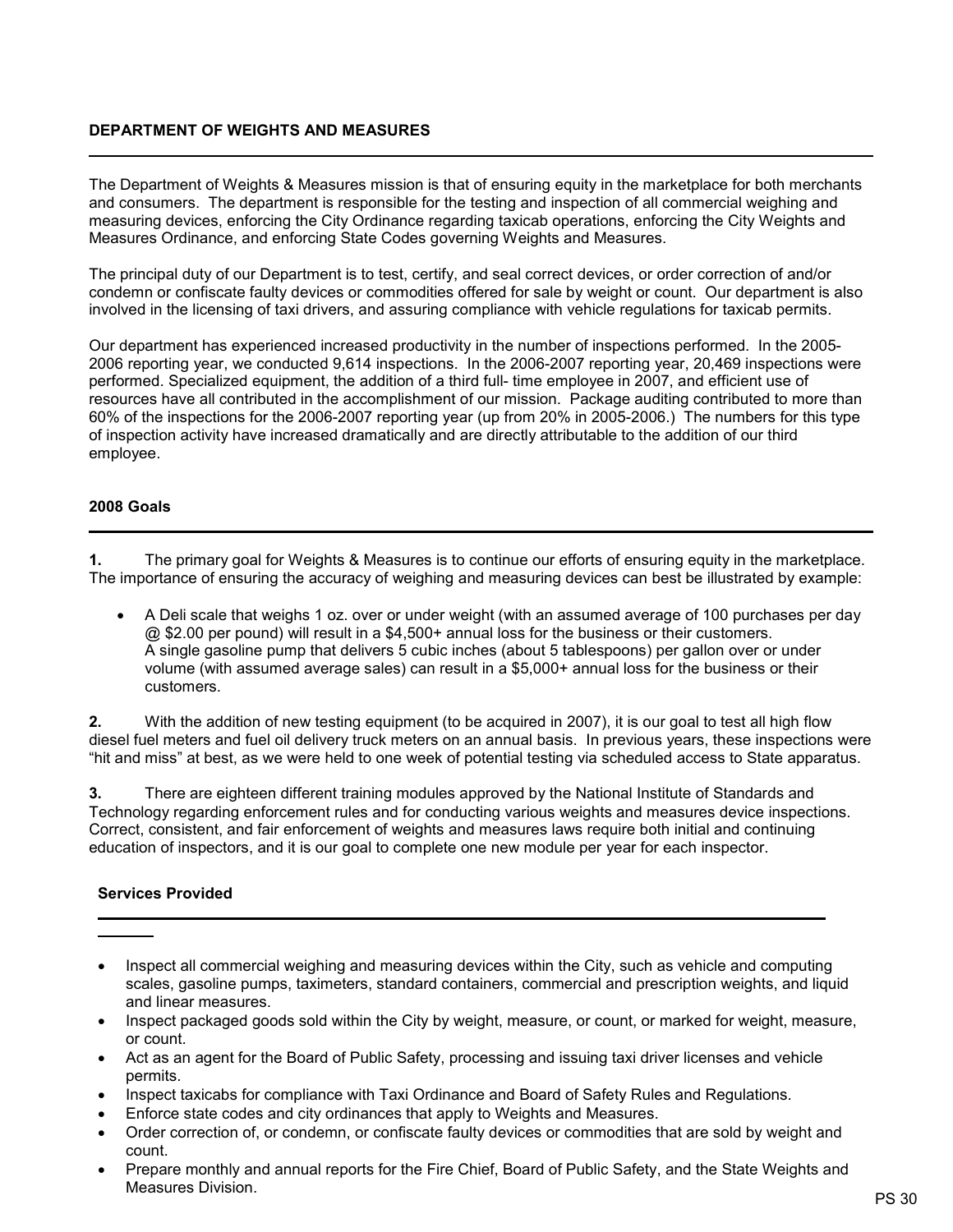## DEPARTMENT OF WEIGHTS AND MEASURES

The Department of Weights & Measures mission is that of ensuring equity in the marketplace for both merchants and consumers. The department is responsible for the testing and inspection of all commercial weighing and measuring devices, enforcing the City Ordinance regarding taxicab operations, enforcing the City Weights and Measures Ordinance, and enforcing State Codes governing Weights and Measures.

The principal duty of our Department is to test, certify, and seal correct devices, or order correction of and/or condemn or confiscate faulty devices or commodities offered for sale by weight or count. Our department is also involved in the licensing of taxi drivers, and assuring compliance with vehicle regulations for taxicab permits.

Our department has experienced increased productivity in the number of inspections performed. In the 2005-2006 reporting year, we conducted 9,614 inspections. In the 2006-2007 reporting year, 20,469 inspections were performed. Specialized equipment, the addition of a third full- time employee in 2007, and efficient use of resources have all contributed in the accomplishment of our mission. Package auditing contributed to more than 60% of the inspections for the 2006-2007 reporting year (up from 20% in 2005-2006.) The numbers for this type of inspection activity have increased dramatically and are directly attributable to the addition of our third employee.

## 2008 Goals

**1.** The primary goal for Weights & Measures is to continue our efforts of ensuring equity in the marketplace. The importance of ensuring the accuracy of weighing and measuring devices can best be illustrated by example:

- A Deli scale that weighs 1 oz. over or under weight (with an assumed average of 100 purchases per day @ $2.00 per pound) will result in a $4,500+ annual loss for the business or their customers. A single gasoline pump that delivers 5 cubic inches (about 5 tablespoons) per gallon over or under volume (with assumed average sales) can result in a $5,000+ annual loss for the business or their customers.

**2.** With the addition of new testing equipment (to be acquired in 2007), it is our goal to test all high flow diesel fuel meters and fuel oil delivery truck meters on an annual basis. In previous years, these inspections were "hit and miss" at best, as we were held to one week of potential testing via scheduled access to State apparatus.

**3.** There are eighteen different training modules approved by the National Institute of Standards and Technology regarding enforcement rules and for conducting various weights and measures device inspections. Correct, consistent, and fair enforcement of weights and measures laws require both initial and continuing education of inspectors, and it is our goal to complete one new module per year for each inspector.

## Services Provided

- Inspect all commercial weighing and measuring devices within the City, such as vehicle and computing scales, gasoline pumps, taximeters, standard containers, commercial and prescription weights, and liquid and linear measures.
- Inspect packaged goods sold within the City by weight, measure, or count, or marked for weight, measure, or count.
- Act as an agent for the Board of Public Safety, processing and issuing taxi driver licenses and vehicle permits.
- Inspect taxicabs for compliance with Taxi Ordinance and Board of Safety Rules and Regulations.
- Enforce state codes and city ordinances that apply to Weights and Measures.
- Order correction of, or condemn, or confiscate faulty devices or commodities that are sold by weight and count.
- Prepare monthly and annual reports for the Fire Chief, Board of Public Safety, and the State Weights and Measures Division.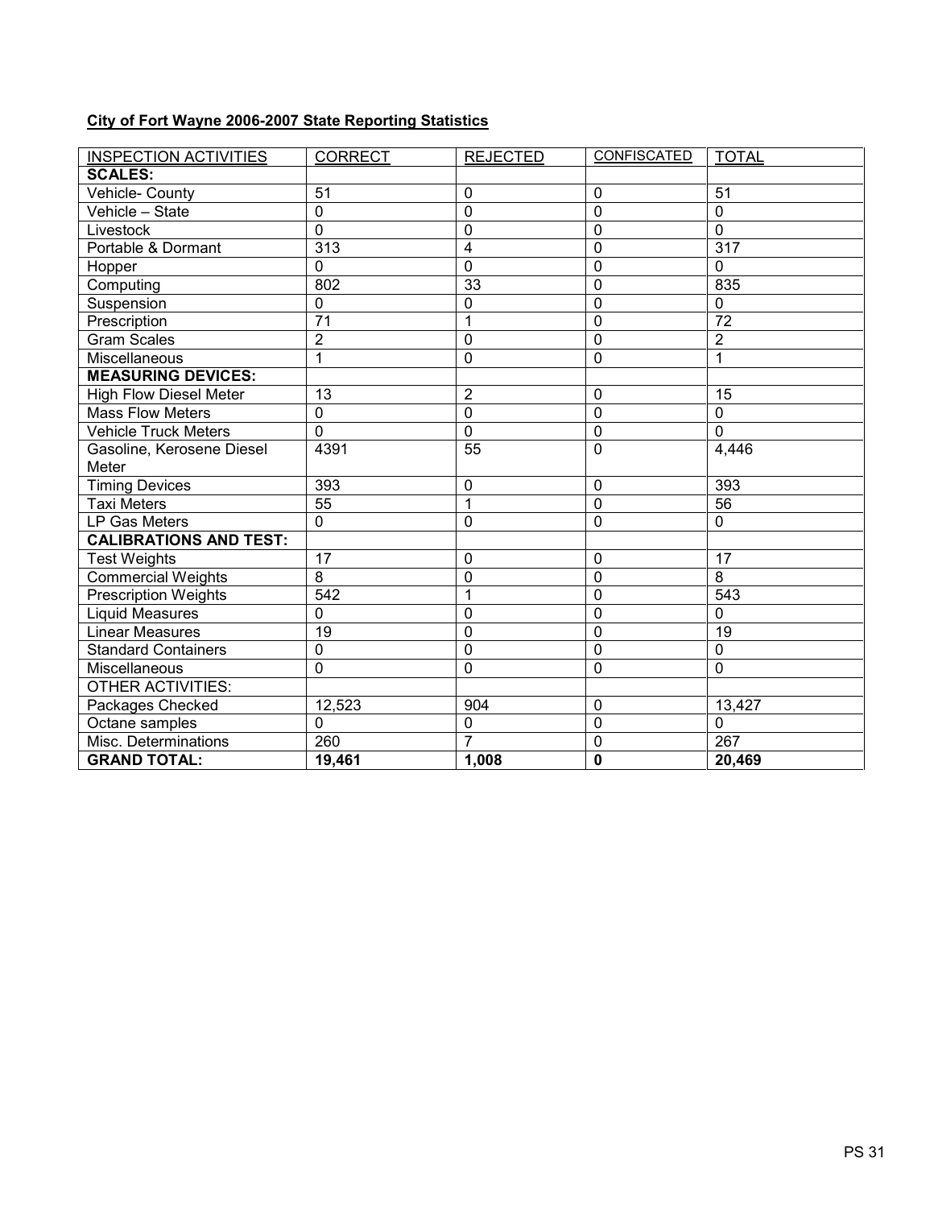**City of Fort Wayne 2006-2007 State Reporting Statistics**

| INSPECTION ACTIVITIES | CORRECT | REJECTED | CONFISCATED | TOTAL |
|---|---|---|---|---|
| **SCALES:** | | | | |
| Vehicle- County | 51 | 0 | 0 | 51 |
| Vehicle – State | 0 | 0 | 0 | 0 |
| Livestock | 0 | 0 | 0 | 0 |
| Portable & Dormant | 313 | 4 | 0 | 317 |
| Hopper | 0 | 0 | 0 | 0 |
| Computing | 802 | 33 | 0 | 835 |
| Suspension | 0 | 0 | 0 | 0 |
| Prescription | 71 | 1 | 0 | 72 |
| Gram Scales | 2 | 0 | 0 | 2 |
| Miscellaneous | 1 | 0 | 0 | 1 |
| **MEASURING DEVICES:** | | | | |
| High Flow Diesel Meter | 13 | 2 | 0 | 15 |
| Mass Flow Meters | 0 | 0 | 0 | 0 |
| Vehicle Truck Meters | 0 | 0 | 0 | 0 |
| Gasoline, Kerosene Diesel Meter | 4391 | 55 | 0 | 4,446 |
| Timing Devices | 393 | 0 | 0 | 393 |
| Taxi Meters | 55 | 1 | 0 | 56 |
| LP Gas Meters | 0 | 0 | 0 | 0 |
| **CALIBRATIONS AND TEST:** | | | | |
| Test Weights | 17 | 0 | 0 | 17 |
| Commercial Weights | 8 | 0 | 0 | 8 |
| Prescription Weights | 542 | 1 | 0 | 543 |
| Liquid Measures | 0 | 0 | 0 | 0 |
| Linear Measures | 19 | 0 | 0 | 19 |
| Standard Containers | 0 | 0 | 0 | 0 |
| Miscellaneous | 0 | 0 | 0 | 0 |
| OTHER ACTIVITIES: | | | | |
| Packages Checked | 12,523 | 904 | 0 | 13,427 |
| Octane samples | 0 | 0 | 0 | 0 |
| Misc. Determinations | 260 | 7 | 0 | 267 |
| **GRAND TOTAL:** | **19,461** | **1,008** | **0** | **20,469** |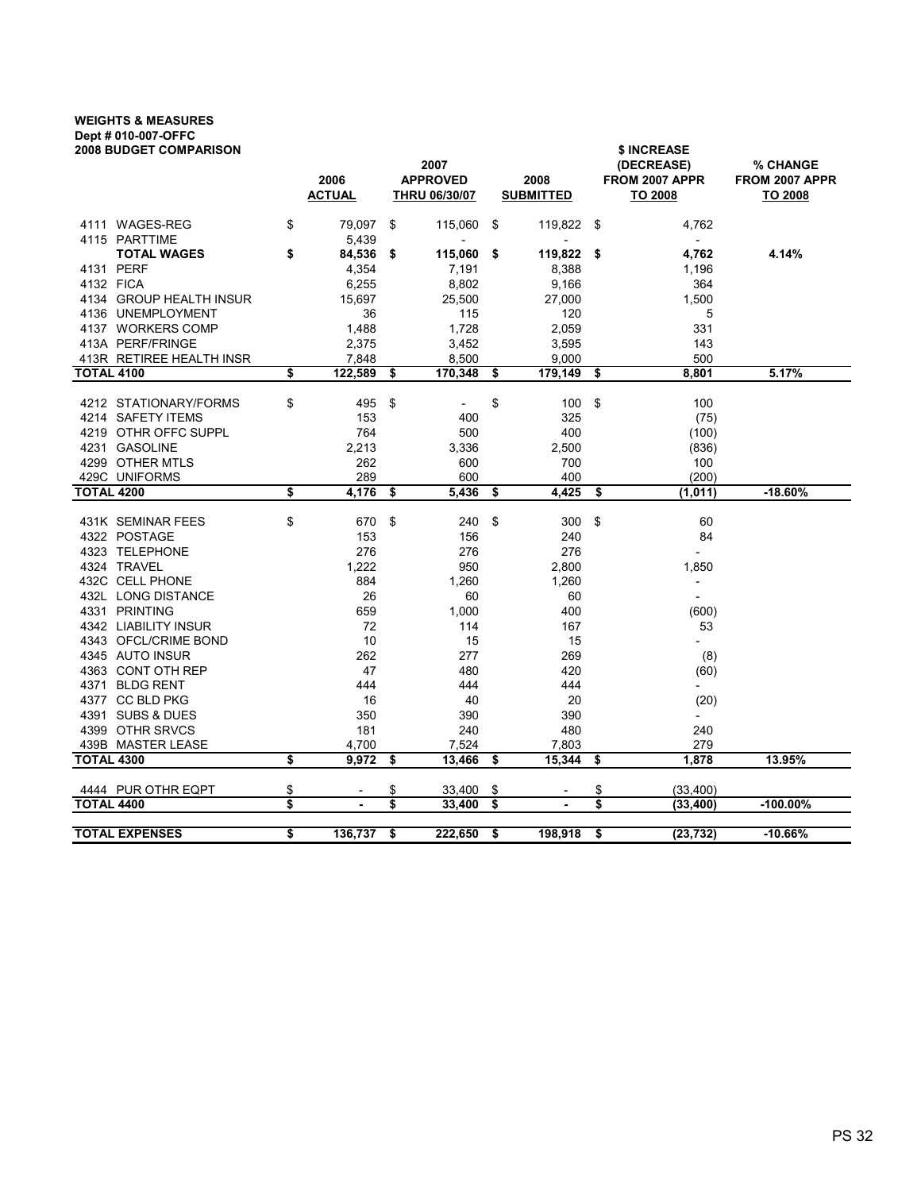**WEIGHTS & MEASURES**
**Dept # 010-007-OFFC**
**2008 BUDGET COMPARISON**

| | 2006 ACTUAL | 2007 APPROVED THRU 06/30/07 | 2008 SUBMITTED | $ INCREASE (DECREASE) FROM 2007 APPR TO 2008 | % CHANGE FROM 2007 APPR TO 2008 |
|---|---|---|---|---|---|
| 4111 WAGES-REG | $ 79,097 | $ 115,060 | $ 119,822 | $ 4,762 | |
| 4115 PARTTIME | 5,439 | - | - | - | |
| **TOTAL WAGES** | **$ 84,536** | **$ 115,060** | **$ 119,822** | **$ 4,762** | **4.14%** |
| 4131 PERF | 4,354 | 7,191 | 8,388 | 1,196 | |
| 4132 FICA | 6,255 | 8,802 | 9,166 | 364 | |
| 4134 GROUP HEALTH INSUR | 15,697 | 25,500 | 27,000 | 1,500 | |
| 4136 UNEMPLOYMENT | 36 | 115 | 120 | 5 | |
| 4137 WORKERS COMP | 1,488 | 1,728 | 2,059 | 331 | |
| 413A PERF/FRINGE | 2,375 | 3,452 | 3,595 | 143 | |
| 413R RETIREE HEALTH INSR | 7,848 | 8,500 | 9,000 | 500 | |
| **TOTAL 4100** | **$ 122,589** | **$ 170,348** | **$ 179,149** | **$ 8,801** | **5.17%** |
| 4212 STATIONARY/FORMS | $ 495 | $ - | $ 100 | $ 100 | |
| 4214 SAFETY ITEMS | 153 | 400 | 325 | (75) | |
| 4219 OTHR OFFC SUPPL | 764 | 500 | 400 | (100) | |
| 4231 GASOLINE | 2,213 | 3,336 | 2,500 | (836) | |
| 4299 OTHER MTLS | 262 | 600 | 700 | 100 | |
| 429C UNIFORMS | 289 | 600 | 400 | (200) | |
| **TOTAL 4200** | **$ 4,176** | **$ 5,436** | **$ 4,425** | **$ (1,011)** | **-18.60%** |
| 431K SEMINAR FEES | $ 670 | $ 240 | $ 300 | $ 60 | |
| 4322 POSTAGE | 153 | 156 | 240 | 84 | |
| 4323 TELEPHONE | 276 | 276 | 276 | - | |
| 4324 TRAVEL | 1,222 | 950 | 2,800 | 1,850 | |
| 432C CELL PHONE | 884 | 1,260 | 1,260 | - | |
| 432L LONG DISTANCE | 26 | 60 | 60 | - | |
| 4331 PRINTING | 659 | 1,000 | 400 | (600) | |
| 4342 LIABILITY INSUR | 72 | 114 | 167 | 53 | |
| 4343 OFCL/CRIME BOND | 10 | 15 | 15 | - | |
| 4345 AUTO INSUR | 262 | 277 | 269 | (8) | |
| 4363 CONT OTH REP | 47 | 480 | 420 | (60) | |
| 4371 BLDG RENT | 444 | 444 | 444 | - | |
| 4377 CC BLD PKG | 16 | 40 | 20 | (20) | |
| 4391 SUBS & DUES | 350 | 390 | 390 | - | |
| 4399 OTHR SRVCS | 181 | 240 | 480 | 240 | |
| 439B MASTER LEASE | 4,700 | 7,524 | 7,803 | 279 | |
| **TOTAL 4300** | **$ 9,972** | **$ 13,466** | **$ 15,344** | **$ 1,878** | **13.95%** |
| 4444 PUR OTHR EQPT | $ - | $ 33,400 | $ - | $ (33,400) | |
| **TOTAL 4400** | **$ -** | **$ 33,400** | **$ -** | **$ (33,400)** | **-100.00%** |
| **TOTAL EXPENSES** | **$ 136,737** | **$ 222,650** | **$ 198,918** | **$ (23,732)** | **-10.66%** |

PS 32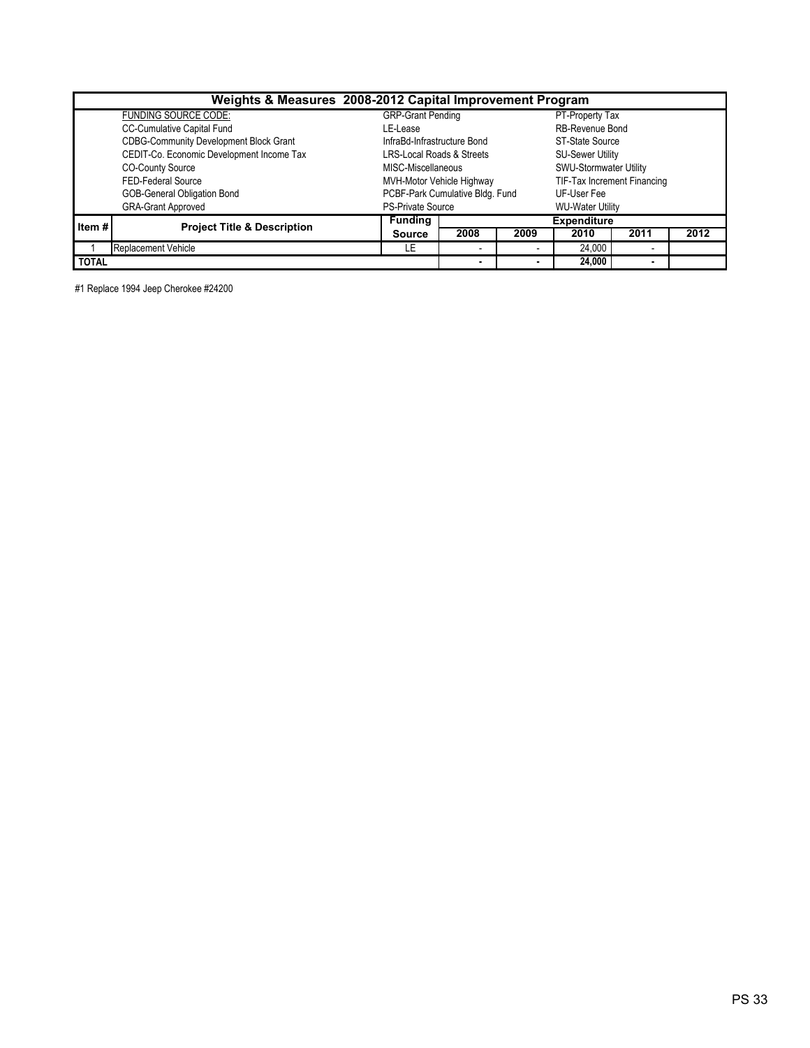## Weights & Measures 2008-2012 Capital Improvement Program

| | | | | | | | |
|---|---|---|---|---|---|---|---|
| | FUNDING SOURCE CODE: | GRP-Grant Pending | | | PT-Property Tax | | |
| | CC-Cumulative Capital Fund | LE-Lease | | | RB-Revenue Bond | | |
| | CDBG-Community Development Block Grant | InfraBd-Infrastructure Bond | | | ST-State Source | | |
| | CEDIT-Co. Economic Development Income Tax | LRS-Local Roads & Streets | | | SU-Sewer Utility | | |
| | CO-County Source | MISC-Miscellaneous | | | SWU-Stormwater Utility | | |
| | FED-Federal Source | MVH-Motor Vehicle Highway | | | TIF-Tax Increment Financing | | |
| | GOB-General Obligation Bond | PCBF-Park Cumulative Bldg. Fund | | | UF-User Fee | | |
| | GRA-Grant Approved | PS-Private Source | | | WU-Water Utility | | |
| **Item #** | **Project Title & Description** | **Funding** | **Expenditure** | | | | |
| | | **Source** | **2008** | **2009** | **2010** | **2011** | **2012** |
| 1 | Replacement Vehicle | LE | - | - | 24,000 | - | |
| **TOTAL** | | | **-** | **-** | **24,000** | **-** | |

#1 Replace 1994 Jeep Cherokee #24200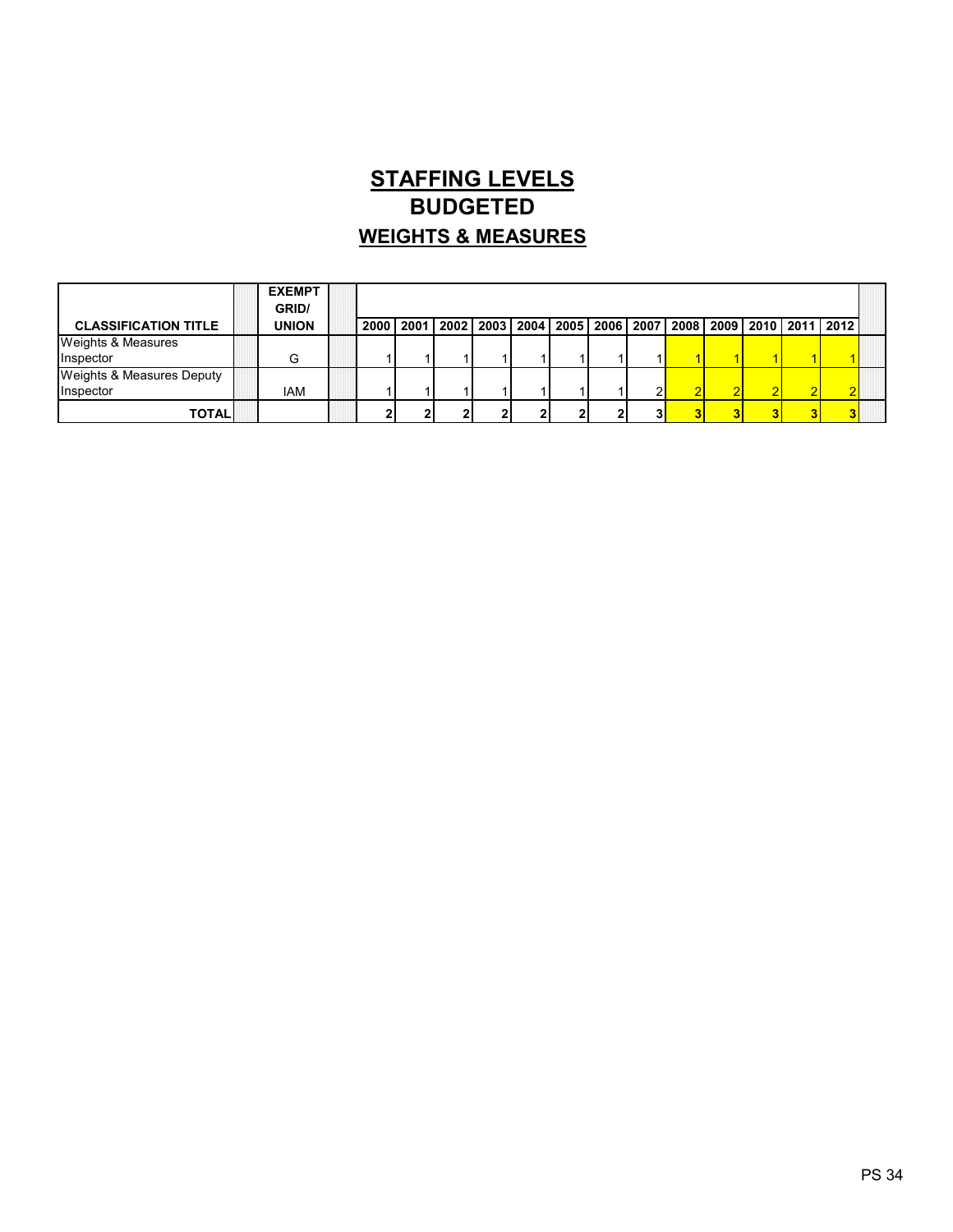# STAFFING LEVELS
## BUDGETED
### WEIGHTS & MEASURES

| CLASSIFICATION TITLE | EXEMPT GRID/ UNION | 2000 | 2001 | 2002 | 2003 | 2004 | 2005 | 2006 | 2007 | 2008 | 2009 | 2010 | 2011 | 2012 |
|---|---|---|---|---|---|---|---|---|---|---|---|---|---|---|
| Weights & Measures Inspector | G | 1 | 1 | 1 | 1 | 1 | 1 | 1 | 1 | 1 | 1 | 1 | 1 | 1 |
| Weights & Measures Deputy Inspector | IAM | 1 | 1 | 1 | 1 | 1 | 1 | 1 | 2 | 2 | 2 | 2 | 2 | 2 |
| **TOTAL** | | **2** | **2** | **2** | **2** | **2** | **2** | **2** | **3** | **3** | **3** | **3** | **3** | **3** |